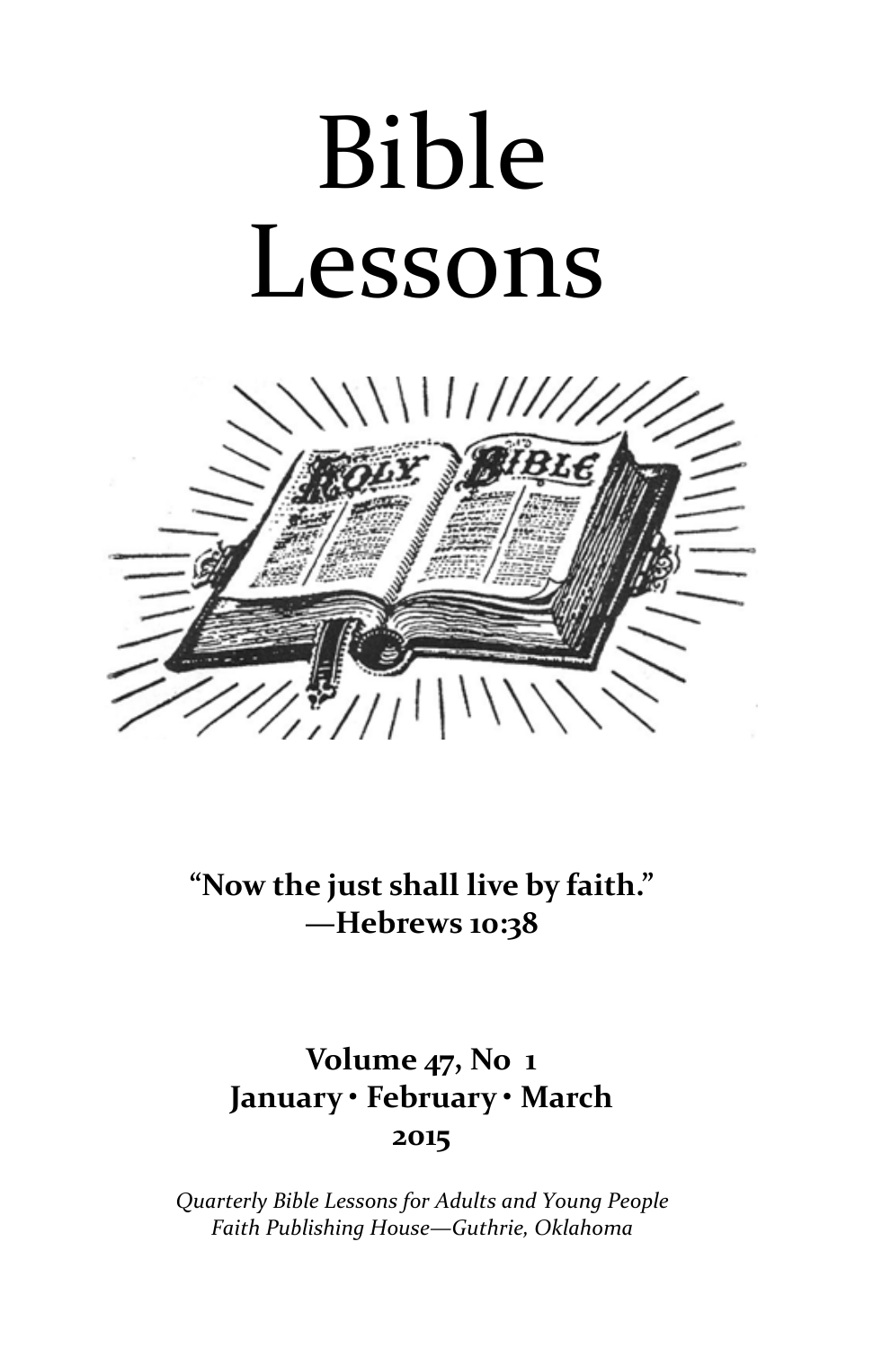# Bible Lessons

**"Now the just shall live by faith."**
**—Hebrews 10:38**

**Volume 47, No 1**
**January • February • March**
**2015**

*Quarterly Bible Lessons for Adults and Young People*
*Faith Publishing House—Guthrie, Oklahoma*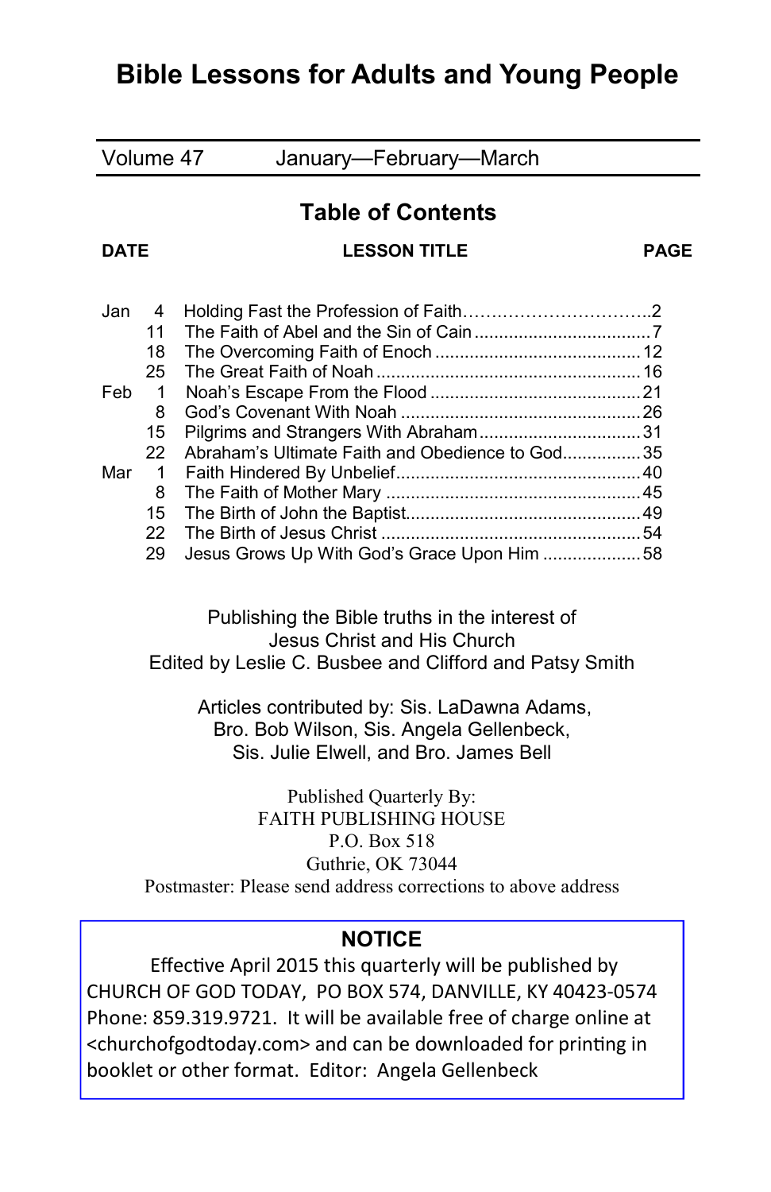# Bible Lessons for Adults and Young People

Volume 47 January—February—March

## Table of Contents

| DATE | | LESSON TITLE | PAGE |
|---|---|---|---|
| Jan | 4 | Holding Fast the Profession of Faith | 2 |
| | 11 | The Faith of Abel and the Sin of Cain | 7 |
| | 18 | The Overcoming Faith of Enoch | 12 |
| | 25 | The Great Faith of Noah | 16 |
| Feb | 1 | Noah's Escape From the Flood | 21 |
| | 8 | God's Covenant With Noah | 26 |
| | 15 | Pilgrims and Strangers With Abraham | 31 |
| | 22 | Abraham's Ultimate Faith and Obedience to God | 35 |
| Mar | 1 | Faith Hindered By Unbelief | 40 |
| | 8 | The Faith of Mother Mary | 45 |
| | 15 | The Birth of John the Baptist | 49 |
| | 22 | The Birth of Jesus Christ | 54 |
| | 29 | Jesus Grows Up With God's Grace Upon Him | 58 |

Publishing the Bible truths in the interest of
Jesus Christ and His Church
Edited by Leslie C. Busbee and Clifford and Patsy Smith

Articles contributed by: Sis. LaDawna Adams,
Bro. Bob Wilson, Sis. Angela Gellenbeck,
Sis. Julie Elwell, and Bro. James Bell

Published Quarterly By:
FAITH PUBLISHING HOUSE
P.O. Box 518
Guthrie, OK 73044
Postmaster: Please send address corrections to above address

**NOTICE**

Effective April 2015 this quarterly will be published by CHURCH OF GOD TODAY, PO BOX 574, DANVILLE, KY 40423-0574 Phone: 859.319.9721. It will be available free of charge online at <churchofgodtoday.com> and can be downloaded for printing in booklet or other format. Editor: Angela Gellenbeck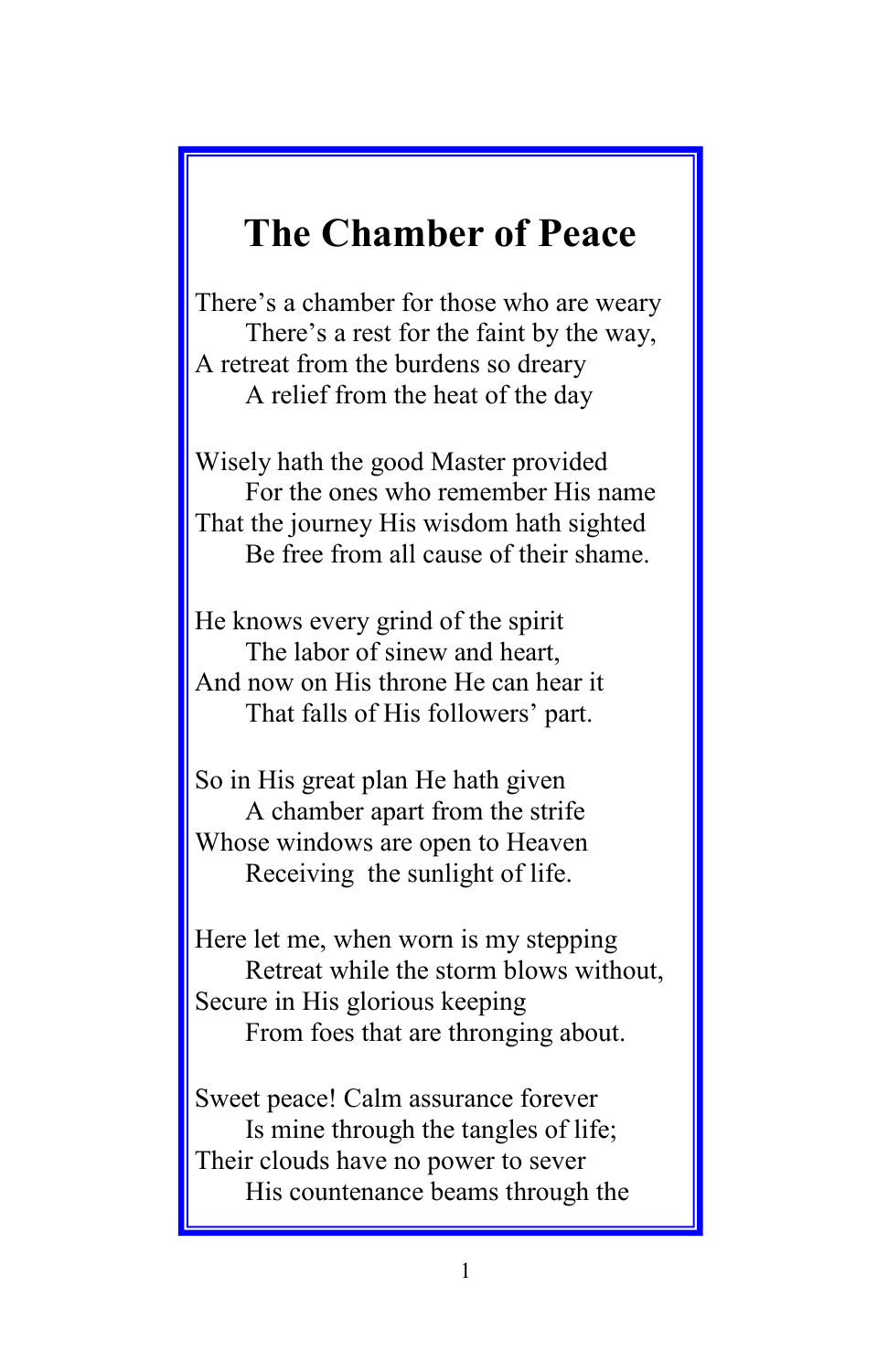# The Chamber of Peace

There's a chamber for those who are weary
      There's a rest for the faint by the way,
A retreat from the burdens so dreary
      A relief from the heat of the day

Wisely hath the good Master provided
      For the ones who remember His name
That the journey His wisdom hath sighted
      Be free from all cause of their shame.

He knows every grind of the spirit
      The labor of sinew and heart,
And now on His throne He can hear it
      That falls of His followers' part.

So in His great plan He hath given
      A chamber apart from the strife
Whose windows are open to Heaven
      Receiving the sunlight of life.

Here let me, when worn is my stepping
      Retreat while the storm blows without,
Secure in His glorious keeping
      From foes that are thronging about.

Sweet peace! Calm assurance forever
      Is mine through the tangles of life;
Their clouds have no power to sever
      His countenance beams through the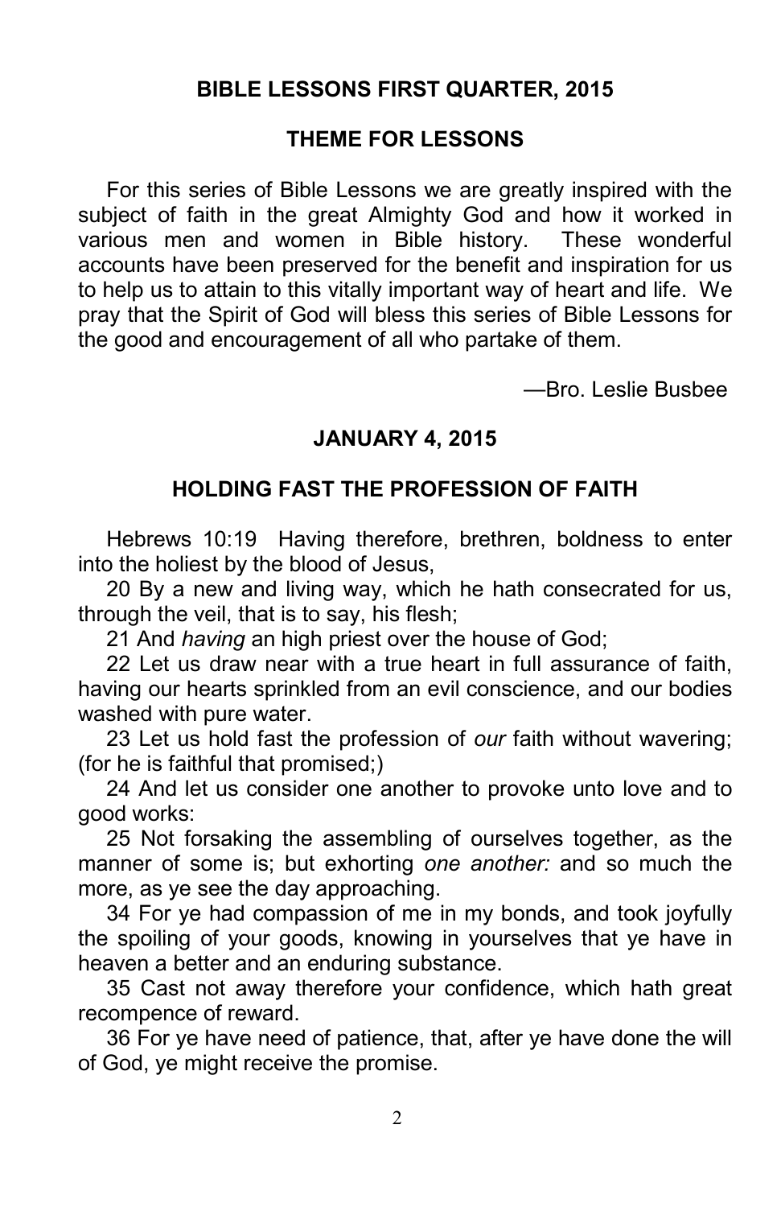## BIBLE LESSONS FIRST QUARTER, 2015

### THEME FOR LESSONS

For this series of Bible Lessons we are greatly inspired with the subject of faith in the great Almighty God and how it worked in various men and women in Bible history. These wonderful accounts have been preserved for the benefit and inspiration for us to help us to attain to this vitally important way of heart and life. We pray that the Spirit of God will bless this series of Bible Lessons for the good and encouragement of all who partake of them.

—Bro. Leslie Busbee

### JANUARY 4, 2015

### HOLDING FAST THE PROFESSION OF FAITH

Hebrews 10:19 Having therefore, brethren, boldness to enter into the holiest by the blood of Jesus,

20 By a new and living way, which he hath consecrated for us, through the veil, that is to say, his flesh;

21 And *having* an high priest over the house of God;

22 Let us draw near with a true heart in full assurance of faith, having our hearts sprinkled from an evil conscience, and our bodies washed with pure water.

23 Let us hold fast the profession of *our* faith without wavering; (for he is faithful that promised;)

24 And let us consider one another to provoke unto love and to good works:

25 Not forsaking the assembling of ourselves together, as the manner of some is; but exhorting *one another:* and so much the more, as ye see the day approaching.

34 For ye had compassion of me in my bonds, and took joyfully the spoiling of your goods, knowing in yourselves that ye have in heaven a better and an enduring substance.

35 Cast not away therefore your confidence, which hath great recompence of reward.

36 For ye have need of patience, that, after ye have done the will of God, ye might receive the promise.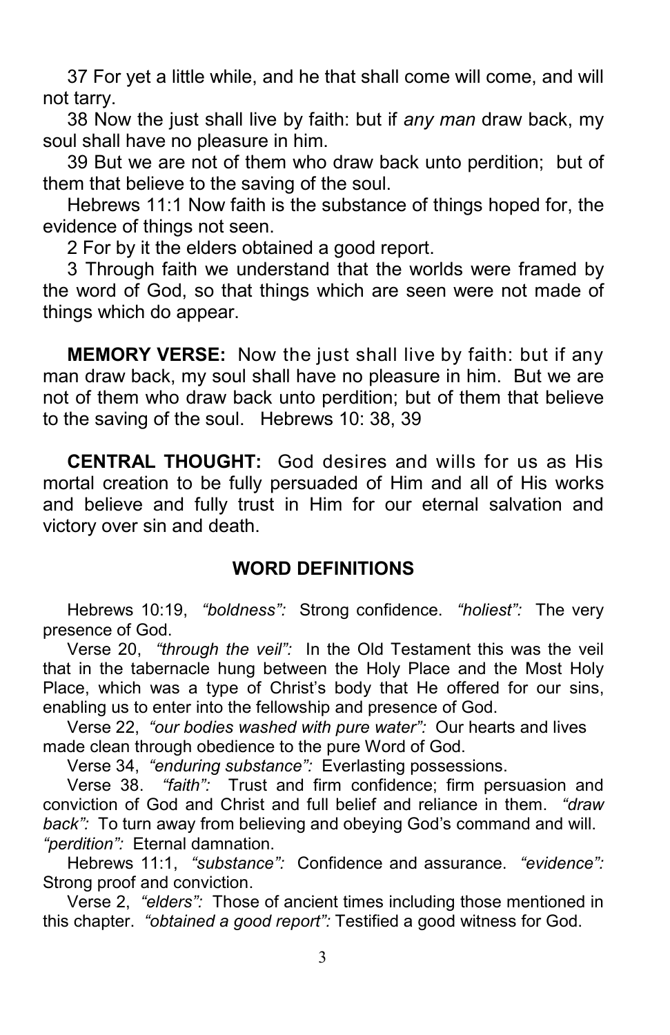37 For yet a little while, and he that shall come will come, and will not tarry.

38 Now the just shall live by faith: but if *any man* draw back, my soul shall have no pleasure in him.

39 But we are not of them who draw back unto perdition; but of them that believe to the saving of the soul.

Hebrews 11:1 Now faith is the substance of things hoped for, the evidence of things not seen.

2 For by it the elders obtained a good report.

3 Through faith we understand that the worlds were framed by the word of God, so that things which are seen were not made of things which do appear.

**MEMORY VERSE:** Now the just shall live by faith: but if any man draw back, my soul shall have no pleasure in him. But we are not of them who draw back unto perdition; but of them that believe to the saving of the soul. Hebrews 10: 38, 39

**CENTRAL THOUGHT:** God desires and wills for us as His mortal creation to be fully persuaded of Him and all of His works and believe and fully trust in Him for our eternal salvation and victory over sin and death.

## WORD DEFINITIONS

Hebrews 10:19, *"boldness":* Strong confidence. *"holiest":* The very presence of God.

Verse 20, *"through the veil":* In the Old Testament this was the veil that in the tabernacle hung between the Holy Place and the Most Holy Place, which was a type of Christ's body that He offered for our sins, enabling us to enter into the fellowship and presence of God.

Verse 22, *"our bodies washed with pure water":* Our hearts and lives made clean through obedience to the pure Word of God.

Verse 34, *"enduring substance":* Everlasting possessions.

Verse 38. *"faith":* Trust and firm confidence; firm persuasion and conviction of God and Christ and full belief and reliance in them. *"draw back":* To turn away from believing and obeying God's command and will. *"perdition":* Eternal damnation.

Hebrews 11:1, *"substance":* Confidence and assurance. *"evidence":* Strong proof and conviction.

Verse 2, *"elders":* Those of ancient times including those mentioned in this chapter. *"obtained a good report":* Testified a good witness for God.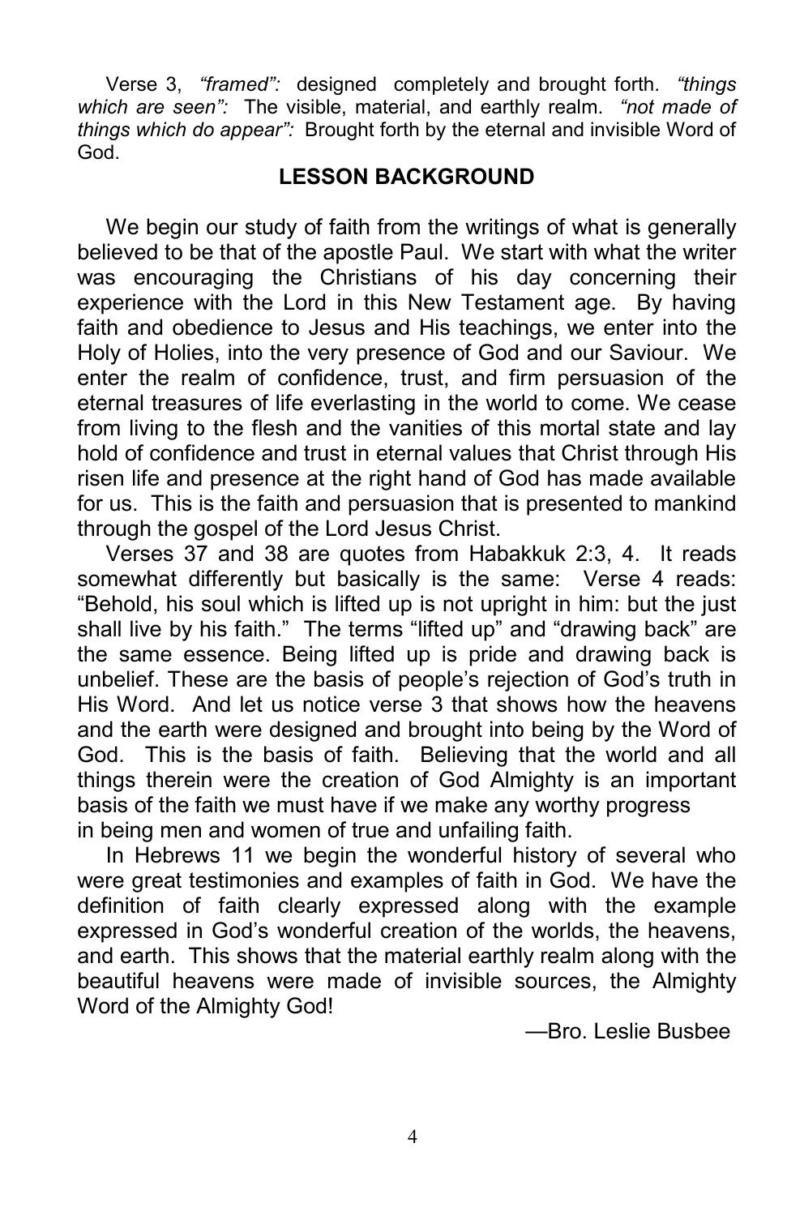Verse 3, *"framed":* designed completely and brought forth. *"things which are seen":* The visible, material, and earthly realm. *"not made of things which do appear":* Brought forth by the eternal and invisible Word of God.

## LESSON BACKGROUND

We begin our study of faith from the writings of what is generally believed to be that of the apostle Paul. We start with what the writer was encouraging the Christians of his day concerning their experience with the Lord in this New Testament age. By having faith and obedience to Jesus and His teachings, we enter into the Holy of Holies, into the very presence of God and our Saviour. We enter the realm of confidence, trust, and firm persuasion of the eternal treasures of life everlasting in the world to come. We cease from living to the flesh and the vanities of this mortal state and lay hold of confidence and trust in eternal values that Christ through His risen life and presence at the right hand of God has made available for us. This is the faith and persuasion that is presented to mankind through the gospel of the Lord Jesus Christ.

Verses 37 and 38 are quotes from Habakkuk 2:3, 4. It reads somewhat differently but basically is the same: Verse 4 reads: "Behold, his soul which is lifted up is not upright in him: but the just shall live by his faith." The terms "lifted up" and "drawing back" are the same essence. Being lifted up is pride and drawing back is unbelief. These are the basis of people's rejection of God's truth in His Word. And let us notice verse 3 that shows how the heavens and the earth were designed and brought into being by the Word of God. This is the basis of faith. Believing that the world and all things therein were the creation of God Almighty is an important basis of the faith we must have if we make any worthy progress in being men and women of true and unfailing faith.

In Hebrews 11 we begin the wonderful history of several who were great testimonies and examples of faith in God. We have the definition of faith clearly expressed along with the example expressed in God's wonderful creation of the worlds, the heavens, and earth. This shows that the material earthly realm along with the beautiful heavens were made of invisible sources, the Almighty Word of the Almighty God!

—Bro. Leslie Busbee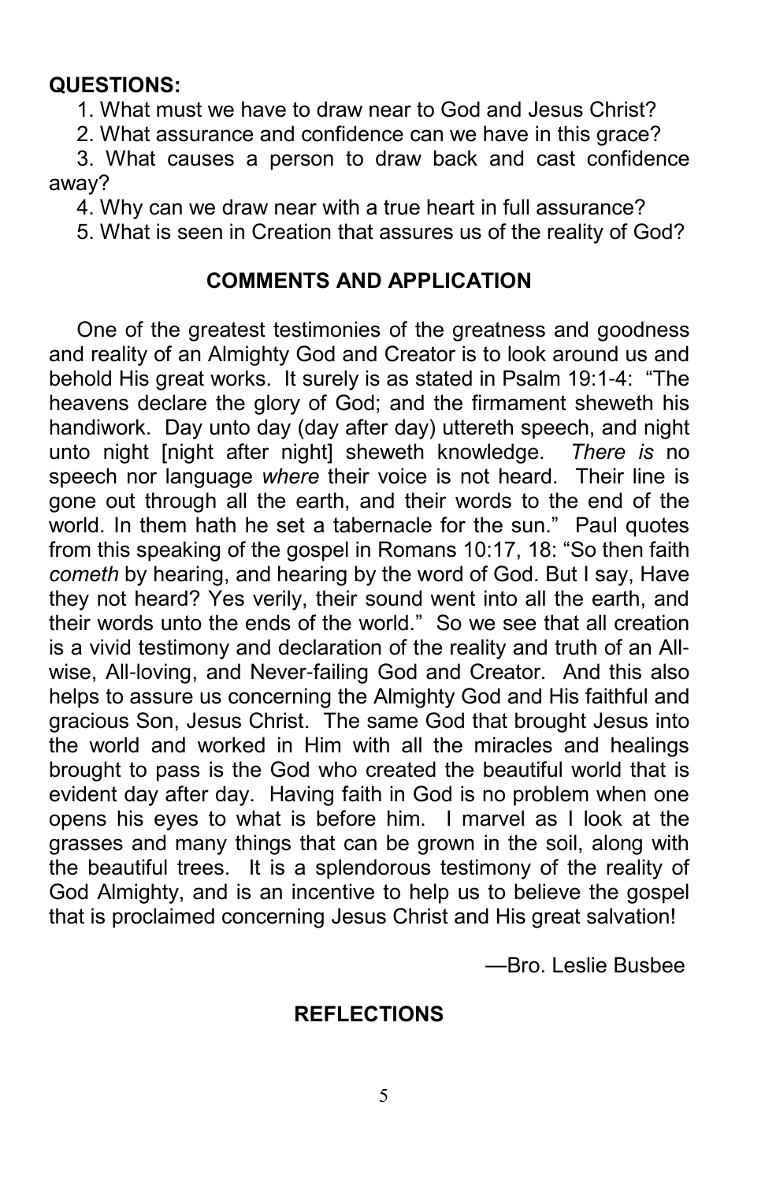**QUESTIONS:**

1. What must we have to draw near to God and Jesus Christ?
2. What assurance and confidence can we have in this grace?
3. What causes a person to draw back and cast confidence away?
4. Why can we draw near with a true heart in full assurance?
5. What is seen in Creation that assures us of the reality of God?

## COMMENTS AND APPLICATION

One of the greatest testimonies of the greatness and goodness and reality of an Almighty God and Creator is to look around us and behold His great works. It surely is as stated in Psalm 19:1-4: "The heavens declare the glory of God; and the firmament sheweth his handiwork. Day unto day (day after day) uttereth speech, and night unto night [night after night] sheweth knowledge. *There is* no speech nor language *where* their voice is not heard. Their line is gone out through all the earth, and their words to the end of the world. In them hath he set a tabernacle for the sun." Paul quotes from this speaking of the gospel in Romans 10:17, 18: "So then faith *cometh* by hearing, and hearing by the word of God. But I say, Have they not heard? Yes verily, their sound went into all the earth, and their words unto the ends of the world." So we see that all creation is a vivid testimony and declaration of the reality and truth of an All-wise, All-loving, and Never-failing God and Creator. And this also helps to assure us concerning the Almighty God and His faithful and gracious Son, Jesus Christ. The same God that brought Jesus into the world and worked in Him with all the miracles and healings brought to pass is the God who created the beautiful world that is evident day after day. Having faith in God is no problem when one opens his eyes to what is before him. I marvel as I look at the grasses and many things that can be grown in the soil, along with the beautiful trees. It is a splendorous testimony of the reality of God Almighty, and is an incentive to help us to believe the gospel that is proclaimed concerning Jesus Christ and His great salvation!

—Bro. Leslie Busbee

## REFLECTIONS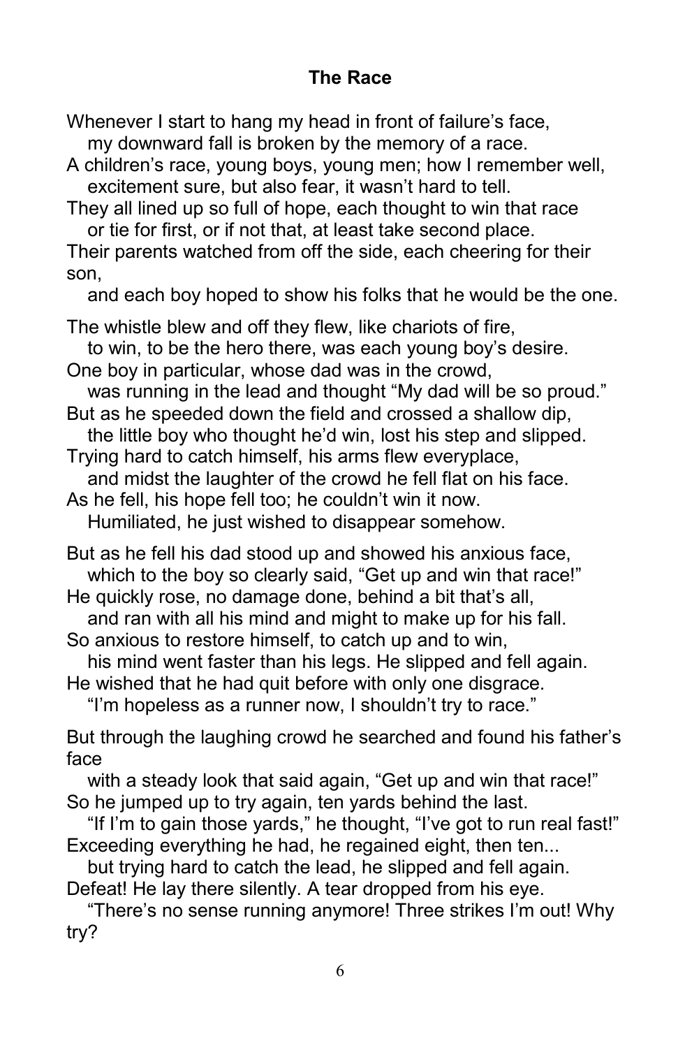### The Race

Whenever I start to hang my head in front of failure's face,
my downward fall is broken by the memory of a race.
A children's race, young boys, young men; how I remember well,
excitement sure, but also fear, it wasn't hard to tell.
They all lined up so full of hope, each thought to win that race
or tie for first, or if not that, at least take second place.
Their parents watched from off the side, each cheering for their son,
and each boy hoped to show his folks that he would be the one.

The whistle blew and off they flew, like chariots of fire,
to win, to be the hero there, was each young boy's desire.
One boy in particular, whose dad was in the crowd,
was running in the lead and thought "My dad will be so proud."
But as he speeded down the field and crossed a shallow dip,
the little boy who thought he'd win, lost his step and slipped.
Trying hard to catch himself, his arms flew everyplace,
and midst the laughter of the crowd he fell flat on his face.
As he fell, his hope fell too; he couldn't win it now.
Humiliated, he just wished to disappear somehow.

But as he fell his dad stood up and showed his anxious face,
which to the boy so clearly said, "Get up and win that race!"
He quickly rose, no damage done, behind a bit that's all,
and ran with all his mind and might to make up for his fall.
So anxious to restore himself, to catch up and to win,
his mind went faster than his legs. He slipped and fell again.
He wished that he had quit before with only one disgrace.
"I'm hopeless as a runner now, I shouldn't try to race."

But through the laughing crowd he searched and found his father's face
with a steady look that said again, "Get up and win that race!"
So he jumped up to try again, ten yards behind the last.
"If I'm to gain those yards," he thought, "I've got to run real fast!"
Exceeding everything he had, he regained eight, then ten...
but trying hard to catch the lead, he slipped and fell again.
Defeat! He lay there silently. A tear dropped from his eye.
"There's no sense running anymore! Three strikes I'm out! Why try?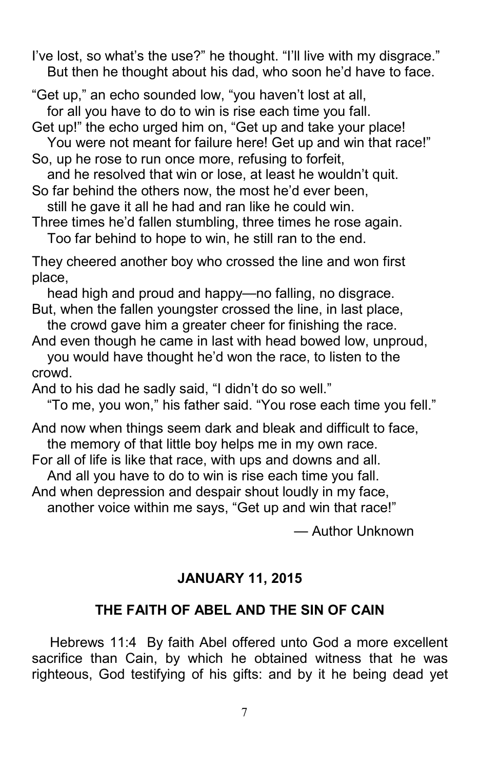I've lost, so what's the use?" he thought. "I'll live with my disgrace."
But then he thought about his dad, who soon he'd have to face.

"Get up," an echo sounded low, "you haven't lost at all,
for all you have to do to win is rise each time you fall.
Get up!" the echo urged him on, "Get up and take your place!
You were not meant for failure here! Get up and win that race!"
So, up he rose to run once more, refusing to forfeit,
and he resolved that win or lose, at least he wouldn't quit.
So far behind the others now, the most he'd ever been,
still he gave it all he had and ran like he could win.
Three times he'd fallen stumbling, three times he rose again.
Too far behind to hope to win, he still ran to the end.

They cheered another boy who crossed the line and won first place,
head high and proud and happy—no falling, no disgrace.
But, when the fallen youngster crossed the line, in last place,
the crowd gave him a greater cheer for finishing the race.
And even though he came in last with head bowed low, unproud,
you would have thought he'd won the race, to listen to the crowd.
And to his dad he sadly said, "I didn't do so well."
"To me, you won," his father said. "You rose each time you fell."

And now when things seem dark and bleak and difficult to face,
the memory of that little boy helps me in my own race.
For all of life is like that race, with ups and downs and all.
And all you have to do to win is rise each time you fall.
And when depression and despair shout loudly in my face,
another voice within me says, "Get up and win that race!"

— Author Unknown

## JANUARY 11, 2015

## THE FAITH OF ABEL AND THE SIN OF CAIN

Hebrews 11:4 By faith Abel offered unto God a more excellent sacrifice than Cain, by which he obtained witness that he was righteous, God testifying of his gifts: and by it he being dead yet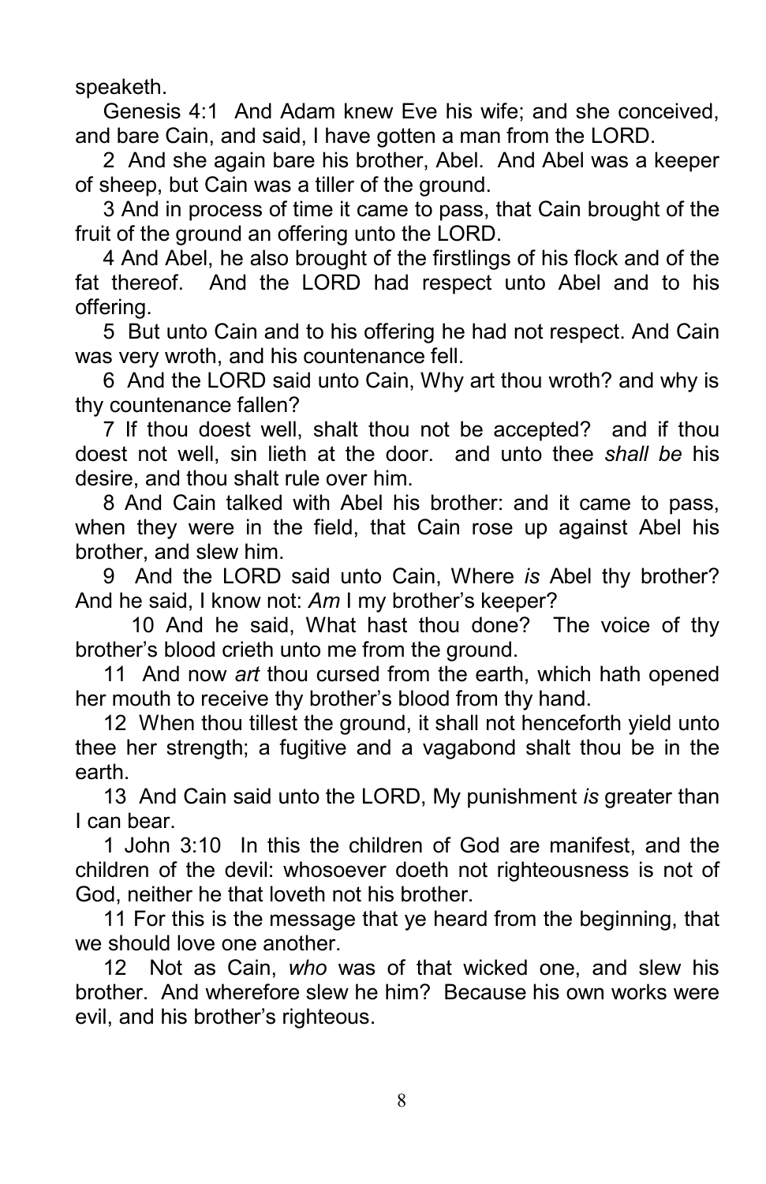speaketh.

Genesis 4:1 And Adam knew Eve his wife; and she conceived, and bare Cain, and said, I have gotten a man from the LORD.

2 And she again bare his brother, Abel. And Abel was a keeper of sheep, but Cain was a tiller of the ground.

3 And in process of time it came to pass, that Cain brought of the fruit of the ground an offering unto the LORD.

4 And Abel, he also brought of the firstlings of his flock and of the fat thereof. And the LORD had respect unto Abel and to his offering.

5 But unto Cain and to his offering he had not respect. And Cain was very wroth, and his countenance fell.

6 And the LORD said unto Cain, Why art thou wroth? and why is thy countenance fallen?

7 If thou doest well, shalt thou not be accepted? and if thou doest not well, sin lieth at the door. and unto thee *shall be* his desire, and thou shalt rule over him.

8 And Cain talked with Abel his brother: and it came to pass, when they were in the field, that Cain rose up against Abel his brother, and slew him.

9 And the LORD said unto Cain, Where *is* Abel thy brother? And he said, I know not: *Am* I my brother's keeper?

10 And he said, What hast thou done? The voice of thy brother's blood crieth unto me from the ground.

11 And now *art* thou cursed from the earth, which hath opened her mouth to receive thy brother's blood from thy hand.

12 When thou tillest the ground, it shall not henceforth yield unto thee her strength; a fugitive and a vagabond shalt thou be in the earth.

13 And Cain said unto the LORD, My punishment *is* greater than I can bear.

1 John 3:10 In this the children of God are manifest, and the children of the devil: whosoever doeth not righteousness is not of God, neither he that loveth not his brother.

11 For this is the message that ye heard from the beginning, that we should love one another.

12 Not as Cain, *who* was of that wicked one, and slew his brother. And wherefore slew he him? Because his own works were evil, and his brother's righteous.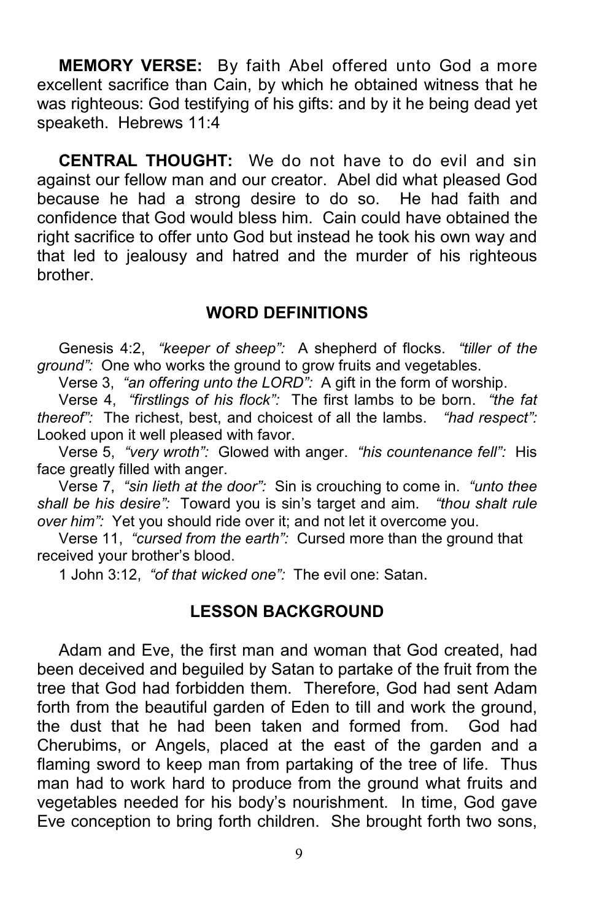**MEMORY VERSE:** By faith Abel offered unto God a more excellent sacrifice than Cain, by which he obtained witness that he was righteous: God testifying of his gifts: and by it he being dead yet speaketh. Hebrews 11:4

**CENTRAL THOUGHT:** We do not have to do evil and sin against our fellow man and our creator. Abel did what pleased God because he had a strong desire to do so. He had faith and confidence that God would bless him. Cain could have obtained the right sacrifice to offer unto God but instead he took his own way and that led to jealousy and hatred and the murder of his righteous brother.

## WORD DEFINITIONS

Genesis 4:2, *"keeper of sheep":* A shepherd of flocks. *"tiller of the ground":* One who works the ground to grow fruits and vegetables.

Verse 3, *"an offering unto the LORD":* A gift in the form of worship.

Verse 4, *"firstlings of his flock":* The first lambs to be born. *"the fat thereof":* The richest, best, and choicest of all the lambs. *"had respect":* Looked upon it well pleased with favor.

Verse 5, *"very wroth":* Glowed with anger. *"his countenance fell":* His face greatly filled with anger.

Verse 7, *"sin lieth at the door":* Sin is crouching to come in. *"unto thee shall be his desire":* Toward you is sin's target and aim. *"thou shalt rule over him":* Yet you should ride over it; and not let it overcome you.

Verse 11, *"cursed from the earth":* Cursed more than the ground that received your brother's blood.

1 John 3:12, *"of that wicked one":* The evil one: Satan.

## LESSON BACKGROUND

Adam and Eve, the first man and woman that God created, had been deceived and beguiled by Satan to partake of the fruit from the tree that God had forbidden them. Therefore, God had sent Adam forth from the beautiful garden of Eden to till and work the ground, the dust that he had been taken and formed from. God had Cherubims, or Angels, placed at the east of the garden and a flaming sword to keep man from partaking of the tree of life. Thus man had to work hard to produce from the ground what fruits and vegetables needed for his body's nourishment. In time, God gave Eve conception to bring forth children. She brought forth two sons,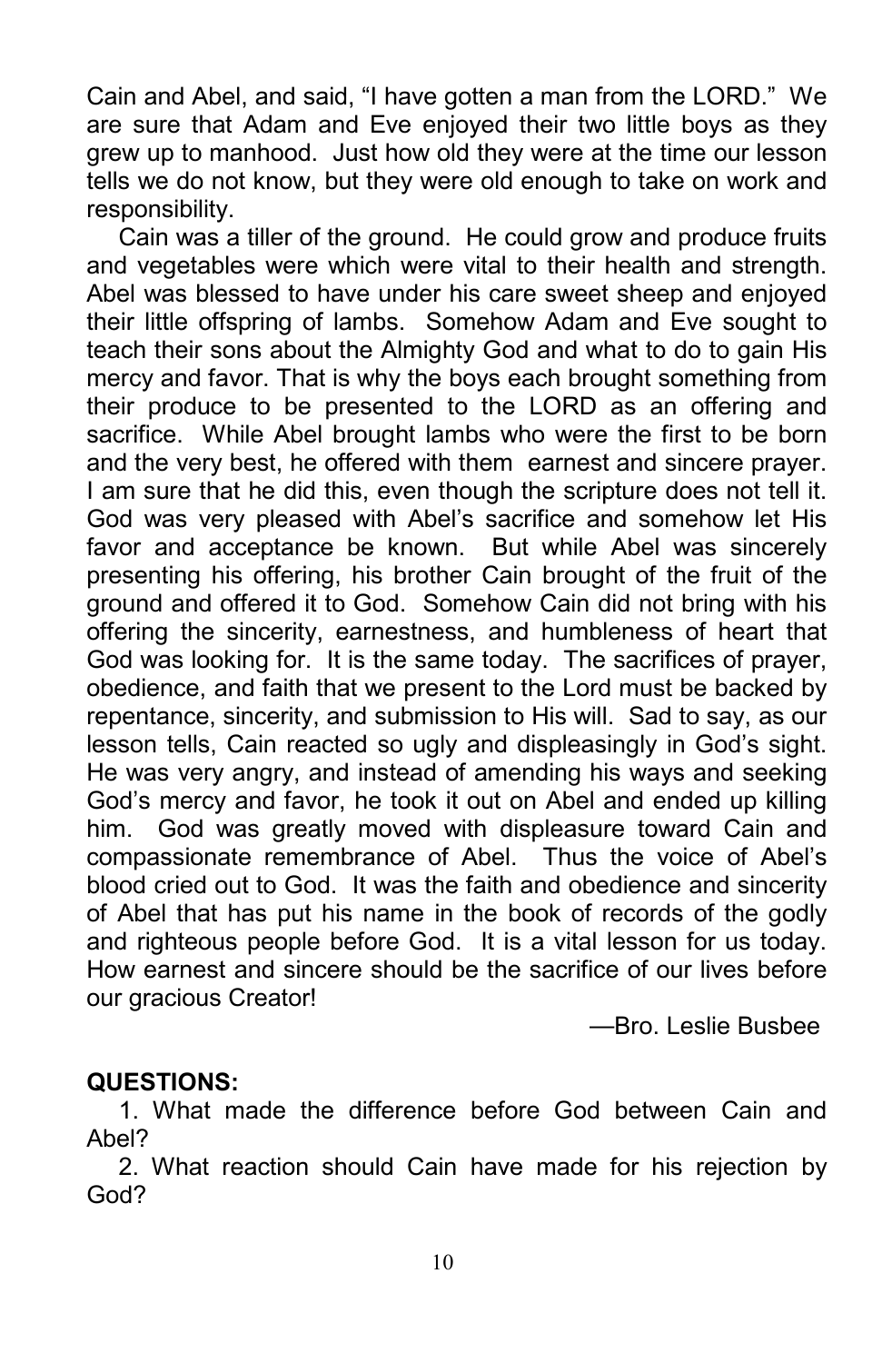Cain and Abel, and said, "I have gotten a man from the LORD." We are sure that Adam and Eve enjoyed their two little boys as they grew up to manhood. Just how old they were at the time our lesson tells we do not know, but they were old enough to take on work and responsibility.

Cain was a tiller of the ground. He could grow and produce fruits and vegetables were which were vital to their health and strength. Abel was blessed to have under his care sweet sheep and enjoyed their little offspring of lambs. Somehow Adam and Eve sought to teach their sons about the Almighty God and what to do to gain His mercy and favor. That is why the boys each brought something from their produce to be presented to the LORD as an offering and sacrifice. While Abel brought lambs who were the first to be born and the very best, he offered with them earnest and sincere prayer. I am sure that he did this, even though the scripture does not tell it. God was very pleased with Abel's sacrifice and somehow let His favor and acceptance be known. But while Abel was sincerely presenting his offering, his brother Cain brought of the fruit of the ground and offered it to God. Somehow Cain did not bring with his offering the sincerity, earnestness, and humbleness of heart that God was looking for. It is the same today. The sacrifices of prayer, obedience, and faith that we present to the Lord must be backed by repentance, sincerity, and submission to His will. Sad to say, as our lesson tells, Cain reacted so ugly and displeasingly in God's sight. He was very angry, and instead of amending his ways and seeking God's mercy and favor, he took it out on Abel and ended up killing him. God was greatly moved with displeasure toward Cain and compassionate remembrance of Abel. Thus the voice of Abel's blood cried out to God. It was the faith and obedience and sincerity of Abel that has put his name in the book of records of the godly and righteous people before God. It is a vital lesson for us today. How earnest and sincere should be the sacrifice of our lives before our gracious Creator!

—Bro. Leslie Busbee

**QUESTIONS:**

1. What made the difference before God between Cain and Abel?
2. What reaction should Cain have made for his rejection by God?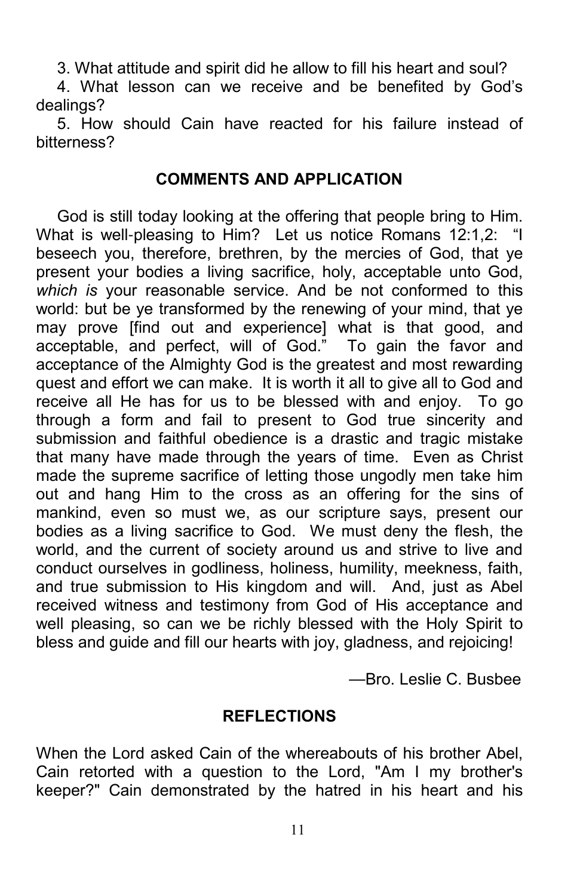3. What attitude and spirit did he allow to fill his heart and soul?

4. What lesson can we receive and be benefited by God's dealings?

5. How should Cain have reacted for his failure instead of bitterness?

## COMMENTS AND APPLICATION

God is still today looking at the offering that people bring to Him. What is well-pleasing to Him? Let us notice Romans 12:1,2: "I beseech you, therefore, brethren, by the mercies of God, that ye present your bodies a living sacrifice, holy, acceptable unto God, *which is* your reasonable service. And be not conformed to this world: but be ye transformed by the renewing of your mind, that ye may prove [find out and experience] what is that good, and acceptable, and perfect, will of God." To gain the favor and acceptance of the Almighty God is the greatest and most rewarding quest and effort we can make. It is worth it all to give all to God and receive all He has for us to be blessed with and enjoy. To go through a form and fail to present to God true sincerity and submission and faithful obedience is a drastic and tragic mistake that many have made through the years of time. Even as Christ made the supreme sacrifice of letting those ungodly men take him out and hang Him to the cross as an offering for the sins of mankind, even so must we, as our scripture says, present our bodies as a living sacrifice to God. We must deny the flesh, the world, and the current of society around us and strive to live and conduct ourselves in godliness, holiness, humility, meekness, faith, and true submission to His kingdom and will. And, just as Abel received witness and testimony from God of His acceptance and well pleasing, so can we be richly blessed with the Holy Spirit to bless and guide and fill our hearts with joy, gladness, and rejoicing!

—Bro. Leslie C. Busbee

## REFLECTIONS

When the Lord asked Cain of the whereabouts of his brother Abel, Cain retorted with a question to the Lord, "Am I my brother's keeper?" Cain demonstrated by the hatred in his heart and his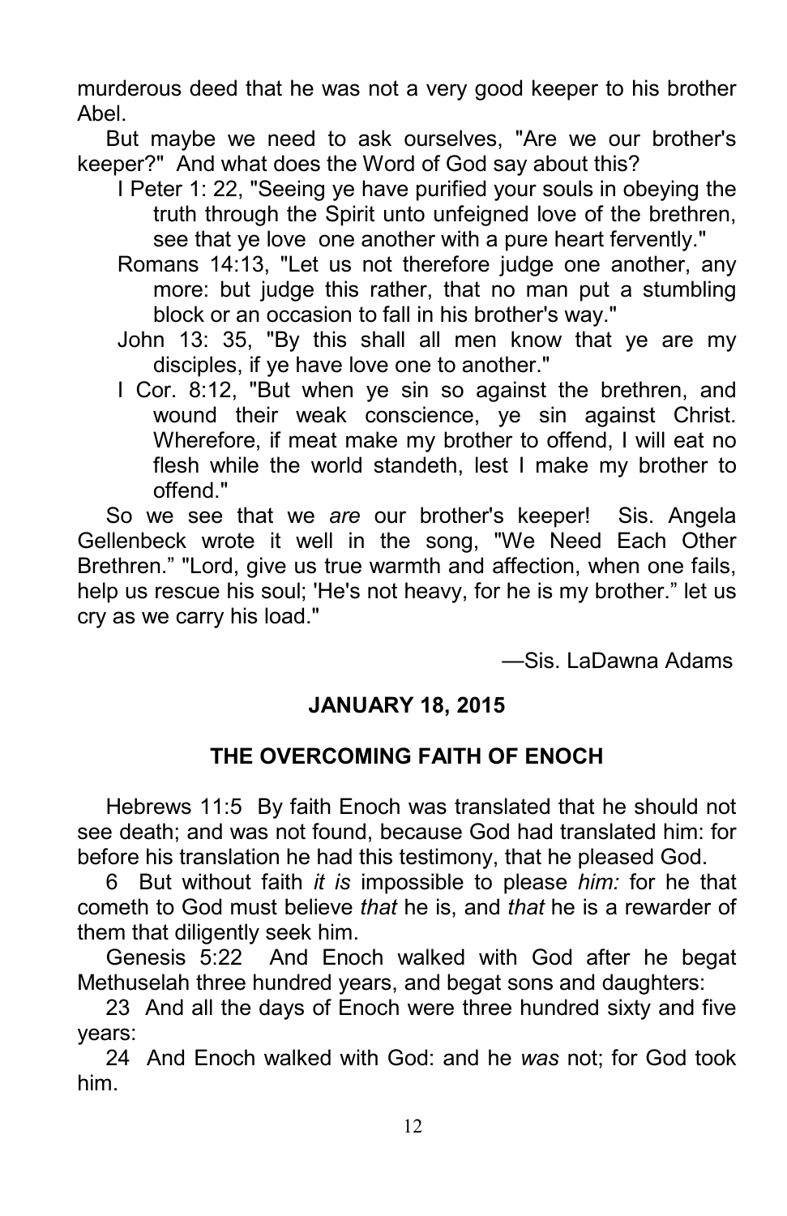murderous deed that he was not a very good keeper to his brother Abel.

But maybe we need to ask ourselves, "Are we our brother's keeper?" And what does the Word of God say about this?

> I Peter 1: 22, "Seeing ye have purified your souls in obeying the truth through the Spirit unto unfeigned love of the brethren, see that ye love one another with a pure heart fervently."
>
> Romans 14:13, "Let us not therefore judge one another, any more: but judge this rather, that no man put a stumbling block or an occasion to fall in his brother's way."
>
> John 13: 35, "By this shall all men know that ye are my disciples, if ye have love one to another."
>
> I Cor. 8:12, "But when ye sin so against the brethren, and wound their weak conscience, ye sin against Christ. Wherefore, if meat make my brother to offend, I will eat no flesh while the world standeth, lest I make my brother to offend."

So we see that we *are* our brother's keeper! Sis. Angela Gellenbeck wrote it well in the song, "We Need Each Other Brethren." "Lord, give us true warmth and affection, when one fails, help us rescue his soul; 'He's not heavy, for he is my brother." let us cry as we carry his load."

—Sis. LaDawna Adams

## JANUARY 18, 2015

## THE OVERCOMING FAITH OF ENOCH

Hebrews 11:5 By faith Enoch was translated that he should not see death; and was not found, because God had translated him: for before his translation he had this testimony, that he pleased God.

6 But without faith *it is* impossible to please *him:* for he that cometh to God must believe *that* he is, and *that* he is a rewarder of them that diligently seek him.

Genesis 5:22 And Enoch walked with God after he begat Methuselah three hundred years, and begat sons and daughters:

23 And all the days of Enoch were three hundred sixty and five years:

24 And Enoch walked with God: and he *was* not; for God took him.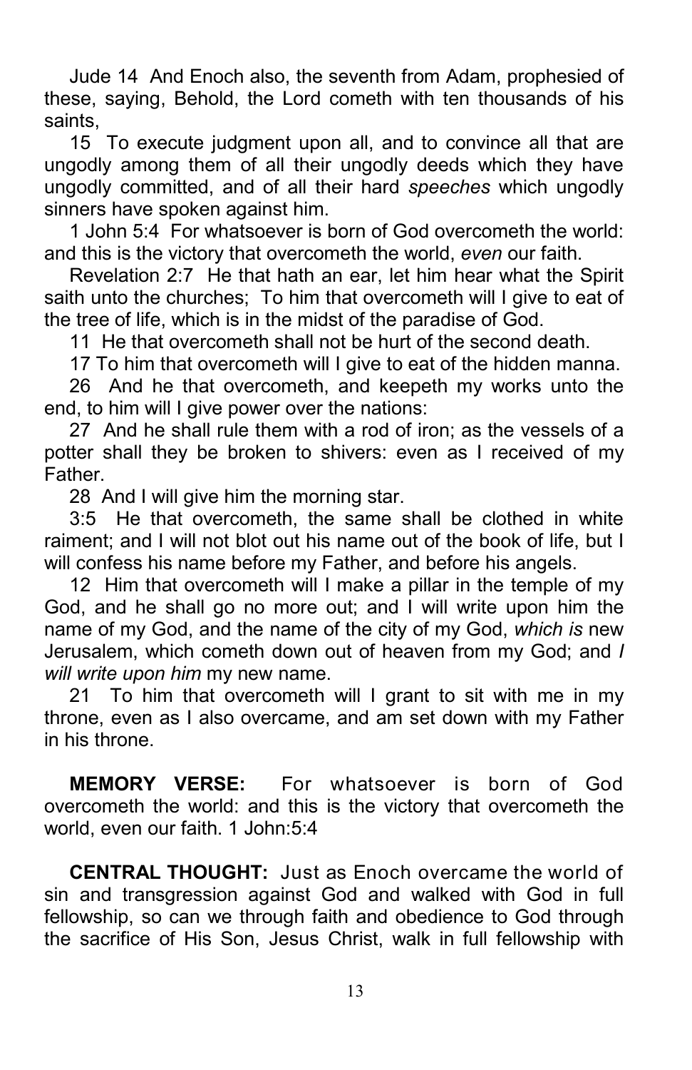Jude 14 And Enoch also, the seventh from Adam, prophesied of these, saying, Behold, the Lord cometh with ten thousands of his saints,

15 To execute judgment upon all, and to convince all that are ungodly among them of all their ungodly deeds which they have ungodly committed, and of all their hard *speeches* which ungodly sinners have spoken against him.

1 John 5:4 For whatsoever is born of God overcometh the world: and this is the victory that overcometh the world, *even* our faith.

Revelation 2:7 He that hath an ear, let him hear what the Spirit saith unto the churches; To him that overcometh will I give to eat of the tree of life, which is in the midst of the paradise of God.

11 He that overcometh shall not be hurt of the second death.

17 To him that overcometh will I give to eat of the hidden manna.

26 And he that overcometh, and keepeth my works unto the end, to him will I give power over the nations:

27 And he shall rule them with a rod of iron; as the vessels of a potter shall they be broken to shivers: even as I received of my Father.

28 And I will give him the morning star.

3:5 He that overcometh, the same shall be clothed in white raiment; and I will not blot out his name out of the book of life, but I will confess his name before my Father, and before his angels.

12 Him that overcometh will I make a pillar in the temple of my God, and he shall go no more out; and I will write upon him the name of my God, and the name of the city of my God, *which is* new Jerusalem, which cometh down out of heaven from my God; and *I will write upon him* my new name.

21 To him that overcometh will I grant to sit with me in my throne, even as I also overcame, and am set down with my Father in his throne.

**MEMORY VERSE:** For whatsoever is born of God overcometh the world: and this is the victory that overcometh the world, even our faith. 1 John:5:4

**CENTRAL THOUGHT:** Just as Enoch overcame the world of sin and transgression against God and walked with God in full fellowship, so can we through faith and obedience to God through the sacrifice of His Son, Jesus Christ, walk in full fellowship with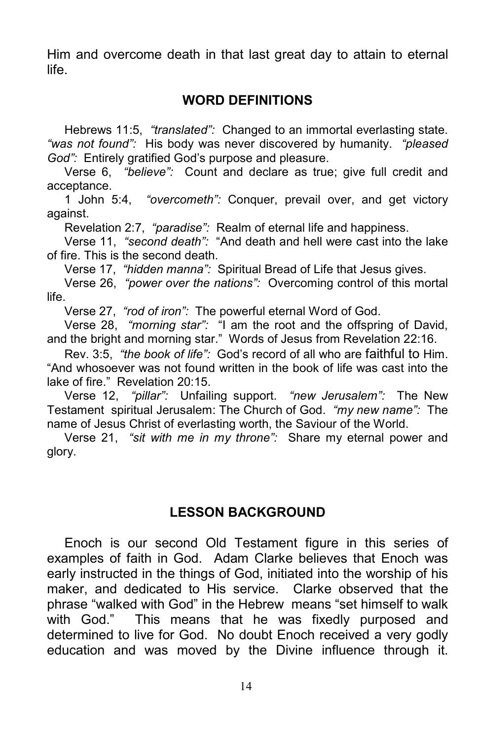Him and overcome death in that last great day to attain to eternal life.

## WORD DEFINITIONS

Hebrews 11:5, *"translated":* Changed to an immortal everlasting state. *"was not found":* His body was never discovered by humanity. *"pleased God":* Entirely gratified God's purpose and pleasure.

Verse 6, *"believe":* Count and declare as true; give full credit and acceptance.

1 John 5:4, *"overcometh":* Conquer, prevail over, and get victory against.

Revelation 2:7, *"paradise":* Realm of eternal life and happiness.

Verse 11, *"second death":* "And death and hell were cast into the lake of fire. This is the second death.

Verse 17, *"hidden manna":* Spiritual Bread of Life that Jesus gives.

Verse 26, *"power over the nations":* Overcoming control of this mortal life.

Verse 27, *"rod of iron":* The powerful eternal Word of God.

Verse 28, *"morning star":* "I am the root and the offspring of David, and the bright and morning star." Words of Jesus from Revelation 22:16.

Rev. 3:5, *"the book of life":* God's record of all who are faithful to Him. "And whosoever was not found written in the book of life was cast into the lake of fire." Revelation 20:15.

Verse 12, *"pillar":* Unfailing support. *"new Jerusalem":* The New Testament spiritual Jerusalem: The Church of God. *"my new name":* The name of Jesus Christ of everlasting worth, the Saviour of the World.

Verse 21, *"sit with me in my throne":* Share my eternal power and glory.

## LESSON BACKGROUND

Enoch is our second Old Testament figure in this series of examples of faith in God. Adam Clarke believes that Enoch was early instructed in the things of God, initiated into the worship of his maker, and dedicated to His service. Clarke observed that the phrase "walked with God" in the Hebrew means "set himself to walk with God." This means that he was fixedly purposed and determined to live for God. No doubt Enoch received a very godly education and was moved by the Divine influence through it.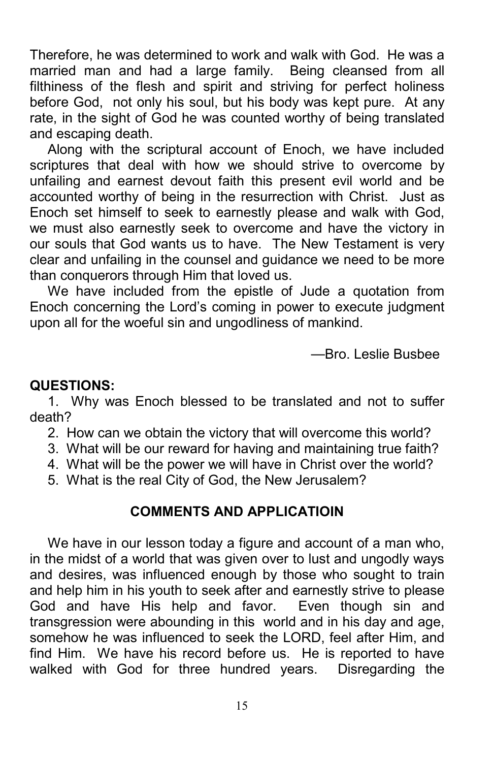Therefore, he was determined to work and walk with God. He was a married man and had a large family. Being cleansed from all filthiness of the flesh and spirit and striving for perfect holiness before God, not only his soul, but his body was kept pure. At any rate, in the sight of God he was counted worthy of being translated and escaping death.

Along with the scriptural account of Enoch, we have included scriptures that deal with how we should strive to overcome by unfailing and earnest devout faith this present evil world and be accounted worthy of being in the resurrection with Christ. Just as Enoch set himself to seek to earnestly please and walk with God, we must also earnestly seek to overcome and have the victory in our souls that God wants us to have. The New Testament is very clear and unfailing in the counsel and guidance we need to be more than conquerors through Him that loved us.

We have included from the epistle of Jude a quotation from Enoch concerning the Lord's coming in power to execute judgment upon all for the woeful sin and ungodliness of mankind.

—Bro. Leslie Busbee

**QUESTIONS:**

1. Why was Enoch blessed to be translated and not to suffer death?
2. How can we obtain the victory that will overcome this world?
3. What will be our reward for having and maintaining true faith?
4. What will be the power we will have in Christ over the world?
5. What is the real City of God, the New Jerusalem?

**COMMENTS AND APPLICATIOIN**

We have in our lesson today a figure and account of a man who, in the midst of a world that was given over to lust and ungodly ways and desires, was influenced enough by those who sought to train and help him in his youth to seek after and earnestly strive to please God and have His help and favor. Even though sin and transgression were abounding in this world and in his day and age, somehow he was influenced to seek the LORD, feel after Him, and find Him. We have his record before us. He is reported to have walked with God for three hundred years. Disregarding the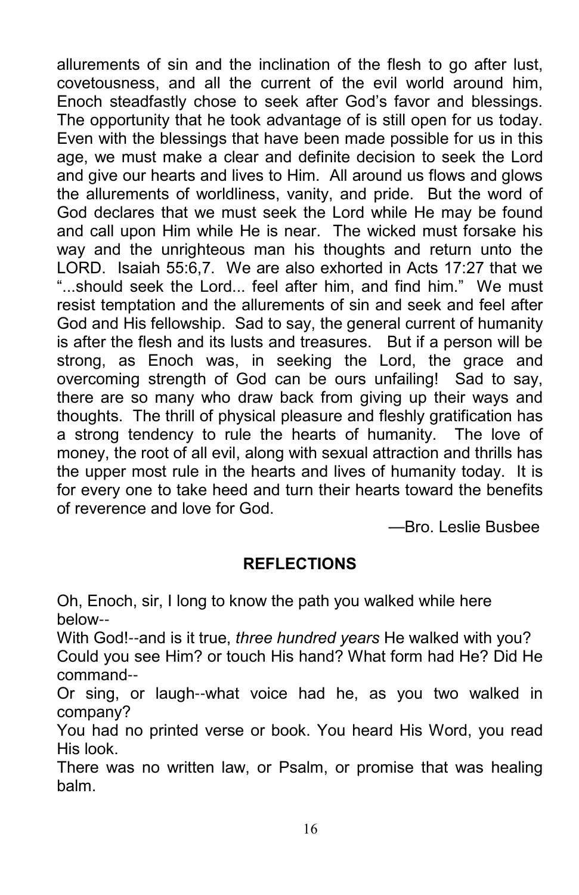allurements of sin and the inclination of the flesh to go after lust, covetousness, and all the current of the evil world around him, Enoch steadfastly chose to seek after God's favor and blessings. The opportunity that he took advantage of is still open for us today. Even with the blessings that have been made possible for us in this age, we must make a clear and definite decision to seek the Lord and give our hearts and lives to Him. All around us flows and glows the allurements of worldliness, vanity, and pride. But the word of God declares that we must seek the Lord while He may be found and call upon Him while He is near. The wicked must forsake his way and the unrighteous man his thoughts and return unto the LORD. Isaiah 55:6,7. We are also exhorted in Acts 17:27 that we "...should seek the Lord... feel after him, and find him." We must resist temptation and the allurements of sin and seek and feel after God and His fellowship. Sad to say, the general current of humanity is after the flesh and its lusts and treasures. But if a person will be strong, as Enoch was, in seeking the Lord, the grace and overcoming strength of God can be ours unfailing! Sad to say, there are so many who draw back from giving up their ways and thoughts. The thrill of physical pleasure and fleshly gratification has a strong tendency to rule the hearts of humanity. The love of money, the root of all evil, along with sexual attraction and thrills has the upper most rule in the hearts and lives of humanity today. It is for every one to take heed and turn their hearts toward the benefits of reverence and love for God.

—Bro. Leslie Busbee

## REFLECTIONS

Oh, Enoch, sir, I long to know the path you walked while here below--
With God!--and is it true, *three hundred years* He walked with you?
Could you see Him? or touch His hand? What form had He? Did He command--
Or sing, or laugh--what voice had he, as you two walked in company?
You had no printed verse or book. You heard His Word, you read His look.
There was no written law, or Psalm, or promise that was healing balm.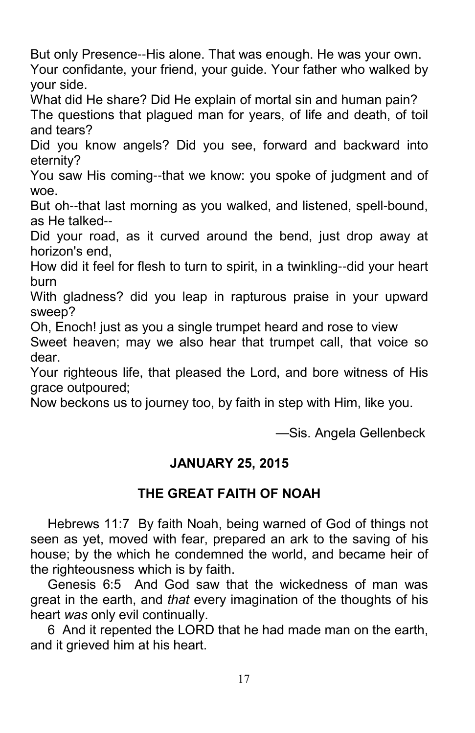But only Presence--His alone. That was enough. He was your own.
Your confidante, your friend, your guide. Your father who walked by your side.
What did He share? Did He explain of mortal sin and human pain?
The questions that plagued man for years, of life and death, of toil and tears?
Did you know angels? Did you see, forward and backward into eternity?
You saw His coming--that we know: you spoke of judgment and of woe.
But oh--that last morning as you walked, and listened, spell-bound, as He talked--
Did your road, as it curved around the bend, just drop away at horizon's end,
How did it feel for flesh to turn to spirit, in a twinkling--did your heart burn
With gladness? did you leap in rapturous praise in your upward sweep?
Oh, Enoch! just as you a single trumpet heard and rose to view
Sweet heaven; may we also hear that trumpet call, that voice so dear.
Your righteous life, that pleased the Lord, and bore witness of His grace outpoured;
Now beckons us to journey too, by faith in step with Him, like you.

—Sis. Angela Gellenbeck

**JANUARY 25, 2015**

**THE GREAT FAITH OF NOAH**

Hebrews 11:7 By faith Noah, being warned of God of things not seen as yet, moved with fear, prepared an ark to the saving of his house; by the which he condemned the world, and became heir of the righteousness which is by faith.

Genesis 6:5 And God saw that the wickedness of man was great in the earth, and *that* every imagination of the thoughts of his heart *was* only evil continually.

6 And it repented the LORD that he had made man on the earth, and it grieved him at his heart.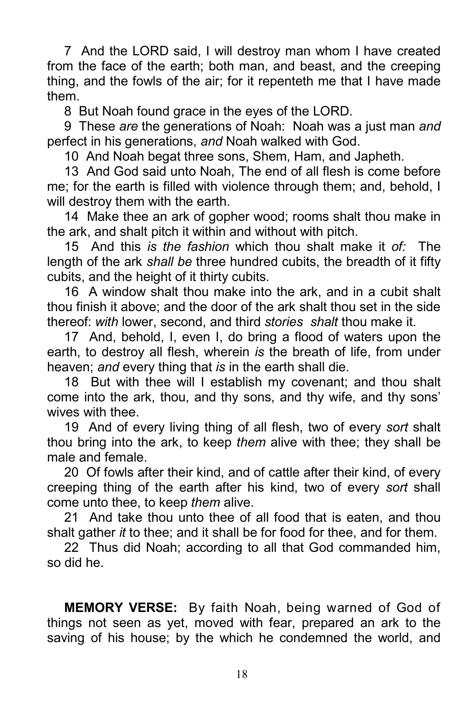7 And the LORD said, I will destroy man whom I have created from the face of the earth; both man, and beast, and the creeping thing, and the fowls of the air; for it repenteth me that I have made them.

8 But Noah found grace in the eyes of the LORD.

9 These *are* the generations of Noah: Noah was a just man *and* perfect in his generations, *and* Noah walked with God.

10 And Noah begat three sons, Shem, Ham, and Japheth.

13 And God said unto Noah, The end of all flesh is come before me; for the earth is filled with violence through them; and, behold, I will destroy them with the earth.

14 Make thee an ark of gopher wood; rooms shalt thou make in the ark, and shalt pitch it within and without with pitch.

15 And this *is the fashion* which thou shalt make it *of:* The length of the ark *shall be* three hundred cubits, the breadth of it fifty cubits, and the height of it thirty cubits.

16 A window shalt thou make into the ark, and in a cubit shalt thou finish it above; and the door of the ark shalt thou set in the side thereof: *with* lower, second, and third *stories shalt* thou make it.

17 And, behold, I, even I, do bring a flood of waters upon the earth, to destroy all flesh, wherein *is* the breath of life, from under heaven; *and* every thing that *is* in the earth shall die.

18 But with thee will I establish my covenant; and thou shalt come into the ark, thou, and thy sons, and thy wife, and thy sons' wives with thee.

19 And of every living thing of all flesh, two of every *sort* shalt thou bring into the ark, to keep *them* alive with thee; they shall be male and female.

20 Of fowls after their kind, and of cattle after their kind, of every creeping thing of the earth after his kind, two of every *sort* shall come unto thee, to keep *them* alive.

21 And take thou unto thee of all food that is eaten, and thou shalt gather *it* to thee; and it shall be for food for thee, and for them.

22 Thus did Noah; according to all that God commanded him, so did he.

**MEMORY VERSE:** By faith Noah, being warned of God of things not seen as yet, moved with fear, prepared an ark to the saving of his house; by the which he condemned the world, and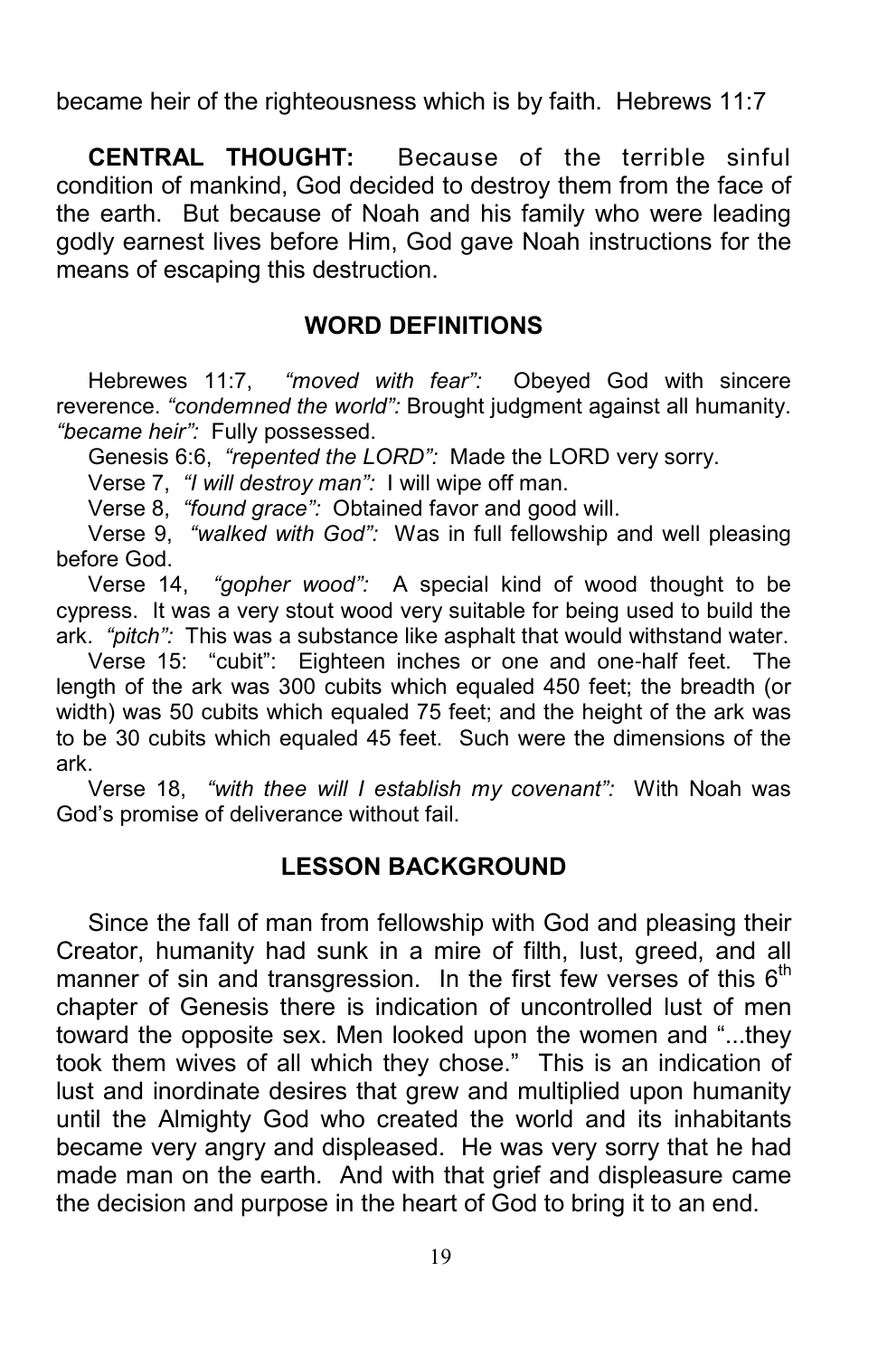became heir of the righteousness which is by faith. Hebrews 11:7

**CENTRAL THOUGHT:** Because of the terrible sinful condition of mankind, God decided to destroy them from the face of the earth. But because of Noah and his family who were leading godly earnest lives before Him, God gave Noah instructions for the means of escaping this destruction.

## WORD DEFINITIONS

Hebrewes 11:7, *"moved with fear":* Obeyed God with sincere reverence. *"condemned the world":* Brought judgment against all humanity. *"became heir":* Fully possessed.

Genesis 6:6, *"repented the LORD":* Made the LORD very sorry.

Verse 7, *"I will destroy man":* I will wipe off man.

Verse 8, *"found grace":* Obtained favor and good will.

Verse 9, *"walked with God":* Was in full fellowship and well pleasing before God.

Verse 14, *"gopher wood":* A special kind of wood thought to be cypress. It was a very stout wood very suitable for being used to build the ark. *"pitch":* This was a substance like asphalt that would withstand water.

Verse 15: "cubit": Eighteen inches or one and one-half feet. The length of the ark was 300 cubits which equaled 450 feet; the breadth (or width) was 50 cubits which equaled 75 feet; and the height of the ark was to be 30 cubits which equaled 45 feet. Such were the dimensions of the ark.

Verse 18, *"with thee will I establish my covenant":* With Noah was God's promise of deliverance without fail.

## LESSON BACKGROUND

Since the fall of man from fellowship with God and pleasing their Creator, humanity had sunk in a mire of filth, lust, greed, and all manner of sin and transgression. In the first few verses of this 6th chapter of Genesis there is indication of uncontrolled lust of men toward the opposite sex. Men looked upon the women and "...they took them wives of all which they chose." This is an indication of lust and inordinate desires that grew and multiplied upon humanity until the Almighty God who created the world and its inhabitants became very angry and displeased. He was very sorry that he had made man on the earth. And with that grief and displeasure came the decision and purpose in the heart of God to bring it to an end.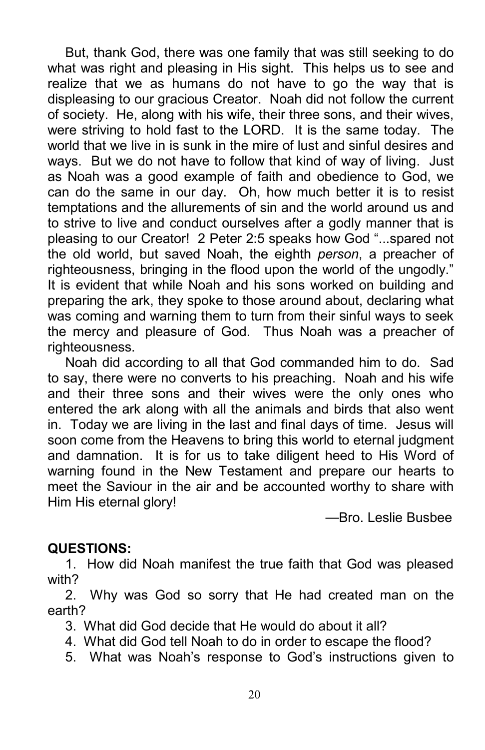But, thank God, there was one family that was still seeking to do what was right and pleasing in His sight. This helps us to see and realize that we as humans do not have to go the way that is displeasing to our gracious Creator. Noah did not follow the current of society. He, along with his wife, their three sons, and their wives, were striving to hold fast to the LORD. It is the same today. The world that we live in is sunk in the mire of lust and sinful desires and ways. But we do not have to follow that kind of way of living. Just as Noah was a good example of faith and obedience to God, we can do the same in our day. Oh, how much better it is to resist temptations and the allurements of sin and the world around us and to strive to live and conduct ourselves after a godly manner that is pleasing to our Creator! 2 Peter 2:5 speaks how God "...spared not the old world, but saved Noah, the eighth *person*, a preacher of righteousness, bringing in the flood upon the world of the ungodly." It is evident that while Noah and his sons worked on building and preparing the ark, they spoke to those around about, declaring what was coming and warning them to turn from their sinful ways to seek the mercy and pleasure of God. Thus Noah was a preacher of righteousness.

Noah did according to all that God commanded him to do. Sad to say, there were no converts to his preaching. Noah and his wife and their three sons and their wives were the only ones who entered the ark along with all the animals and birds that also went in. Today we are living in the last and final days of time. Jesus will soon come from the Heavens to bring this world to eternal judgment and damnation. It is for us to take diligent heed to His Word of warning found in the New Testament and prepare our hearts to meet the Saviour in the air and be accounted worthy to share with Him His eternal glory!

—Bro. Leslie Busbee

**QUESTIONS:**

1. How did Noah manifest the true faith that God was pleased with?
2. Why was God so sorry that He had created man on the earth?
3. What did God decide that He would do about it all?
4. What did God tell Noah to do in order to escape the flood?
5. What was Noah's response to God's instructions given to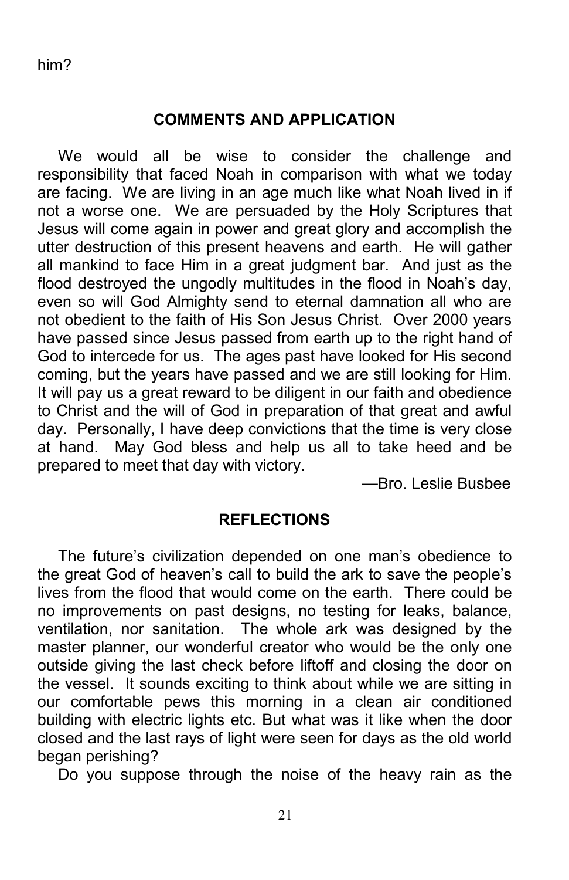him?

## COMMENTS AND APPLICATION

We would all be wise to consider the challenge and responsibility that faced Noah in comparison with what we today are facing. We are living in an age much like what Noah lived in if not a worse one. We are persuaded by the Holy Scriptures that Jesus will come again in power and great glory and accomplish the utter destruction of this present heavens and earth. He will gather all mankind to face Him in a great judgment bar. And just as the flood destroyed the ungodly multitudes in the flood in Noah's day, even so will God Almighty send to eternal damnation all who are not obedient to the faith of His Son Jesus Christ. Over 2000 years have passed since Jesus passed from earth up to the right hand of God to intercede for us. The ages past have looked for His second coming, but the years have passed and we are still looking for Him. It will pay us a great reward to be diligent in our faith and obedience to Christ and the will of God in preparation of that great and awful day. Personally, I have deep convictions that the time is very close at hand. May God bless and help us all to take heed and be prepared to meet that day with victory.

—Bro. Leslie Busbee

## REFLECTIONS

The future's civilization depended on one man's obedience to the great God of heaven's call to build the ark to save the people's lives from the flood that would come on the earth. There could be no improvements on past designs, no testing for leaks, balance, ventilation, nor sanitation. The whole ark was designed by the master planner, our wonderful creator who would be the only one outside giving the last check before liftoff and closing the door on the vessel. It sounds exciting to think about while we are sitting in our comfortable pews this morning in a clean air conditioned building with electric lights etc. But what was it like when the door closed and the last rays of light were seen for days as the old world began perishing?

Do you suppose through the noise of the heavy rain as the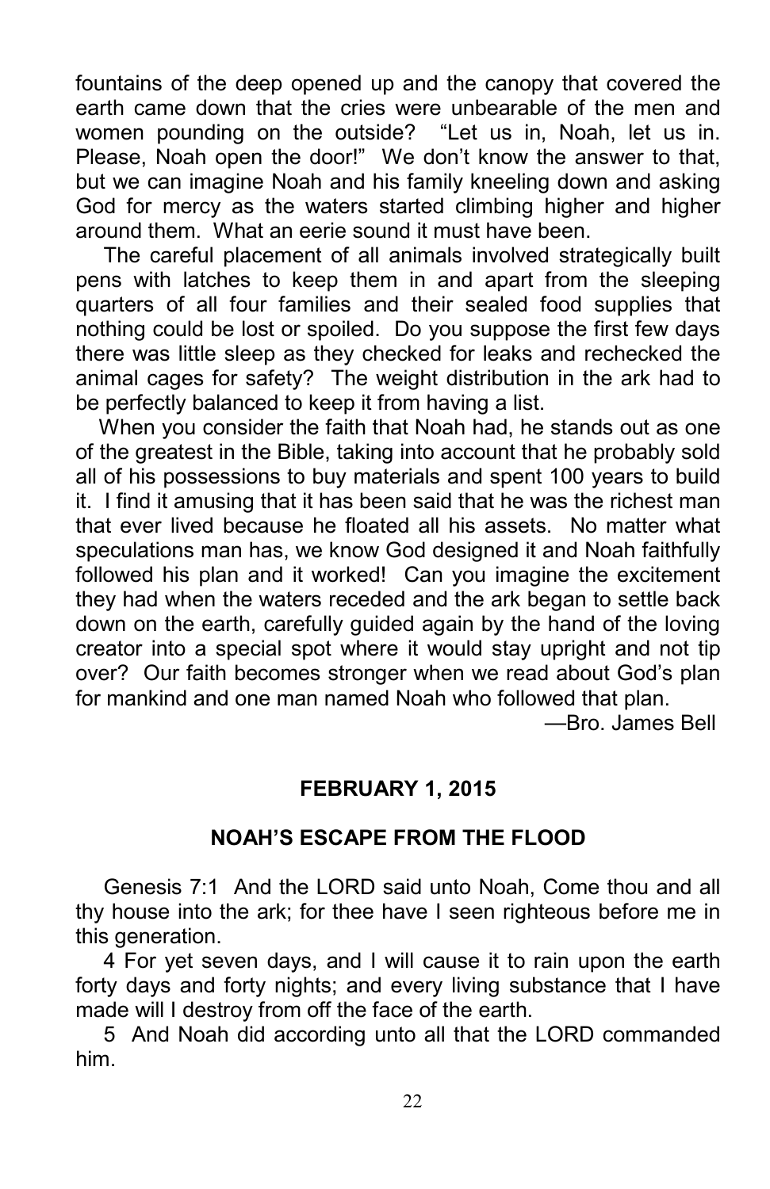fountains of the deep opened up and the canopy that covered the earth came down that the cries were unbearable of the men and women pounding on the outside? "Let us in, Noah, let us in. Please, Noah open the door!" We don't know the answer to that, but we can imagine Noah and his family kneeling down and asking God for mercy as the waters started climbing higher and higher around them. What an eerie sound it must have been.

The careful placement of all animals involved strategically built pens with latches to keep them in and apart from the sleeping quarters of all four families and their sealed food supplies that nothing could be lost or spoiled. Do you suppose the first few days there was little sleep as they checked for leaks and rechecked the animal cages for safety? The weight distribution in the ark had to be perfectly balanced to keep it from having a list.

When you consider the faith that Noah had, he stands out as one of the greatest in the Bible, taking into account that he probably sold all of his possessions to buy materials and spent 100 years to build it. I find it amusing that it has been said that he was the richest man that ever lived because he floated all his assets. No matter what speculations man has, we know God designed it and Noah faithfully followed his plan and it worked! Can you imagine the excitement they had when the waters receded and the ark began to settle back down on the earth, carefully guided again by the hand of the loving creator into a special spot where it would stay upright and not tip over? Our faith becomes stronger when we read about God's plan for mankind and one man named Noah who followed that plan.

—Bro. James Bell

**FEBRUARY 1, 2015**

**NOAH'S ESCAPE FROM THE FLOOD**

Genesis 7:1 And the LORD said unto Noah, Come thou and all thy house into the ark; for thee have I seen righteous before me in this generation.

4 For yet seven days, and I will cause it to rain upon the earth forty days and forty nights; and every living substance that I have made will I destroy from off the face of the earth.

5 And Noah did according unto all that the LORD commanded him.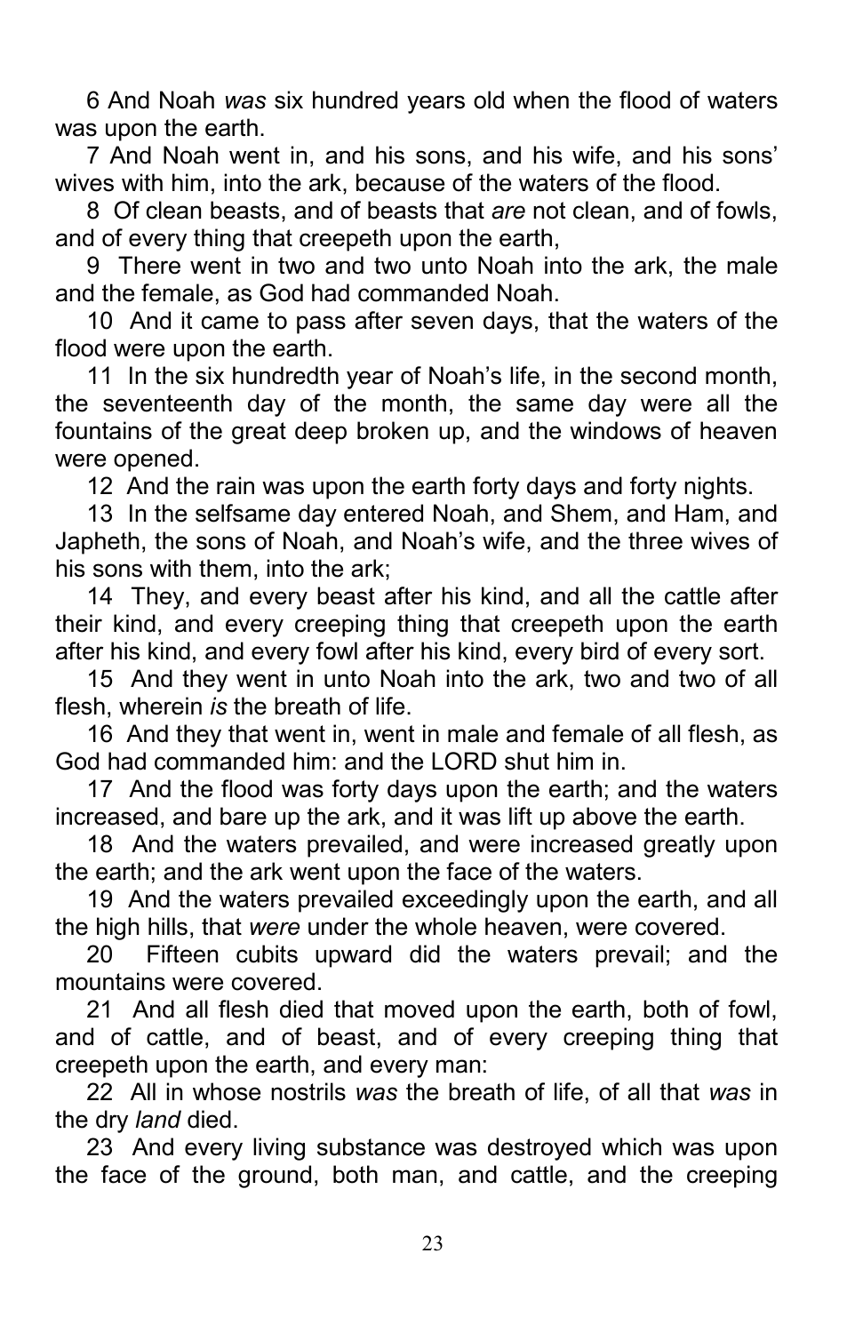6 And Noah *was* six hundred years old when the flood of waters was upon the earth.

7 And Noah went in, and his sons, and his wife, and his sons' wives with him, into the ark, because of the waters of the flood.

8 Of clean beasts, and of beasts that *are* not clean, and of fowls, and of every thing that creepeth upon the earth,

9 There went in two and two unto Noah into the ark, the male and the female, as God had commanded Noah.

10 And it came to pass after seven days, that the waters of the flood were upon the earth.

11 In the six hundredth year of Noah's life, in the second month, the seventeenth day of the month, the same day were all the fountains of the great deep broken up, and the windows of heaven were opened.

12 And the rain was upon the earth forty days and forty nights.

13 In the selfsame day entered Noah, and Shem, and Ham, and Japheth, the sons of Noah, and Noah's wife, and the three wives of his sons with them, into the ark;

14 They, and every beast after his kind, and all the cattle after their kind, and every creeping thing that creepeth upon the earth after his kind, and every fowl after his kind, every bird of every sort.

15 And they went in unto Noah into the ark, two and two of all flesh, wherein *is* the breath of life.

16 And they that went in, went in male and female of all flesh, as God had commanded him: and the LORD shut him in.

17 And the flood was forty days upon the earth; and the waters increased, and bare up the ark, and it was lift up above the earth.

18 And the waters prevailed, and were increased greatly upon the earth; and the ark went upon the face of the waters.

19 And the waters prevailed exceedingly upon the earth, and all the high hills, that *were* under the whole heaven, were covered.

20 Fifteen cubits upward did the waters prevail; and the mountains were covered.

21 And all flesh died that moved upon the earth, both of fowl, and of cattle, and of beast, and of every creeping thing that creepeth upon the earth, and every man:

22 All in whose nostrils *was* the breath of life, of all that *was* in the dry *land* died.

23 And every living substance was destroyed which was upon the face of the ground, both man, and cattle, and the creeping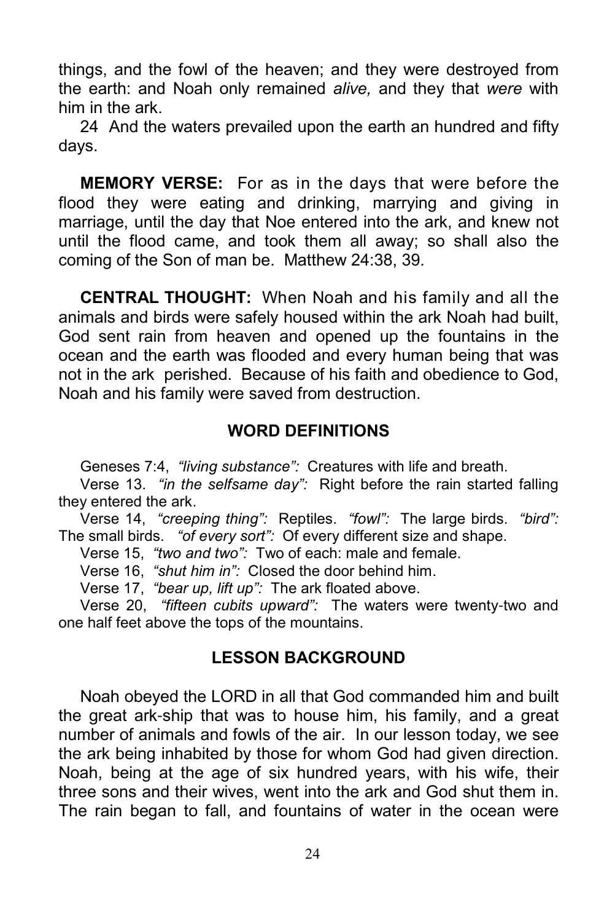things, and the fowl of the heaven; and they were destroyed from the earth: and Noah only remained *alive,* and they that *were* with him in the ark.

24 And the waters prevailed upon the earth an hundred and fifty days.

**MEMORY VERSE:** For as in the days that were before the flood they were eating and drinking, marrying and giving in marriage, until the day that Noe entered into the ark, and knew not until the flood came, and took them all away; so shall also the coming of the Son of man be. Matthew 24:38, 39.

**CENTRAL THOUGHT:** When Noah and his family and all the animals and birds were safely housed within the ark Noah had built, God sent rain from heaven and opened up the fountains in the ocean and the earth was flooded and every human being that was not in the ark perished. Because of his faith and obedience to God, Noah and his family were saved from destruction.

## WORD DEFINITIONS

Geneses 7:4, *"living substance":* Creatures with life and breath.

Verse 13. *"in the selfsame day":* Right before the rain started falling they entered the ark.

Verse 14, *"creeping thing":* Reptiles. *"fowl":* The large birds. *"bird":* The small birds. *"of every sort":* Of every different size and shape.

Verse 15, *"two and two":* Two of each: male and female.

Verse 16, *"shut him in":* Closed the door behind him.

Verse 17, *"bear up, lift up":* The ark floated above.

Verse 20, *"fifteen cubits upward":* The waters were twenty-two and one half feet above the tops of the mountains.

## LESSON BACKGROUND

Noah obeyed the LORD in all that God commanded him and built the great ark-ship that was to house him, his family, and a great number of animals and fowls of the air. In our lesson today, we see the ark being inhabited by those for whom God had given direction. Noah, being at the age of six hundred years, with his wife, their three sons and their wives, went into the ark and God shut them in. The rain began to fall, and fountains of water in the ocean were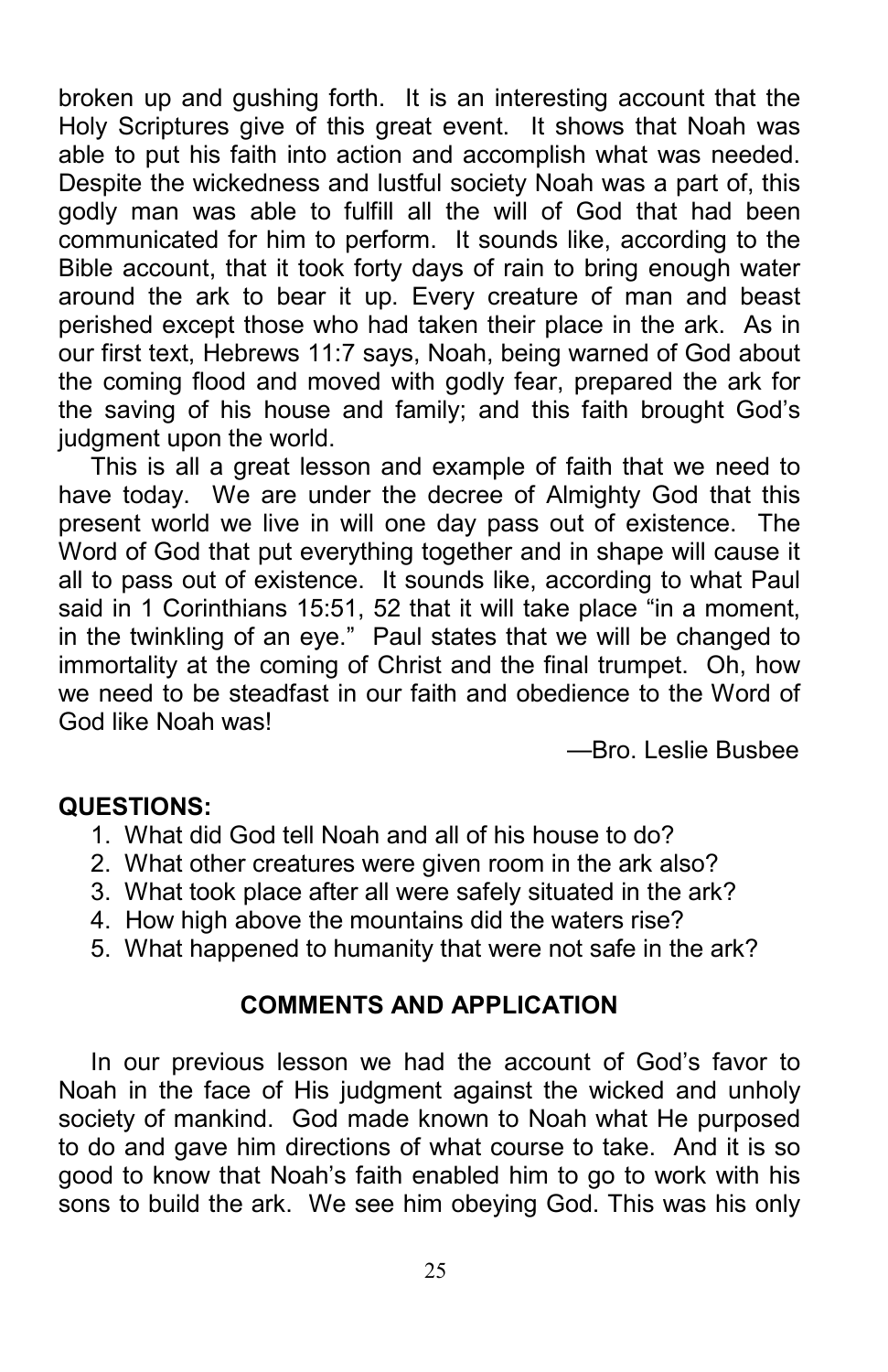broken up and gushing forth. It is an interesting account that the Holy Scriptures give of this great event. It shows that Noah was able to put his faith into action and accomplish what was needed. Despite the wickedness and lustful society Noah was a part of, this godly man was able to fulfill all the will of God that had been communicated for him to perform. It sounds like, according to the Bible account, that it took forty days of rain to bring enough water around the ark to bear it up. Every creature of man and beast perished except those who had taken their place in the ark. As in our first text, Hebrews 11:7 says, Noah, being warned of God about the coming flood and moved with godly fear, prepared the ark for the saving of his house and family; and this faith brought God's judgment upon the world.

This is all a great lesson and example of faith that we need to have today. We are under the decree of Almighty God that this present world we live in will one day pass out of existence. The Word of God that put everything together and in shape will cause it all to pass out of existence. It sounds like, according to what Paul said in 1 Corinthians 15:51, 52 that it will take place "in a moment, in the twinkling of an eye." Paul states that we will be changed to immortality at the coming of Christ and the final trumpet. Oh, how we need to be steadfast in our faith and obedience to the Word of God like Noah was!

—Bro. Leslie Busbee

**QUESTIONS:**

1. What did God tell Noah and all of his house to do?
2. What other creatures were given room in the ark also?
3. What took place after all were safely situated in the ark?
4. How high above the mountains did the waters rise?
5. What happened to humanity that were not safe in the ark?

## COMMENTS AND APPLICATION

In our previous lesson we had the account of God's favor to Noah in the face of His judgment against the wicked and unholy society of mankind. God made known to Noah what He purposed to do and gave him directions of what course to take. And it is so good to know that Noah's faith enabled him to go to work with his sons to build the ark. We see him obeying God. This was his only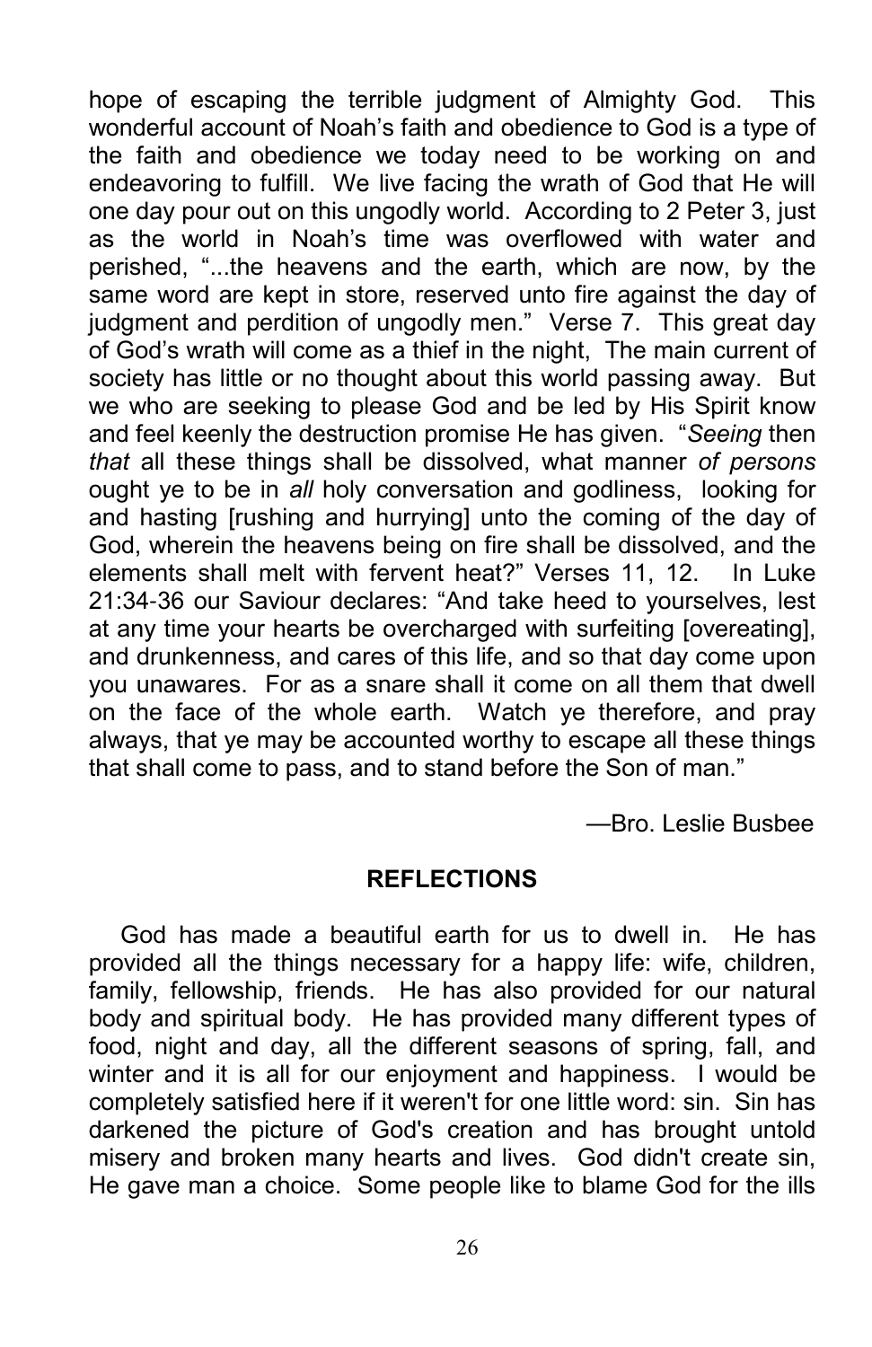hope of escaping the terrible judgment of Almighty God. This wonderful account of Noah's faith and obedience to God is a type of the faith and obedience we today need to be working on and endeavoring to fulfill. We live facing the wrath of God that He will one day pour out on this ungodly world. According to 2 Peter 3, just as the world in Noah's time was overflowed with water and perished, "...the heavens and the earth, which are now, by the same word are kept in store, reserved unto fire against the day of judgment and perdition of ungodly men." Verse 7. This great day of God's wrath will come as a thief in the night, The main current of society has little or no thought about this world passing away. But we who are seeking to please God and be led by His Spirit know and feel keenly the destruction promise He has given. "*Seeing* then *that* all these things shall be dissolved, what manner *of persons* ought ye to be in *all* holy conversation and godliness, looking for and hasting [rushing and hurrying] unto the coming of the day of God, wherein the heavens being on fire shall be dissolved, and the elements shall melt with fervent heat?" Verses 11, 12. In Luke 21:34-36 our Saviour declares: "And take heed to yourselves, lest at any time your hearts be overcharged with surfeiting [overeating], and drunkenness, and cares of this life, and so that day come upon you unawares. For as a snare shall it come on all them that dwell on the face of the whole earth. Watch ye therefore, and pray always, that ye may be accounted worthy to escape all these things that shall come to pass, and to stand before the Son of man."

—Bro. Leslie Busbee

## REFLECTIONS

God has made a beautiful earth for us to dwell in. He has provided all the things necessary for a happy life: wife, children, family, fellowship, friends. He has also provided for our natural body and spiritual body. He has provided many different types of food, night and day, all the different seasons of spring, fall, and winter and it is all for our enjoyment and happiness. I would be completely satisfied here if it weren't for one little word: sin. Sin has darkened the picture of God's creation and has brought untold misery and broken many hearts and lives. God didn't create sin, He gave man a choice. Some people like to blame God for the ills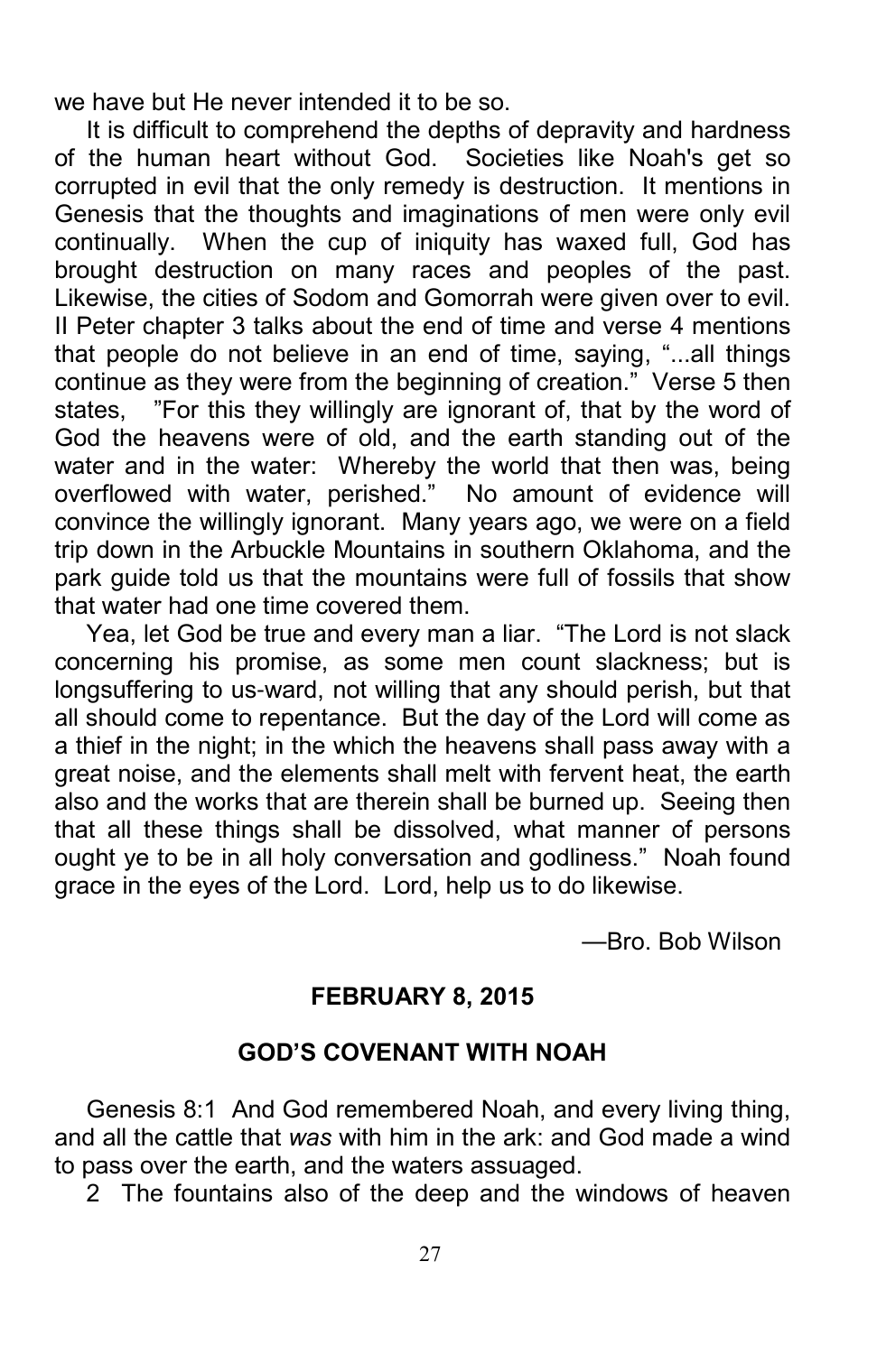we have but He never intended it to be so.

It is difficult to comprehend the depths of depravity and hardness of the human heart without God. Societies like Noah's get so corrupted in evil that the only remedy is destruction. It mentions in Genesis that the thoughts and imaginations of men were only evil continually. When the cup of iniquity has waxed full, God has brought destruction on many races and peoples of the past. Likewise, the cities of Sodom and Gomorrah were given over to evil. II Peter chapter 3 talks about the end of time and verse 4 mentions that people do not believe in an end of time, saying, "...all things continue as they were from the beginning of creation." Verse 5 then states, "For this they willingly are ignorant of, that by the word of God the heavens were of old, and the earth standing out of the water and in the water: Whereby the world that then was, being overflowed with water, perished." No amount of evidence will convince the willingly ignorant. Many years ago, we were on a field trip down in the Arbuckle Mountains in southern Oklahoma, and the park guide told us that the mountains were full of fossils that show that water had one time covered them.

Yea, let God be true and every man a liar. "The Lord is not slack concerning his promise, as some men count slackness; but is longsuffering to us-ward, not willing that any should perish, but that all should come to repentance. But the day of the Lord will come as a thief in the night; in the which the heavens shall pass away with a great noise, and the elements shall melt with fervent heat, the earth also and the works that are therein shall be burned up. Seeing then that all these things shall be dissolved, what manner of persons ought ye to be in all holy conversation and godliness." Noah found grace in the eyes of the Lord. Lord, help us to do likewise.

—Bro. Bob Wilson

## FEBRUARY 8, 2015

## GOD'S COVENANT WITH NOAH

Genesis 8:1 And God remembered Noah, and every living thing, and all the cattle that *was* with him in the ark: and God made a wind to pass over the earth, and the waters assuaged.

2 The fountains also of the deep and the windows of heaven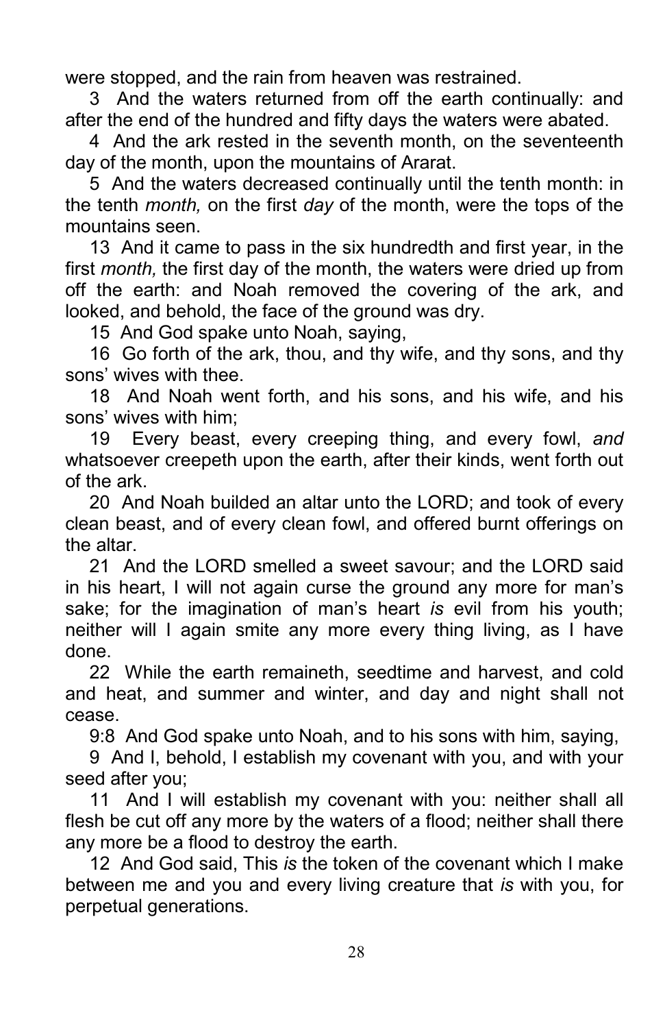were stopped, and the rain from heaven was restrained.

3 And the waters returned from off the earth continually: and after the end of the hundred and fifty days the waters were abated.

4 And the ark rested in the seventh month, on the seventeenth day of the month, upon the mountains of Ararat.

5 And the waters decreased continually until the tenth month: in the tenth *month,* on the first *day* of the month, were the tops of the mountains seen.

13 And it came to pass in the six hundredth and first year, in the first *month,* the first day of the month, the waters were dried up from off the earth: and Noah removed the covering of the ark, and looked, and behold, the face of the ground was dry.

15 And God spake unto Noah, saying,

16 Go forth of the ark, thou, and thy wife, and thy sons, and thy sons' wives with thee.

18 And Noah went forth, and his sons, and his wife, and his sons' wives with him;

19 Every beast, every creeping thing, and every fowl, *and* whatsoever creepeth upon the earth, after their kinds, went forth out of the ark.

20 And Noah builded an altar unto the LORD; and took of every clean beast, and of every clean fowl, and offered burnt offerings on the altar.

21 And the LORD smelled a sweet savour; and the LORD said in his heart, I will not again curse the ground any more for man's sake; for the imagination of man's heart *is* evil from his youth; neither will I again smite any more every thing living, as I have done.

22 While the earth remaineth, seedtime and harvest, and cold and heat, and summer and winter, and day and night shall not cease.

9:8 And God spake unto Noah, and to his sons with him, saying,

9 And I, behold, I establish my covenant with you, and with your seed after you;

11 And I will establish my covenant with you: neither shall all flesh be cut off any more by the waters of a flood; neither shall there any more be a flood to destroy the earth.

12 And God said, This *is* the token of the covenant which I make between me and you and every living creature that *is* with you, for perpetual generations.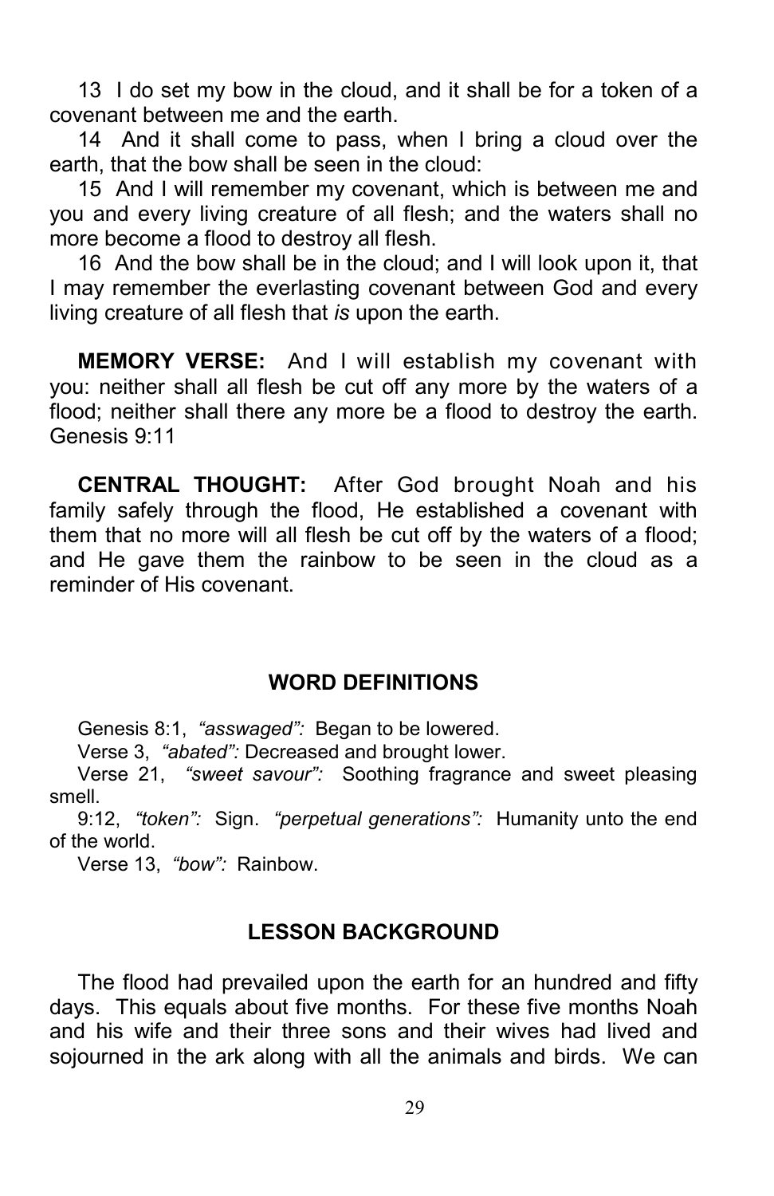13 I do set my bow in the cloud, and it shall be for a token of a covenant between me and the earth.

14 And it shall come to pass, when I bring a cloud over the earth, that the bow shall be seen in the cloud:

15 And I will remember my covenant, which is between me and you and every living creature of all flesh; and the waters shall no more become a flood to destroy all flesh.

16 And the bow shall be in the cloud; and I will look upon it, that I may remember the everlasting covenant between God and every living creature of all flesh that *is* upon the earth.

**MEMORY VERSE:** And I will establish my covenant with you: neither shall all flesh be cut off any more by the waters of a flood; neither shall there any more be a flood to destroy the earth. Genesis 9:11

**CENTRAL THOUGHT:** After God brought Noah and his family safely through the flood, He established a covenant with them that no more will all flesh be cut off by the waters of a flood; and He gave them the rainbow to be seen in the cloud as a reminder of His covenant.

## WORD DEFINITIONS

Genesis 8:1, *"asswaged":* Began to be lowered.

Verse 3, *"abated":* Decreased and brought lower.

Verse 21, *"sweet savour":* Soothing fragrance and sweet pleasing smell.

9:12, *"token":* Sign. *"perpetual generations":* Humanity unto the end of the world.

Verse 13, *"bow":* Rainbow.

## LESSON BACKGROUND

The flood had prevailed upon the earth for an hundred and fifty days. This equals about five months. For these five months Noah and his wife and their three sons and their wives had lived and sojourned in the ark along with all the animals and birds. We can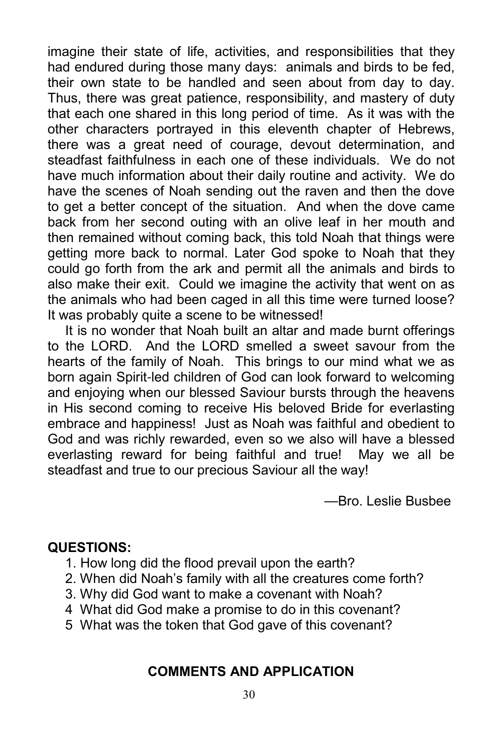imagine their state of life, activities, and responsibilities that they had endured during those many days: animals and birds to be fed, their own state to be handled and seen about from day to day. Thus, there was great patience, responsibility, and mastery of duty that each one shared in this long period of time. As it was with the other characters portrayed in this eleventh chapter of Hebrews, there was a great need of courage, devout determination, and steadfast faithfulness in each one of these individuals. We do not have much information about their daily routine and activity. We do have the scenes of Noah sending out the raven and then the dove to get a better concept of the situation. And when the dove came back from her second outing with an olive leaf in her mouth and then remained without coming back, this told Noah that things were getting more back to normal. Later God spoke to Noah that they could go forth from the ark and permit all the animals and birds to also make their exit. Could we imagine the activity that went on as the animals who had been caged in all this time were turned loose? It was probably quite a scene to be witnessed!

It is no wonder that Noah built an altar and made burnt offerings to the LORD. And the LORD smelled a sweet savour from the hearts of the family of Noah. This brings to our mind what we as born again Spirit-led children of God can look forward to welcoming and enjoying when our blessed Saviour bursts through the heavens in His second coming to receive His beloved Bride for everlasting embrace and happiness! Just as Noah was faithful and obedient to God and was richly rewarded, even so we also will have a blessed everlasting reward for being faithful and true! May we all be steadfast and true to our precious Saviour all the way!

—Bro. Leslie Busbee

**QUESTIONS:**

1. How long did the flood prevail upon the earth?
2. When did Noah's family with all the creatures come forth?
3. Why did God want to make a covenant with Noah?
4. What did God make a promise to do in this covenant?
5. What was the token that God gave of this covenant?

## COMMENTS AND APPLICATION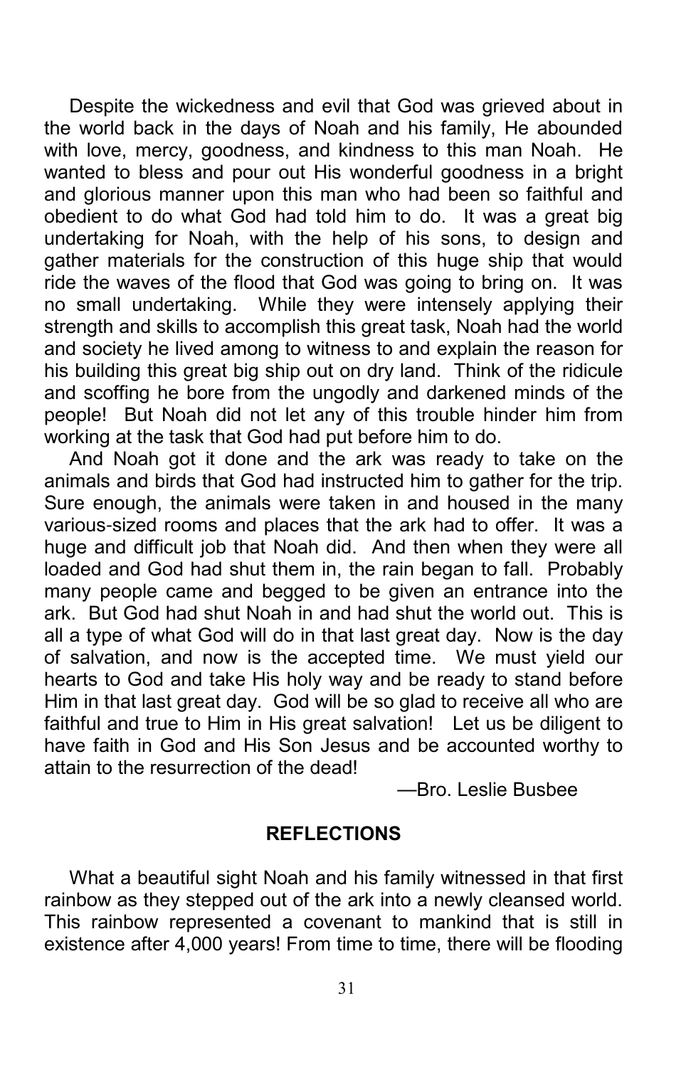Despite the wickedness and evil that God was grieved about in the world back in the days of Noah and his family, He abounded with love, mercy, goodness, and kindness to this man Noah. He wanted to bless and pour out His wonderful goodness in a bright and glorious manner upon this man who had been so faithful and obedient to do what God had told him to do. It was a great big undertaking for Noah, with the help of his sons, to design and gather materials for the construction of this huge ship that would ride the waves of the flood that God was going to bring on. It was no small undertaking. While they were intensely applying their strength and skills to accomplish this great task, Noah had the world and society he lived among to witness to and explain the reason for his building this great big ship out on dry land. Think of the ridicule and scoffing he bore from the ungodly and darkened minds of the people! But Noah did not let any of this trouble hinder him from working at the task that God had put before him to do.

And Noah got it done and the ark was ready to take on the animals and birds that God had instructed him to gather for the trip. Sure enough, the animals were taken in and housed in the many various-sized rooms and places that the ark had to offer. It was a huge and difficult job that Noah did. And then when they were all loaded and God had shut them in, the rain began to fall. Probably many people came and begged to be given an entrance into the ark. But God had shut Noah in and had shut the world out. This is all a type of what God will do in that last great day. Now is the day of salvation, and now is the accepted time. We must yield our hearts to God and take His holy way and be ready to stand before Him in that last great day. God will be so glad to receive all who are faithful and true to Him in His great salvation! Let us be diligent to have faith in God and His Son Jesus and be accounted worthy to attain to the resurrection of the dead!

—Bro. Leslie Busbee

## REFLECTIONS

What a beautiful sight Noah and his family witnessed in that first rainbow as they stepped out of the ark into a newly cleansed world. This rainbow represented a covenant to mankind that is still in existence after 4,000 years! From time to time, there will be flooding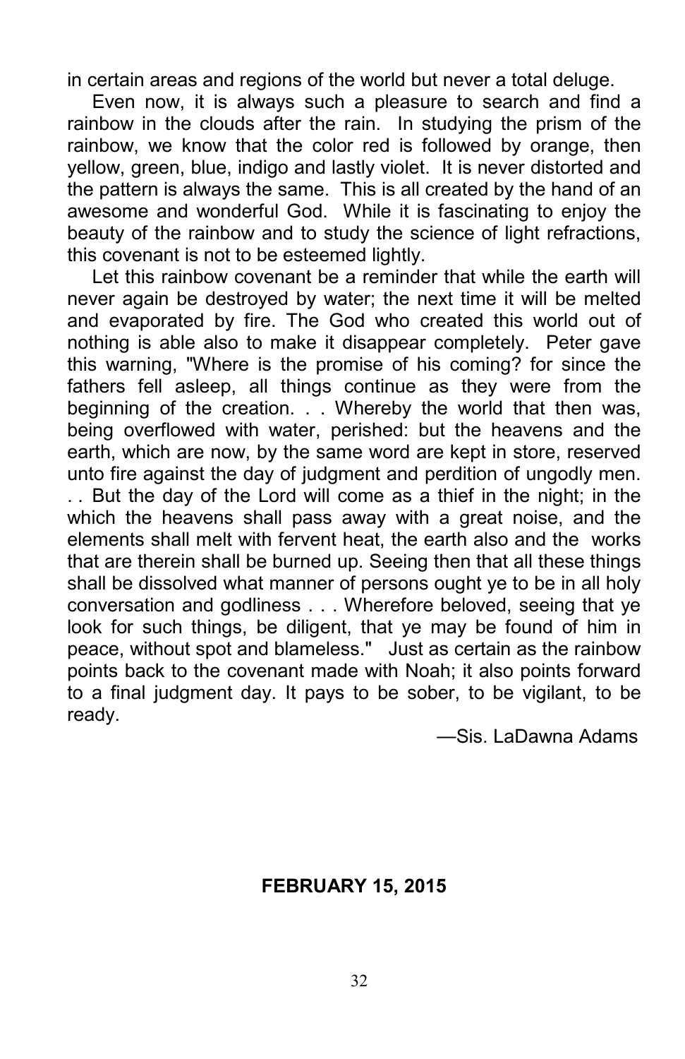in certain areas and regions of the world but never a total deluge.

Even now, it is always such a pleasure to search and find a rainbow in the clouds after the rain. In studying the prism of the rainbow, we know that the color red is followed by orange, then yellow, green, blue, indigo and lastly violet. It is never distorted and the pattern is always the same. This is all created by the hand of an awesome and wonderful God. While it is fascinating to enjoy the beauty of the rainbow and to study the science of light refractions, this covenant is not to be esteemed lightly.

Let this rainbow covenant be a reminder that while the earth will never again be destroyed by water; the next time it will be melted and evaporated by fire. The God who created this world out of nothing is able also to make it disappear completely. Peter gave this warning, "Where is the promise of his coming? for since the fathers fell asleep, all things continue as they were from the beginning of the creation. . . Whereby the world that then was, being overflowed with water, perished: but the heavens and the earth, which are now, by the same word are kept in store, reserved unto fire against the day of judgment and perdition of ungodly men. . . But the day of the Lord will come as a thief in the night; in the which the heavens shall pass away with a great noise, and the elements shall melt with fervent heat, the earth also and the works that are therein shall be burned up. Seeing then that all these things shall be dissolved what manner of persons ought ye to be in all holy conversation and godliness . . . Wherefore beloved, seeing that ye look for such things, be diligent, that ye may be found of him in peace, without spot and blameless." Just as certain as the rainbow points back to the covenant made with Noah; it also points forward to a final judgment day. It pays to be sober, to be vigilant, to be ready.

—Sis. LaDawna Adams

**FEBRUARY 15, 2015**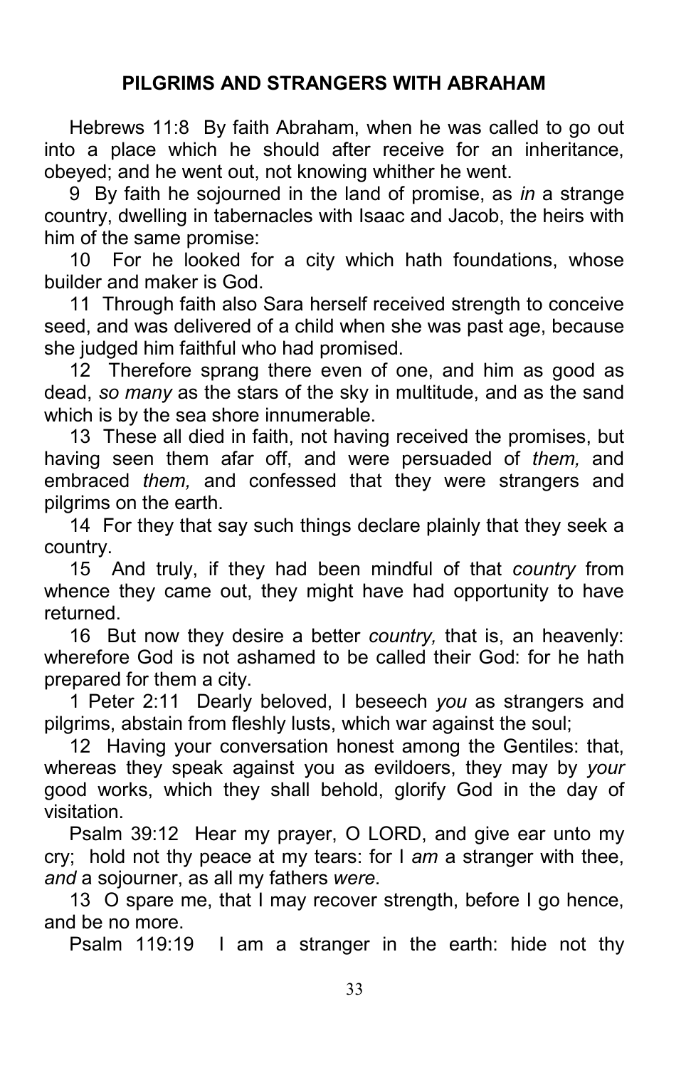## PILGRIMS AND STRANGERS WITH ABRAHAM

Hebrews 11:8 By faith Abraham, when he was called to go out into a place which he should after receive for an inheritance, obeyed; and he went out, not knowing whither he went.

9 By faith he sojourned in the land of promise, as *in* a strange country, dwelling in tabernacles with Isaac and Jacob, the heirs with him of the same promise:

10 For he looked for a city which hath foundations, whose builder and maker is God.

11 Through faith also Sara herself received strength to conceive seed, and was delivered of a child when she was past age, because she judged him faithful who had promised.

12 Therefore sprang there even of one, and him as good as dead, *so many* as the stars of the sky in multitude, and as the sand which is by the sea shore innumerable.

13 These all died in faith, not having received the promises, but having seen them afar off, and were persuaded of *them,* and embraced *them,* and confessed that they were strangers and pilgrims on the earth.

14 For they that say such things declare plainly that they seek a country.

15 And truly, if they had been mindful of that *country* from whence they came out, they might have had opportunity to have returned.

16 But now they desire a better *country,* that is, an heavenly: wherefore God is not ashamed to be called their God: for he hath prepared for them a city.

1 Peter 2:11 Dearly beloved, I beseech *you* as strangers and pilgrims, abstain from fleshly lusts, which war against the soul;

12 Having your conversation honest among the Gentiles: that, whereas they speak against you as evildoers, they may by *your* good works, which they shall behold, glorify God in the day of visitation.

Psalm 39:12 Hear my prayer, O LORD, and give ear unto my cry; hold not thy peace at my tears: for I *am* a stranger with thee, *and* a sojourner, as all my fathers *were*.

13 O spare me, that I may recover strength, before I go hence, and be no more.

Psalm 119:19 I am a stranger in the earth: hide not thy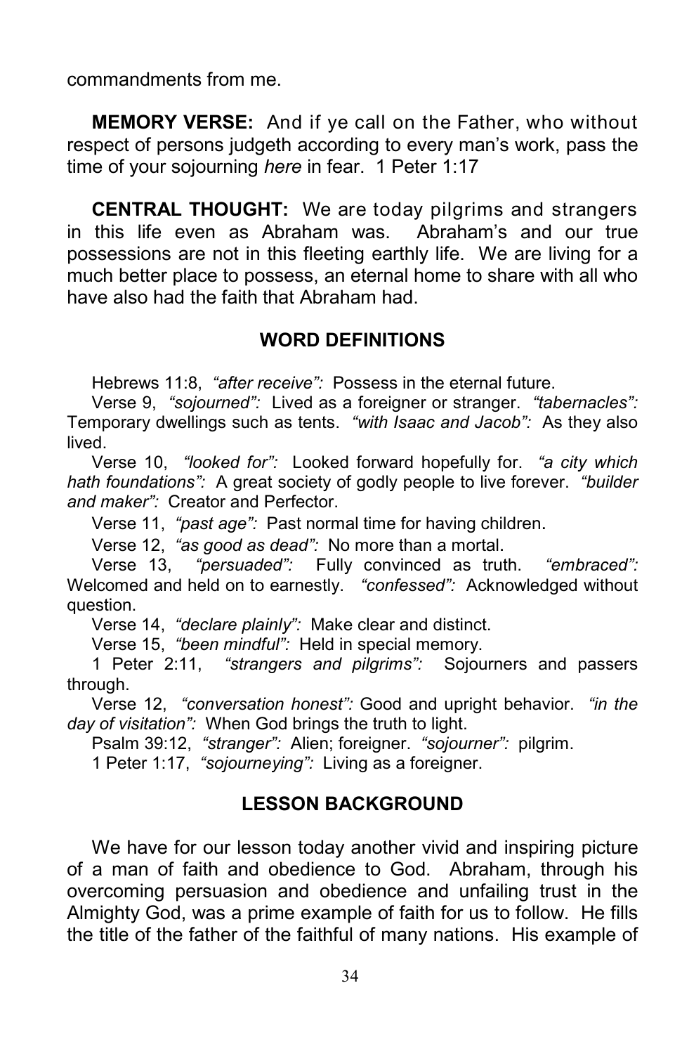commandments from me.

**MEMORY VERSE:** And if ye call on the Father, who without respect of persons judgeth according to every man's work, pass the time of your sojourning *here* in fear. 1 Peter 1:17

**CENTRAL THOUGHT:** We are today pilgrims and strangers in this life even as Abraham was. Abraham's and our true possessions are not in this fleeting earthly life. We are living for a much better place to possess, an eternal home to share with all who have also had the faith that Abraham had.

## WORD DEFINITIONS

Hebrews 11:8, *"after receive":* Possess in the eternal future.

Verse 9, *"sojourned":* Lived as a foreigner or stranger. *"tabernacles":* Temporary dwellings such as tents. *"with Isaac and Jacob":* As they also lived.

Verse 10, *"looked for":* Looked forward hopefully for. *"a city which hath foundations":* A great society of godly people to live forever. *"builder and maker":* Creator and Perfector.

Verse 11, *"past age":* Past normal time for having children.

Verse 12, *"as good as dead":* No more than a mortal.

Verse 13, *"persuaded":* Fully convinced as truth. *"embraced":* Welcomed and held on to earnestly. *"confessed":* Acknowledged without question.

Verse 14, *"declare plainly":* Make clear and distinct.

Verse 15, *"been mindful":* Held in special memory.

1 Peter 2:11, *"strangers and pilgrims":* Sojourners and passers through.

Verse 12, *"conversation honest":* Good and upright behavior. *"in the day of visitation":* When God brings the truth to light.

Psalm 39:12, *"stranger":* Alien; foreigner. *"sojourner":* pilgrim.

1 Peter 1:17, *"sojourneying":* Living as a foreigner.

## LESSON BACKGROUND

We have for our lesson today another vivid and inspiring picture of a man of faith and obedience to God. Abraham, through his overcoming persuasion and obedience and unfailing trust in the Almighty God, was a prime example of faith for us to follow. He fills the title of the father of the faithful of many nations. His example of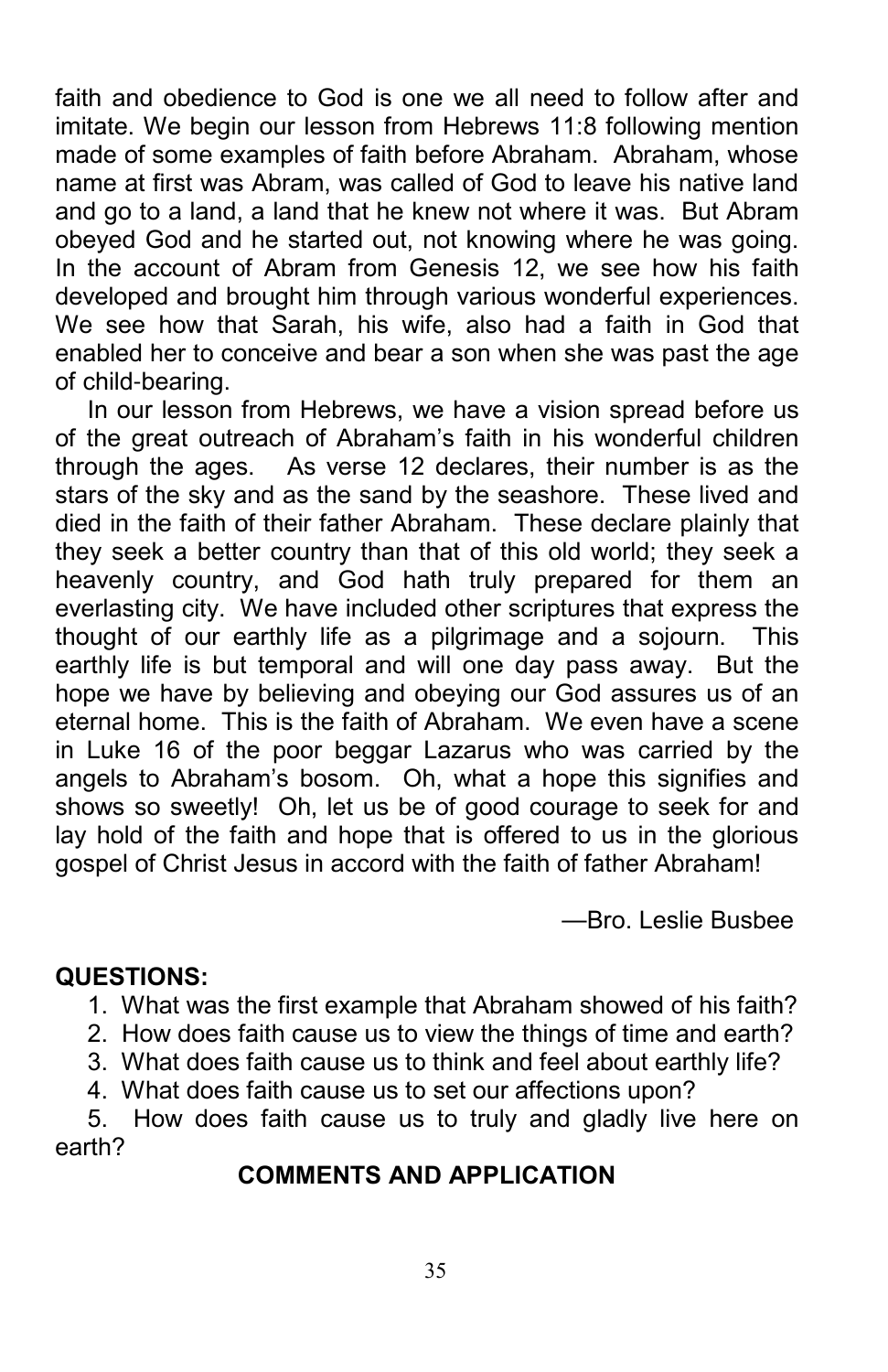faith and obedience to God is one we all need to follow after and imitate. We begin our lesson from Hebrews 11:8 following mention made of some examples of faith before Abraham. Abraham, whose name at first was Abram, was called of God to leave his native land and go to a land, a land that he knew not where it was. But Abram obeyed God and he started out, not knowing where he was going. In the account of Abram from Genesis 12, we see how his faith developed and brought him through various wonderful experiences. We see how that Sarah, his wife, also had a faith in God that enabled her to conceive and bear a son when she was past the age of child-bearing.

In our lesson from Hebrews, we have a vision spread before us of the great outreach of Abraham's faith in his wonderful children through the ages. As verse 12 declares, their number is as the stars of the sky and as the sand by the seashore. These lived and died in the faith of their father Abraham. These declare plainly that they seek a better country than that of this old world; they seek a heavenly country, and God hath truly prepared for them an everlasting city. We have included other scriptures that express the thought of our earthly life as a pilgrimage and a sojourn. This earthly life is but temporal and will one day pass away. But the hope we have by believing and obeying our God assures us of an eternal home. This is the faith of Abraham. We even have a scene in Luke 16 of the poor beggar Lazarus who was carried by the angels to Abraham's bosom. Oh, what a hope this signifies and shows so sweetly! Oh, let us be of good courage to seek for and lay hold of the faith and hope that is offered to us in the glorious gospel of Christ Jesus in accord with the faith of father Abraham!

—Bro. Leslie Busbee

**QUESTIONS:**

1. What was the first example that Abraham showed of his faith?
2. How does faith cause us to view the things of time and earth?
3. What does faith cause us to think and feel about earthly life?
4. What does faith cause us to set our affections upon?
5. How does faith cause us to truly and gladly live here on earth?

**COMMENTS AND APPLICATION**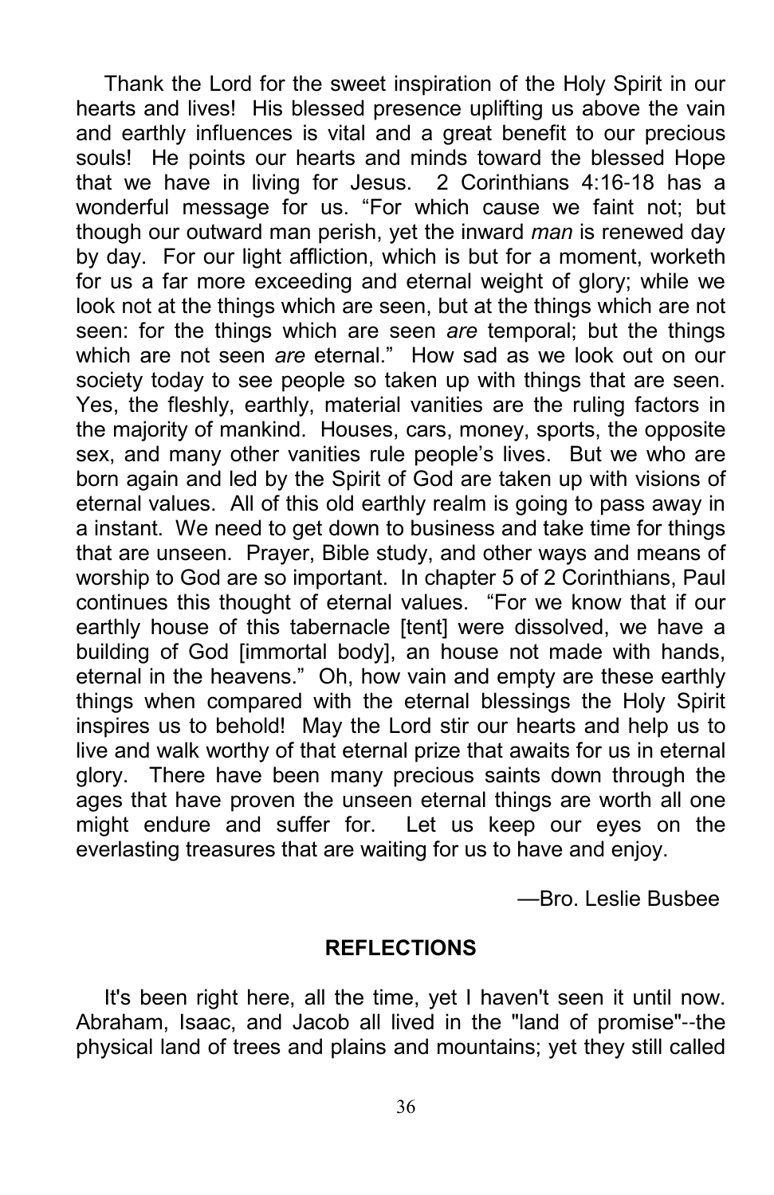Thank the Lord for the sweet inspiration of the Holy Spirit in our hearts and lives! His blessed presence uplifting us above the vain and earthly influences is vital and a great benefit to our precious souls! He points our hearts and minds toward the blessed Hope that we have in living for Jesus. 2 Corinthians 4:16-18 has a wonderful message for us. "For which cause we faint not; but though our outward man perish, yet the inward *man* is renewed day by day. For our light affliction, which is but for a moment, worketh for us a far more exceeding and eternal weight of glory; while we look not at the things which are seen, but at the things which are not seen: for the things which are seen *are* temporal; but the things which are not seen *are* eternal." How sad as we look out on our society today to see people so taken up with things that are seen. Yes, the fleshly, earthly, material vanities are the ruling factors in the majority of mankind. Houses, cars, money, sports, the opposite sex, and many other vanities rule people's lives. But we who are born again and led by the Spirit of God are taken up with visions of eternal values. All of this old earthly realm is going to pass away in a instant. We need to get down to business and take time for things that are unseen. Prayer, Bible study, and other ways and means of worship to God are so important. In chapter 5 of 2 Corinthians, Paul continues this thought of eternal values. "For we know that if our earthly house of this tabernacle [tent] were dissolved, we have a building of God [immortal body], an house not made with hands, eternal in the heavens." Oh, how vain and empty are these earthly things when compared with the eternal blessings the Holy Spirit inspires us to behold! May the Lord stir our hearts and help us to live and walk worthy of that eternal prize that awaits for us in eternal glory. There have been many precious saints down through the ages that have proven the unseen eternal things are worth all one might endure and suffer for. Let us keep our eyes on the everlasting treasures that are waiting for us to have and enjoy.

—Bro. Leslie Busbee

## REFLECTIONS

It's been right here, all the time, yet I haven't seen it until now. Abraham, Isaac, and Jacob all lived in the "land of promise"--the physical land of trees and plains and mountains; yet they still called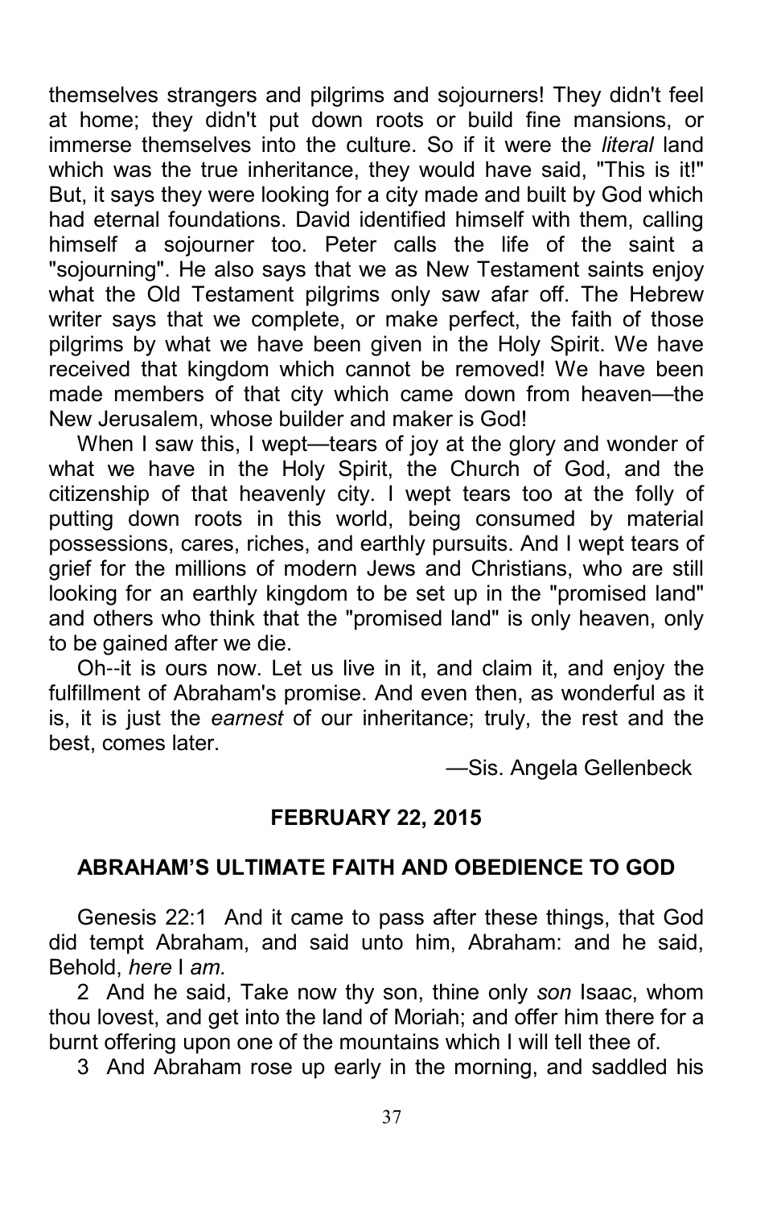themselves strangers and pilgrims and sojourners! They didn't feel at home; they didn't put down roots or build fine mansions, or immerse themselves into the culture. So if it were the *literal* land which was the true inheritance, they would have said, "This is it!" But, it says they were looking for a city made and built by God which had eternal foundations. David identified himself with them, calling himself a sojourner too. Peter calls the life of the saint a "sojourning". He also says that we as New Testament saints enjoy what the Old Testament pilgrims only saw afar off. The Hebrew writer says that we complete, or make perfect, the faith of those pilgrims by what we have been given in the Holy Spirit. We have received that kingdom which cannot be removed! We have been made members of that city which came down from heaven—the New Jerusalem, whose builder and maker is God!

When I saw this, I wept—tears of joy at the glory and wonder of what we have in the Holy Spirit, the Church of God, and the citizenship of that heavenly city. I wept tears too at the folly of putting down roots in this world, being consumed by material possessions, cares, riches, and earthly pursuits. And I wept tears of grief for the millions of modern Jews and Christians, who are still looking for an earthly kingdom to be set up in the "promised land" and others who think that the "promised land" is only heaven, only to be gained after we die.

Oh--it is ours now. Let us live in it, and claim it, and enjoy the fulfillment of Abraham's promise. And even then, as wonderful as it is, it is just the *earnest* of our inheritance; truly, the rest and the best, comes later.

—Sis. Angela Gellenbeck

**FEBRUARY 22, 2015**

**ABRAHAM'S ULTIMATE FAITH AND OBEDIENCE TO GOD**

Genesis 22:1 And it came to pass after these things, that God did tempt Abraham, and said unto him, Abraham: and he said, Behold, *here* I *am.*

2 And he said, Take now thy son, thine only *son* Isaac, whom thou lovest, and get into the land of Moriah; and offer him there for a burnt offering upon one of the mountains which I will tell thee of.

3 And Abraham rose up early in the morning, and saddled his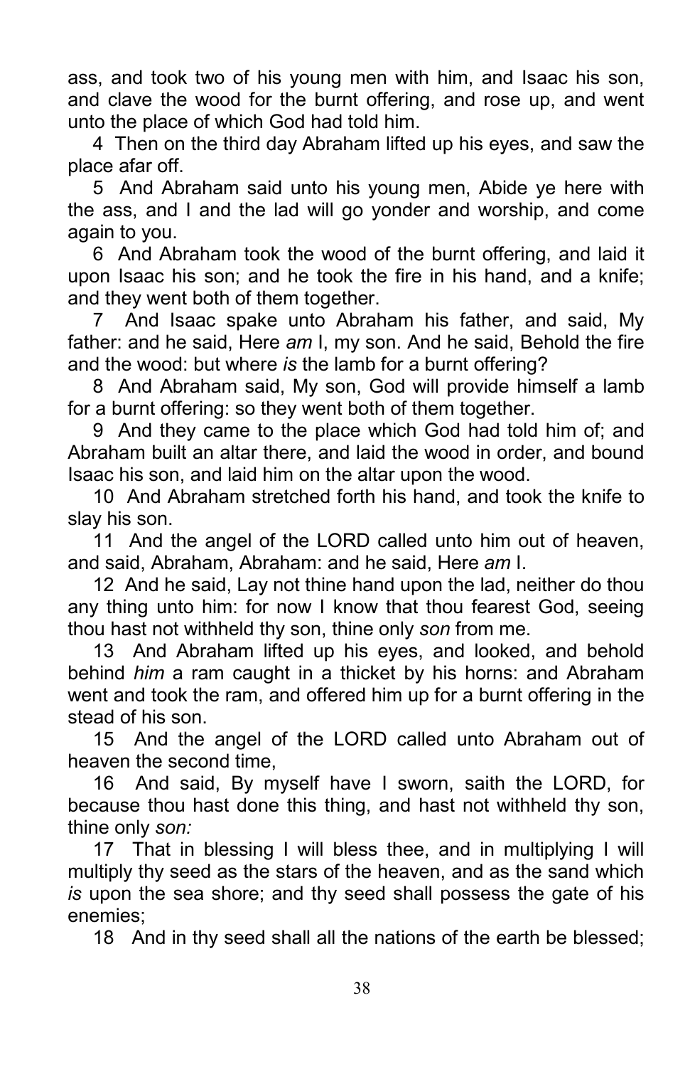ass, and took two of his young men with him, and Isaac his son, and clave the wood for the burnt offering, and rose up, and went unto the place of which God had told him.

4 Then on the third day Abraham lifted up his eyes, and saw the place afar off.

5 And Abraham said unto his young men, Abide ye here with the ass, and I and the lad will go yonder and worship, and come again to you.

6 And Abraham took the wood of the burnt offering, and laid it upon Isaac his son; and he took the fire in his hand, and a knife; and they went both of them together.

7 And Isaac spake unto Abraham his father, and said, My father: and he said, Here *am* I, my son. And he said, Behold the fire and the wood: but where *is* the lamb for a burnt offering?

8 And Abraham said, My son, God will provide himself a lamb for a burnt offering: so they went both of them together.

9 And they came to the place which God had told him of; and Abraham built an altar there, and laid the wood in order, and bound Isaac his son, and laid him on the altar upon the wood.

10 And Abraham stretched forth his hand, and took the knife to slay his son.

11 And the angel of the LORD called unto him out of heaven, and said, Abraham, Abraham: and he said, Here *am* I.

12 And he said, Lay not thine hand upon the lad, neither do thou any thing unto him: for now I know that thou fearest God, seeing thou hast not withheld thy son, thine only *son* from me.

13 And Abraham lifted up his eyes, and looked, and behold behind *him* a ram caught in a thicket by his horns: and Abraham went and took the ram, and offered him up for a burnt offering in the stead of his son.

15 And the angel of the LORD called unto Abraham out of heaven the second time,

16 And said, By myself have I sworn, saith the LORD, for because thou hast done this thing, and hast not withheld thy son, thine only *son:*

17 That in blessing I will bless thee, and in multiplying I will multiply thy seed as the stars of the heaven, and as the sand which *is* upon the sea shore; and thy seed shall possess the gate of his enemies;

18 And in thy seed shall all the nations of the earth be blessed;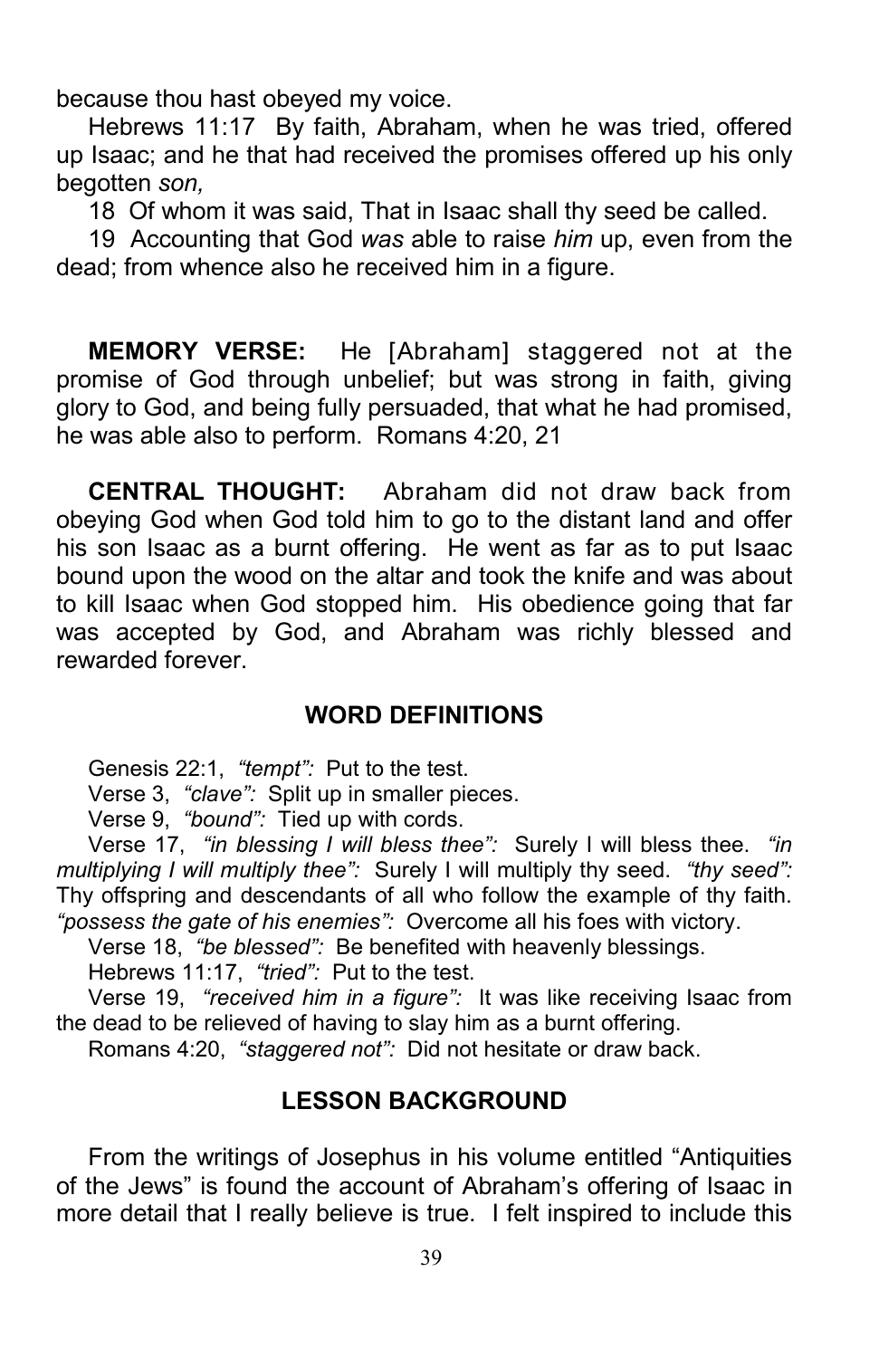because thou hast obeyed my voice.

Hebrews 11:17 By faith, Abraham, when he was tried, offered up Isaac; and he that had received the promises offered up his only begotten *son,*

18 Of whom it was said, That in Isaac shall thy seed be called.

19 Accounting that God *was* able to raise *him* up, even from the dead; from whence also he received him in a figure.

**MEMORY VERSE:** He [Abraham] staggered not at the promise of God through unbelief; but was strong in faith, giving glory to God, and being fully persuaded, that what he had promised, he was able also to perform. Romans 4:20, 21

**CENTRAL THOUGHT:** Abraham did not draw back from obeying God when God told him to go to the distant land and offer his son Isaac as a burnt offering. He went as far as to put Isaac bound upon the wood on the altar and took the knife and was about to kill Isaac when God stopped him. His obedience going that far was accepted by God, and Abraham was richly blessed and rewarded forever.

## WORD DEFINITIONS

Genesis 22:1, *"tempt":* Put to the test.

Verse 3, *"clave":* Split up in smaller pieces.

Verse 9, *"bound":* Tied up with cords.

Verse 17, *"in blessing I will bless thee":* Surely I will bless thee. *"in multiplying I will multiply thee":* Surely I will multiply thy seed. *"thy seed":* Thy offspring and descendants of all who follow the example of thy faith. *"possess the gate of his enemies":* Overcome all his foes with victory.

Verse 18, *"be blessed":* Be benefited with heavenly blessings.

Hebrews 11:17, *"tried":* Put to the test.

Verse 19, *"received him in a figure":* It was like receiving Isaac from the dead to be relieved of having to slay him as a burnt offering.

Romans 4:20, *"staggered not":* Did not hesitate or draw back.

## LESSON BACKGROUND

From the writings of Josephus in his volume entitled "Antiquities of the Jews" is found the account of Abraham's offering of Isaac in more detail that I really believe is true. I felt inspired to include this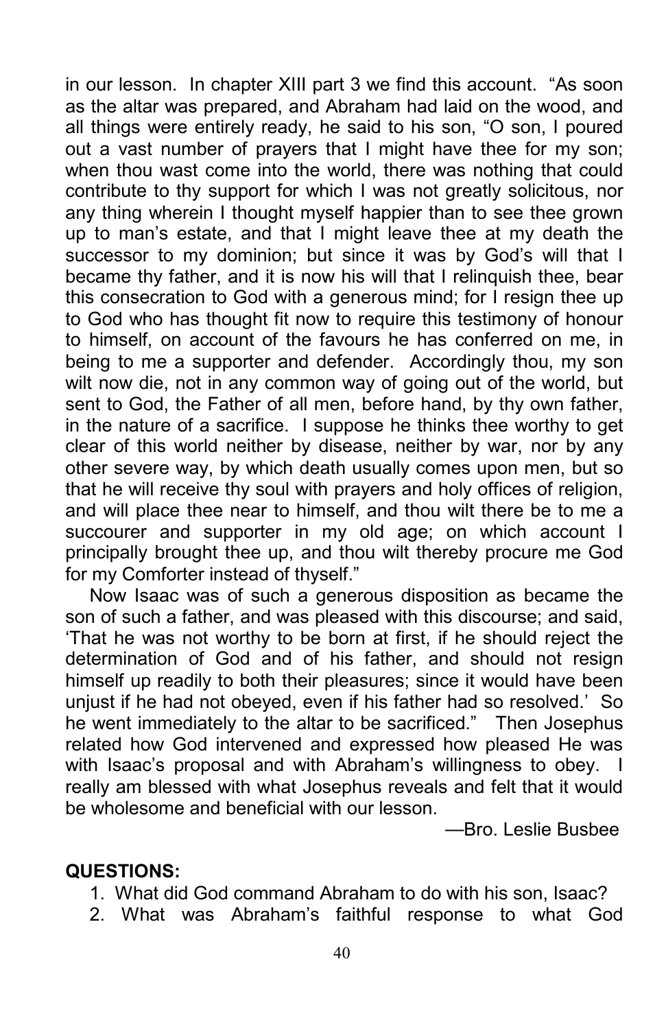in our lesson. In chapter XIII part 3 we find this account. "As soon as the altar was prepared, and Abraham had laid on the wood, and all things were entirely ready, he said to his son, "O son, I poured out a vast number of prayers that I might have thee for my son; when thou wast come into the world, there was nothing that could contribute to thy support for which I was not greatly solicitous, nor any thing wherein I thought myself happier than to see thee grown up to man's estate, and that I might leave thee at my death the successor to my dominion; but since it was by God's will that I became thy father, and it is now his will that I relinquish thee, bear this consecration to God with a generous mind; for I resign thee up to God who has thought fit now to require this testimony of honour to himself, on account of the favours he has conferred on me, in being to me a supporter and defender. Accordingly thou, my son wilt now die, not in any common way of going out of the world, but sent to God, the Father of all men, before hand, by thy own father, in the nature of a sacrifice. I suppose he thinks thee worthy to get clear of this world neither by disease, neither by war, nor by any other severe way, by which death usually comes upon men, but so that he will receive thy soul with prayers and holy offices of religion, and will place thee near to himself, and thou wilt there be to me a succourer and supporter in my old age; on which account I principally brought thee up, and thou wilt thereby procure me God for my Comforter instead of thyself."

Now Isaac was of such a generous disposition as became the son of such a father, and was pleased with this discourse; and said, 'That he was not worthy to be born at first, if he should reject the determination of God and of his father, and should not resign himself up readily to both their pleasures; since it would have been unjust if he had not obeyed, even if his father had so resolved.' So he went immediately to the altar to be sacrificed." Then Josephus related how God intervened and expressed how pleased He was with Isaac's proposal and with Abraham's willingness to obey. I really am blessed with what Josephus reveals and felt that it would be wholesome and beneficial with our lesson.

—Bro. Leslie Busbee

**QUESTIONS:**

1. What did God command Abraham to do with his son, Isaac?
2. What was Abraham's faithful response to what God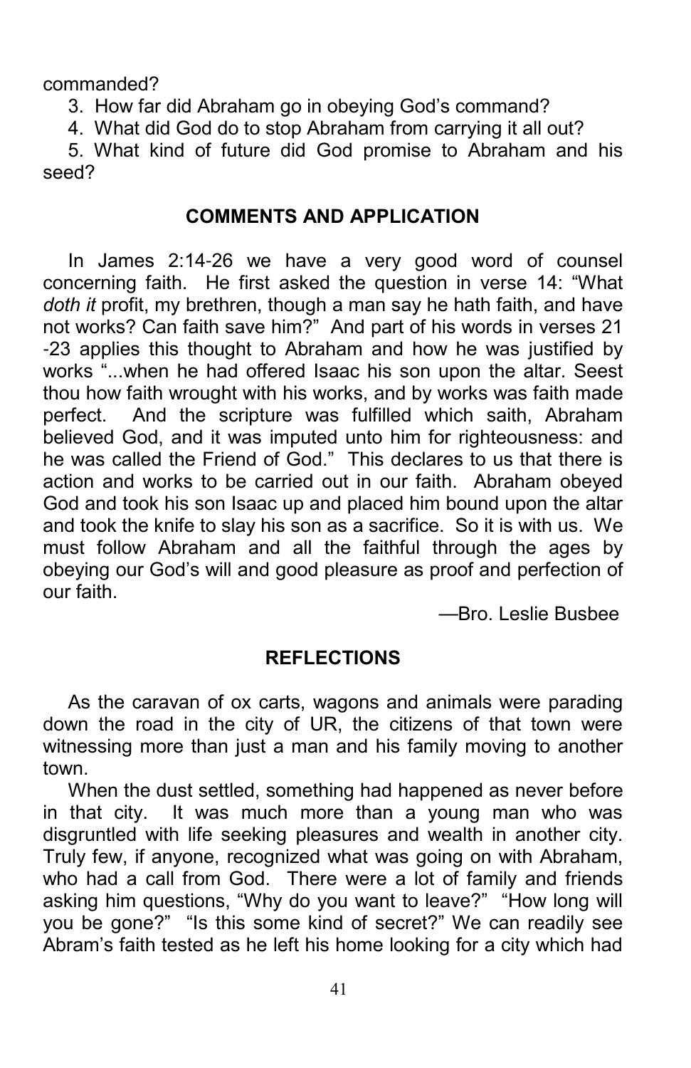commanded?

3. How far did Abraham go in obeying God's command?

4. What did God do to stop Abraham from carrying it all out?

5. What kind of future did God promise to Abraham and his seed?

## COMMENTS AND APPLICATION

In James 2:14-26 we have a very good word of counsel concerning faith. He first asked the question in verse 14: "What *doth it* profit, my brethren, though a man say he hath faith, and have not works? Can faith save him?" And part of his words in verses 21 -23 applies this thought to Abraham and how he was justified by works "...when he had offered Isaac his son upon the altar. Seest thou how faith wrought with his works, and by works was faith made perfect. And the scripture was fulfilled which saith, Abraham believed God, and it was imputed unto him for righteousness: and he was called the Friend of God." This declares to us that there is action and works to be carried out in our faith. Abraham obeyed God and took his son Isaac up and placed him bound upon the altar and took the knife to slay his son as a sacrifice. So it is with us. We must follow Abraham and all the faithful through the ages by obeying our God's will and good pleasure as proof and perfection of our faith.

—Bro. Leslie Busbee

## REFLECTIONS

As the caravan of ox carts, wagons and animals were parading down the road in the city of UR, the citizens of that town were witnessing more than just a man and his family moving to another town.

When the dust settled, something had happened as never before in that city. It was much more than a young man who was disgruntled with life seeking pleasures and wealth in another city. Truly few, if anyone, recognized what was going on with Abraham, who had a call from God. There were a lot of family and friends asking him questions, "Why do you want to leave?" "How long will you be gone?" "Is this some kind of secret?" We can readily see Abram's faith tested as he left his home looking for a city which had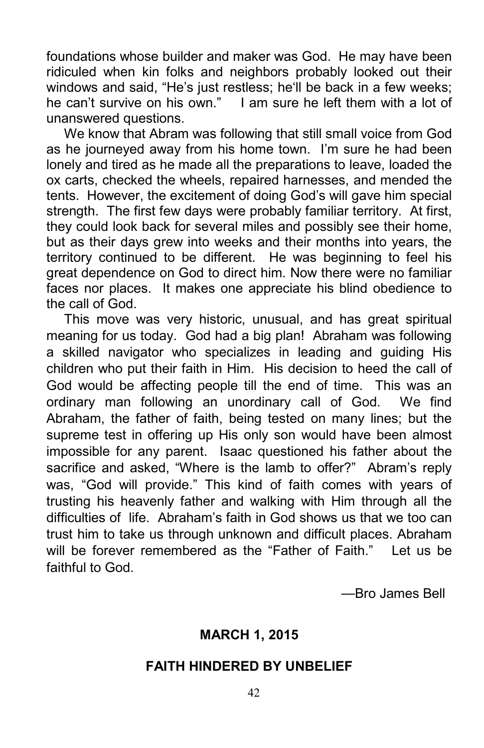foundations whose builder and maker was God. He may have been ridiculed when kin folks and neighbors probably looked out their windows and said, “He’s just restless; he‘ll be back in a few weeks; he can’t survive on his own.” I am sure he left them with a lot of unanswered questions.

We know that Abram was following that still small voice from God as he journeyed away from his home town. I’m sure he had been lonely and tired as he made all the preparations to leave, loaded the ox carts, checked the wheels, repaired harnesses, and mended the tents. However, the excitement of doing God’s will gave him special strength. The first few days were probably familiar territory. At first, they could look back for several miles and possibly see their home, but as their days grew into weeks and their months into years, the territory continued to be different. He was beginning to feel his great dependence on God to direct him. Now there were no familiar faces nor places. It makes one appreciate his blind obedience to the call of God.

This move was very historic, unusual, and has great spiritual meaning for us today. God had a big plan! Abraham was following a skilled navigator who specializes in leading and guiding His children who put their faith in Him. His decision to heed the call of God would be affecting people till the end of time. This was an ordinary man following an unordinary call of God. We find Abraham, the father of faith, being tested on many lines; but the supreme test in offering up His only son would have been almost impossible for any parent. Isaac questioned his father about the sacrifice and asked, “Where is the lamb to offer?” Abram’s reply was, “God will provide.” This kind of faith comes with years of trusting his heavenly father and walking with Him through all the difficulties of life. Abraham’s faith in God shows us that we too can trust him to take us through unknown and difficult places. Abraham will be forever remembered as the “Father of Faith.” Let us be faithful to God.

—Bro James Bell

**MARCH 1, 2015**

**FAITH HINDERED BY UNBELIEF**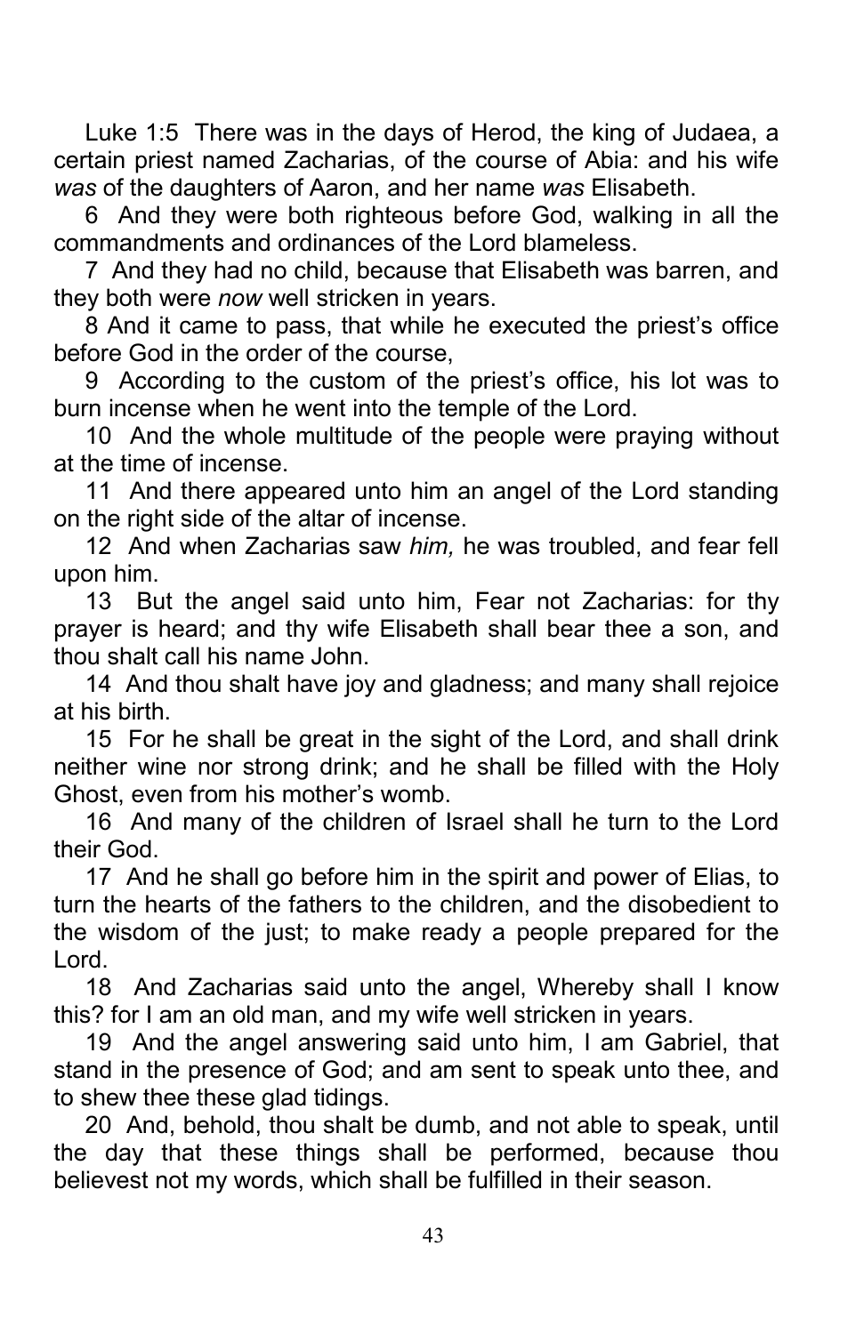Luke 1:5 There was in the days of Herod, the king of Judaea, a certain priest named Zacharias, of the course of Abia: and his wife *was* of the daughters of Aaron, and her name *was* Elisabeth.

6 And they were both righteous before God, walking in all the commandments and ordinances of the Lord blameless.

7 And they had no child, because that Elisabeth was barren, and they both were *now* well stricken in years.

8 And it came to pass, that while he executed the priest's office before God in the order of the course,

9 According to the custom of the priest's office, his lot was to burn incense when he went into the temple of the Lord.

10 And the whole multitude of the people were praying without at the time of incense.

11 And there appeared unto him an angel of the Lord standing on the right side of the altar of incense.

12 And when Zacharias saw *him,* he was troubled, and fear fell upon him.

13 But the angel said unto him, Fear not Zacharias: for thy prayer is heard; and thy wife Elisabeth shall bear thee a son, and thou shalt call his name John.

14 And thou shalt have joy and gladness; and many shall rejoice at his birth.

15 For he shall be great in the sight of the Lord, and shall drink neither wine nor strong drink; and he shall be filled with the Holy Ghost, even from his mother's womb.

16 And many of the children of Israel shall he turn to the Lord their God.

17 And he shall go before him in the spirit and power of Elias, to turn the hearts of the fathers to the children, and the disobedient to the wisdom of the just; to make ready a people prepared for the Lord.

18 And Zacharias said unto the angel, Whereby shall I know this? for I am an old man, and my wife well stricken in years.

19 And the angel answering said unto him, I am Gabriel, that stand in the presence of God; and am sent to speak unto thee, and to shew thee these glad tidings.

20 And, behold, thou shalt be dumb, and not able to speak, until the day that these things shall be performed, because thou believest not my words, which shall be fulfilled in their season.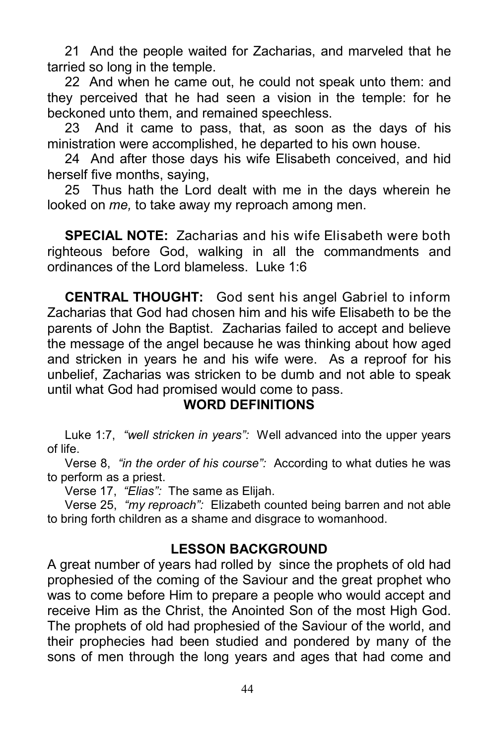21 And the people waited for Zacharias, and marveled that he tarried so long in the temple.

22 And when he came out, he could not speak unto them: and they perceived that he had seen a vision in the temple: for he beckoned unto them, and remained speechless.

23 And it came to pass, that, as soon as the days of his ministration were accomplished, he departed to his own house.

24 And after those days his wife Elisabeth conceived, and hid herself five months, saying,

25 Thus hath the Lord dealt with me in the days wherein he looked on *me,* to take away my reproach among men.

**SPECIAL NOTE:** Zacharias and his wife Elisabeth were both righteous before God, walking in all the commandments and ordinances of the Lord blameless. Luke 1:6

**CENTRAL THOUGHT:** God sent his angel Gabriel to inform Zacharias that God had chosen him and his wife Elisabeth to be the parents of John the Baptist. Zacharias failed to accept and believe the message of the angel because he was thinking about how aged and stricken in years he and his wife were. As a reproof for his unbelief, Zacharias was stricken to be dumb and not able to speak until what God had promised would come to pass.

## WORD DEFINITIONS

Luke 1:7, *"well stricken in years":* Well advanced into the upper years of life.

Verse 8, *"in the order of his course":* According to what duties he was to perform as a priest.

Verse 17, *"Elias":* The same as Elijah.

Verse 25, *"my reproach":* Elizabeth counted being barren and not able to bring forth children as a shame and disgrace to womanhood.

## LESSON BACKGROUND

A great number of years had rolled by since the prophets of old had prophesied of the coming of the Saviour and the great prophet who was to come before Him to prepare a people who would accept and receive Him as the Christ, the Anointed Son of the most High God. The prophets of old had prophesied of the Saviour of the world, and their prophecies had been studied and pondered by many of the sons of men through the long years and ages that had come and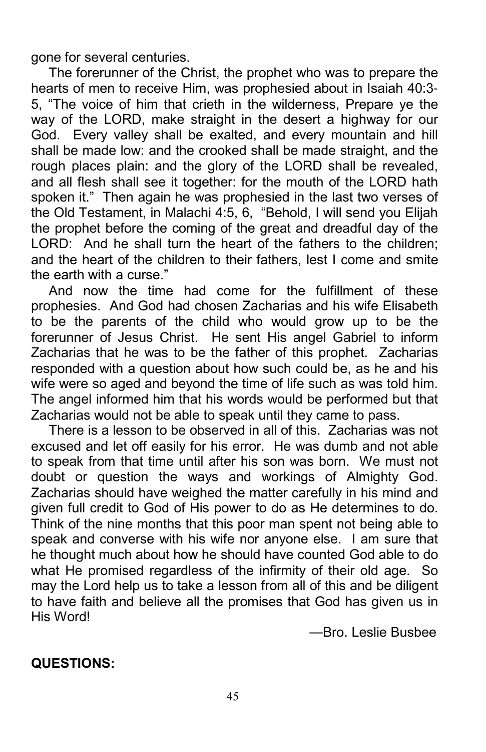gone for several centuries.

The forerunner of the Christ, the prophet who was to prepare the hearts of men to receive Him, was prophesied about in Isaiah 40:3-5, "The voice of him that crieth in the wilderness, Prepare ye the way of the LORD, make straight in the desert a highway for our God. Every valley shall be exalted, and every mountain and hill shall be made low: and the crooked shall be made straight, and the rough places plain: and the glory of the LORD shall be revealed, and all flesh shall see it together: for the mouth of the LORD hath spoken it." Then again he was prophesied in the last two verses of the Old Testament, in Malachi 4:5, 6, "Behold, I will send you Elijah the prophet before the coming of the great and dreadful day of the LORD: And he shall turn the heart of the fathers to the children; and the heart of the children to their fathers, lest I come and smite the earth with a curse."

And now the time had come for the fulfillment of these prophesies. And God had chosen Zacharias and his wife Elisabeth to be the parents of the child who would grow up to be the forerunner of Jesus Christ. He sent His angel Gabriel to inform Zacharias that he was to be the father of this prophet. Zacharias responded with a question about how such could be, as he and his wife were so aged and beyond the time of life such as was told him. The angel informed him that his words would be performed but that Zacharias would not be able to speak until they came to pass.

There is a lesson to be observed in all of this. Zacharias was not excused and let off easily for his error. He was dumb and not able to speak from that time until after his son was born. We must not doubt or question the ways and workings of Almighty God. Zacharias should have weighed the matter carefully in his mind and given full credit to God of His power to do as He determines to do. Think of the nine months that this poor man spent not being able to speak and converse with his wife nor anyone else. I am sure that he thought much about how he should have counted God able to do what He promised regardless of the infirmity of their old age. So may the Lord help us to take a lesson from all of this and be diligent to have faith and believe all the promises that God has given us in His Word!

—Bro. Leslie Busbee

**QUESTIONS:**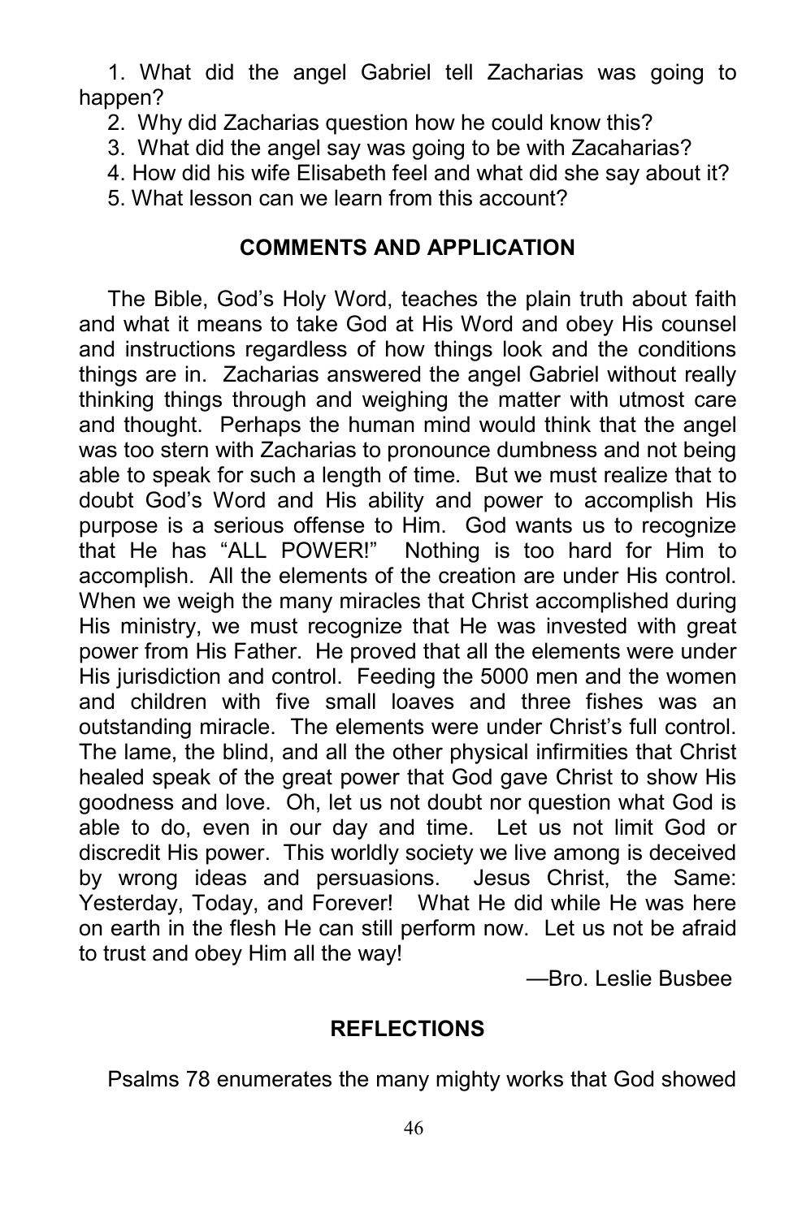1. What did the angel Gabriel tell Zacharias was going to happen?
2. Why did Zacharias question how he could know this?
3. What did the angel say was going to be with Zacaharias?
4. How did his wife Elisabeth feel and what did she say about it?
5. What lesson can we learn from this account?

## COMMENTS AND APPLICATION

The Bible, God's Holy Word, teaches the plain truth about faith and what it means to take God at His Word and obey His counsel and instructions regardless of how things look and the conditions things are in. Zacharias answered the angel Gabriel without really thinking things through and weighing the matter with utmost care and thought. Perhaps the human mind would think that the angel was too stern with Zacharias to pronounce dumbness and not being able to speak for such a length of time. But we must realize that to doubt God's Word and His ability and power to accomplish His purpose is a serious offense to Him. God wants us to recognize that He has "ALL POWER!" Nothing is too hard for Him to accomplish. All the elements of the creation are under His control. When we weigh the many miracles that Christ accomplished during His ministry, we must recognize that He was invested with great power from His Father. He proved that all the elements were under His jurisdiction and control. Feeding the 5000 men and the women and children with five small loaves and three fishes was an outstanding miracle. The elements were under Christ's full control. The lame, the blind, and all the other physical infirmities that Christ healed speak of the great power that God gave Christ to show His goodness and love. Oh, let us not doubt nor question what God is able to do, even in our day and time. Let us not limit God or discredit His power. This worldly society we live among is deceived by wrong ideas and persuasions. Jesus Christ, the Same: Yesterday, Today, and Forever! What He did while He was here on earth in the flesh He can still perform now. Let us not be afraid to trust and obey Him all the way!

—Bro. Leslie Busbee

## REFLECTIONS

Psalms 78 enumerates the many mighty works that God showed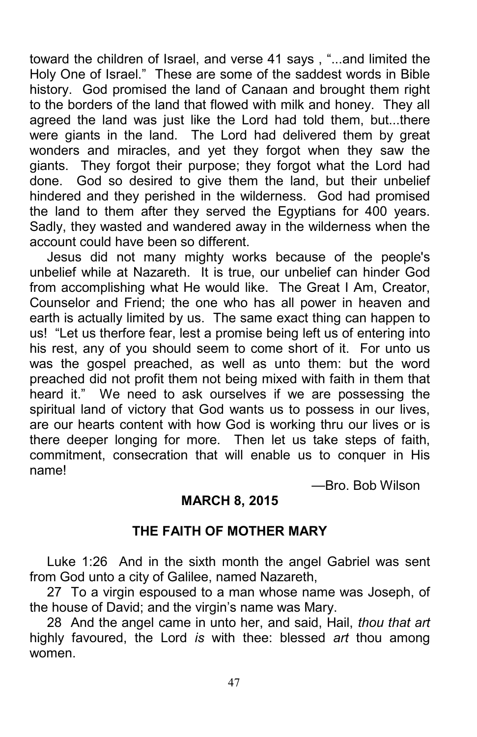toward the children of Israel, and verse 41 says , "...and limited the Holy One of Israel." These are some of the saddest words in Bible history. God promised the land of Canaan and brought them right to the borders of the land that flowed with milk and honey. They all agreed the land was just like the Lord had told them, but...there were giants in the land. The Lord had delivered them by great wonders and miracles, and yet they forgot when they saw the giants. They forgot their purpose; they forgot what the Lord had done. God so desired to give them the land, but their unbelief hindered and they perished in the wilderness. God had promised the land to them after they served the Egyptians for 400 years. Sadly, they wasted and wandered away in the wilderness when the account could have been so different.

Jesus did not many mighty works because of the people's unbelief while at Nazareth. It is true, our unbelief can hinder God from accomplishing what He would like. The Great I Am, Creator, Counselor and Friend; the one who has all power in heaven and earth is actually limited by us. The same exact thing can happen to us! "Let us therfore fear, lest a promise being left us of entering into his rest, any of you should seem to come short of it. For unto us was the gospel preached, as well as unto them: but the word preached did not profit them not being mixed with faith in them that heard it." We need to ask ourselves if we are possessing the spiritual land of victory that God wants us to possess in our lives, are our hearts content with how God is working thru our lives or is there deeper longing for more. Then let us take steps of faith, commitment, consecration that will enable us to conquer in His name!

—Bro. Bob Wilson

**MARCH 8, 2015**

## THE FAITH OF MOTHER MARY

Luke 1:26 And in the sixth month the angel Gabriel was sent from God unto a city of Galilee, named Nazareth,

27 To a virgin espoused to a man whose name was Joseph, of the house of David; and the virgin's name was Mary.

28 And the angel came in unto her, and said, Hail, *thou that art* highly favoured, the Lord *is* with thee: blessed *art* thou among women.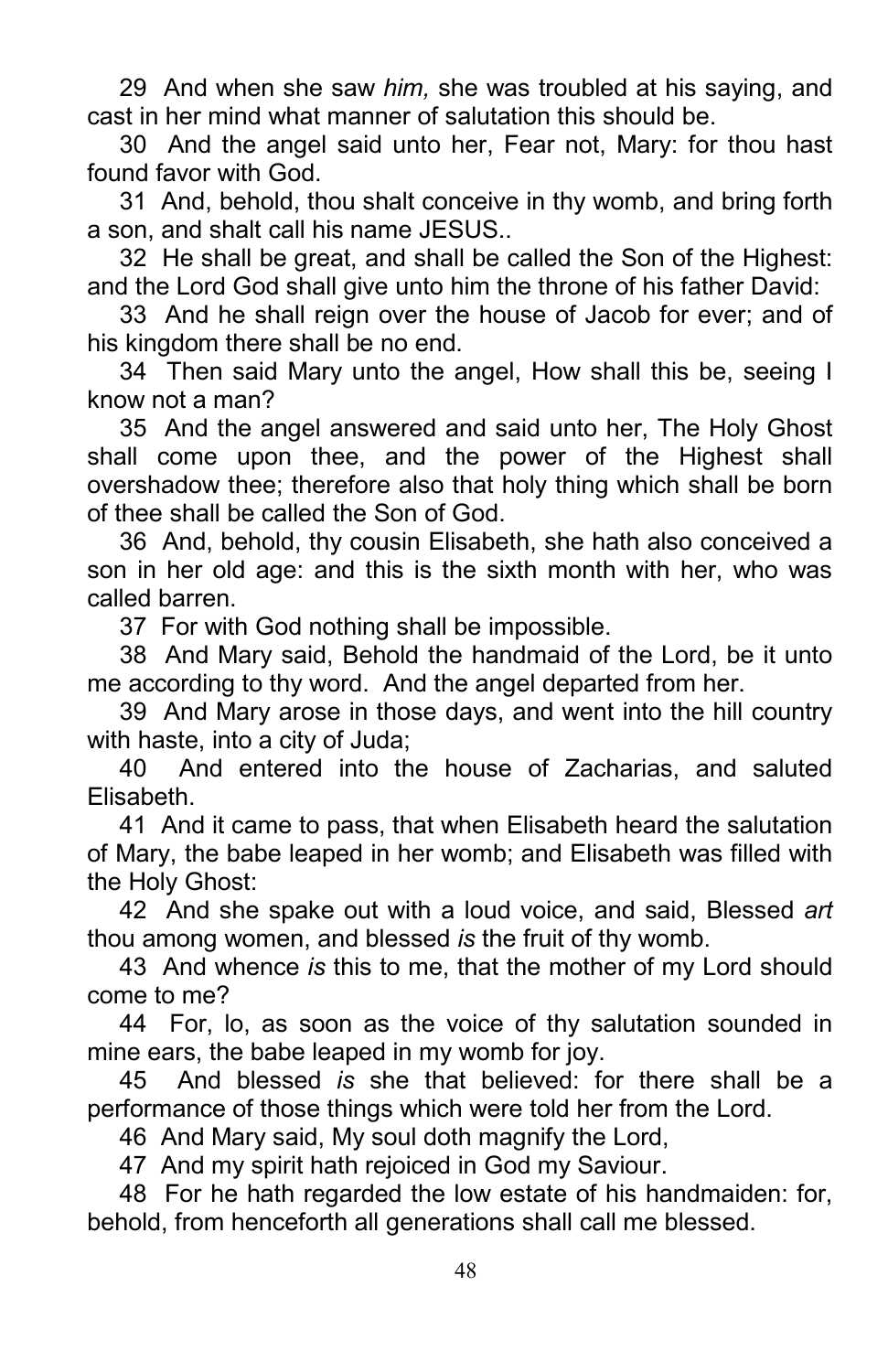29 And when she saw *him,* she was troubled at his saying, and cast in her mind what manner of salutation this should be.

30 And the angel said unto her, Fear not, Mary: for thou hast found favor with God.

31 And, behold, thou shalt conceive in thy womb, and bring forth a son, and shalt call his name JESUS..

32 He shall be great, and shall be called the Son of the Highest: and the Lord God shall give unto him the throne of his father David:

33 And he shall reign over the house of Jacob for ever; and of his kingdom there shall be no end.

34 Then said Mary unto the angel, How shall this be, seeing I know not a man?

35 And the angel answered and said unto her, The Holy Ghost shall come upon thee, and the power of the Highest shall overshadow thee; therefore also that holy thing which shall be born of thee shall be called the Son of God.

36 And, behold, thy cousin Elisabeth, she hath also conceived a son in her old age: and this is the sixth month with her, who was called barren.

37 For with God nothing shall be impossible.

38 And Mary said, Behold the handmaid of the Lord, be it unto me according to thy word. And the angel departed from her.

39 And Mary arose in those days, and went into the hill country with haste, into a city of Juda;

40 And entered into the house of Zacharias, and saluted Elisabeth.

41 And it came to pass, that when Elisabeth heard the salutation of Mary, the babe leaped in her womb; and Elisabeth was filled with the Holy Ghost:

42 And she spake out with a loud voice, and said, Blessed *art* thou among women, and blessed *is* the fruit of thy womb.

43 And whence *is* this to me, that the mother of my Lord should come to me?

44 For, lo, as soon as the voice of thy salutation sounded in mine ears, the babe leaped in my womb for joy.

45 And blessed *is* she that believed: for there shall be a performance of those things which were told her from the Lord.

46 And Mary said, My soul doth magnify the Lord,

47 And my spirit hath rejoiced in God my Saviour.

48 For he hath regarded the low estate of his handmaiden: for, behold, from henceforth all generations shall call me blessed.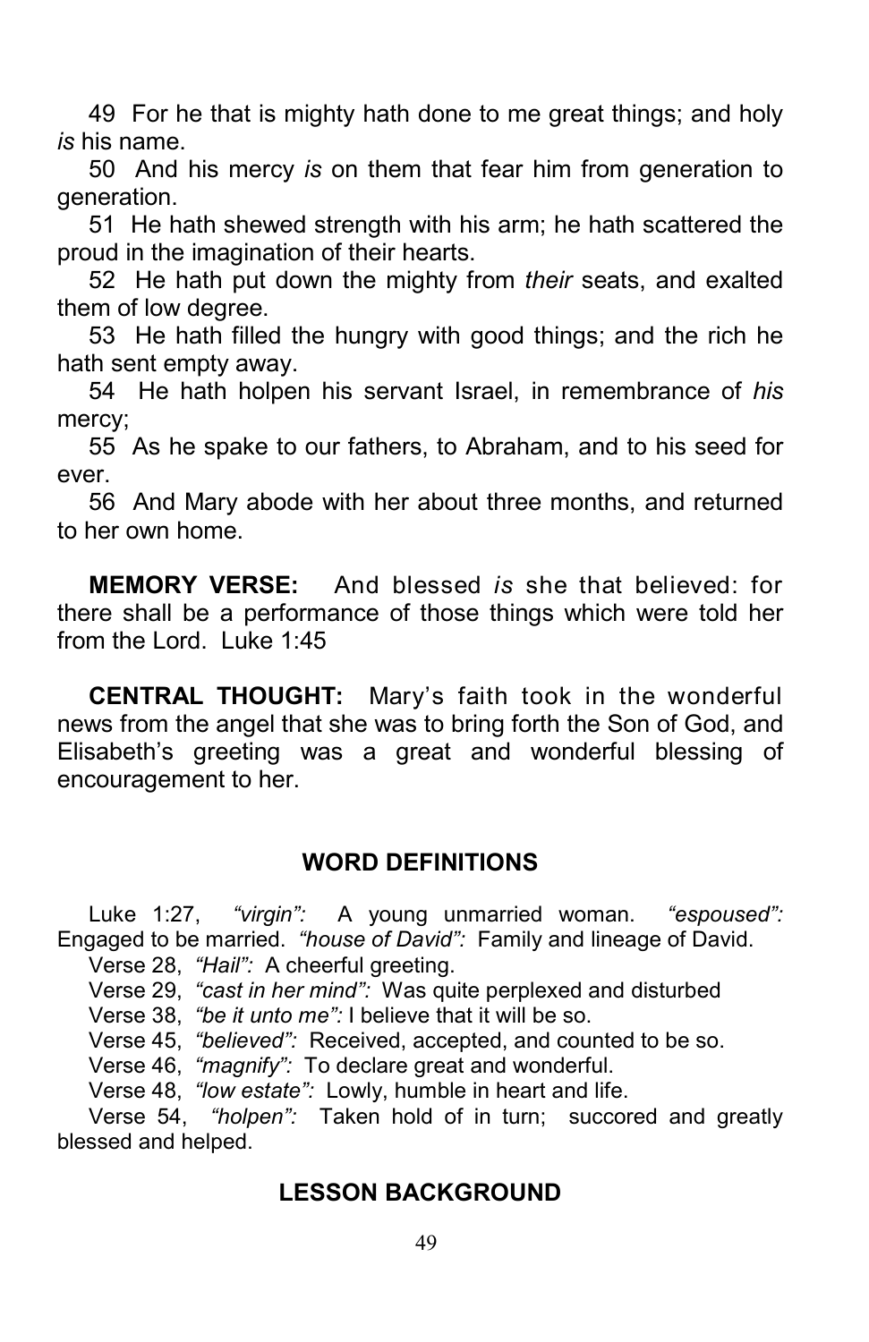49 For he that is mighty hath done to me great things; and holy *is* his name.

50 And his mercy *is* on them that fear him from generation to generation.

51 He hath shewed strength with his arm; he hath scattered the proud in the imagination of their hearts.

52 He hath put down the mighty from *their* seats, and exalted them of low degree.

53 He hath filled the hungry with good things; and the rich he hath sent empty away.

54 He hath holpen his servant Israel, in remembrance of *his* mercy;

55 As he spake to our fathers, to Abraham, and to his seed for ever.

56 And Mary abode with her about three months, and returned to her own home.

**MEMORY VERSE:** And blessed *is* she that believed: for there shall be a performance of those things which were told her from the Lord. Luke 1:45

**CENTRAL THOUGHT:** Mary's faith took in the wonderful news from the angel that she was to bring forth the Son of God, and Elisabeth's greeting was a great and wonderful blessing of encouragement to her.

## WORD DEFINITIONS

Luke 1:27, *"virgin":* A young unmarried woman. *"espoused":* Engaged to be married. *"house of David":* Family and lineage of David.

Verse 28, *"Hail":* A cheerful greeting.

Verse 29, *"cast in her mind":* Was quite perplexed and disturbed

Verse 38, *"be it unto me":* I believe that it will be so.

Verse 45, *"believed":* Received, accepted, and counted to be so.

Verse 46, *"magnify":* To declare great and wonderful.

Verse 48, *"low estate":* Lowly, humble in heart and life.

Verse 54, *"holpen":* Taken hold of in turn; succored and greatly blessed and helped.

## LESSON BACKGROUND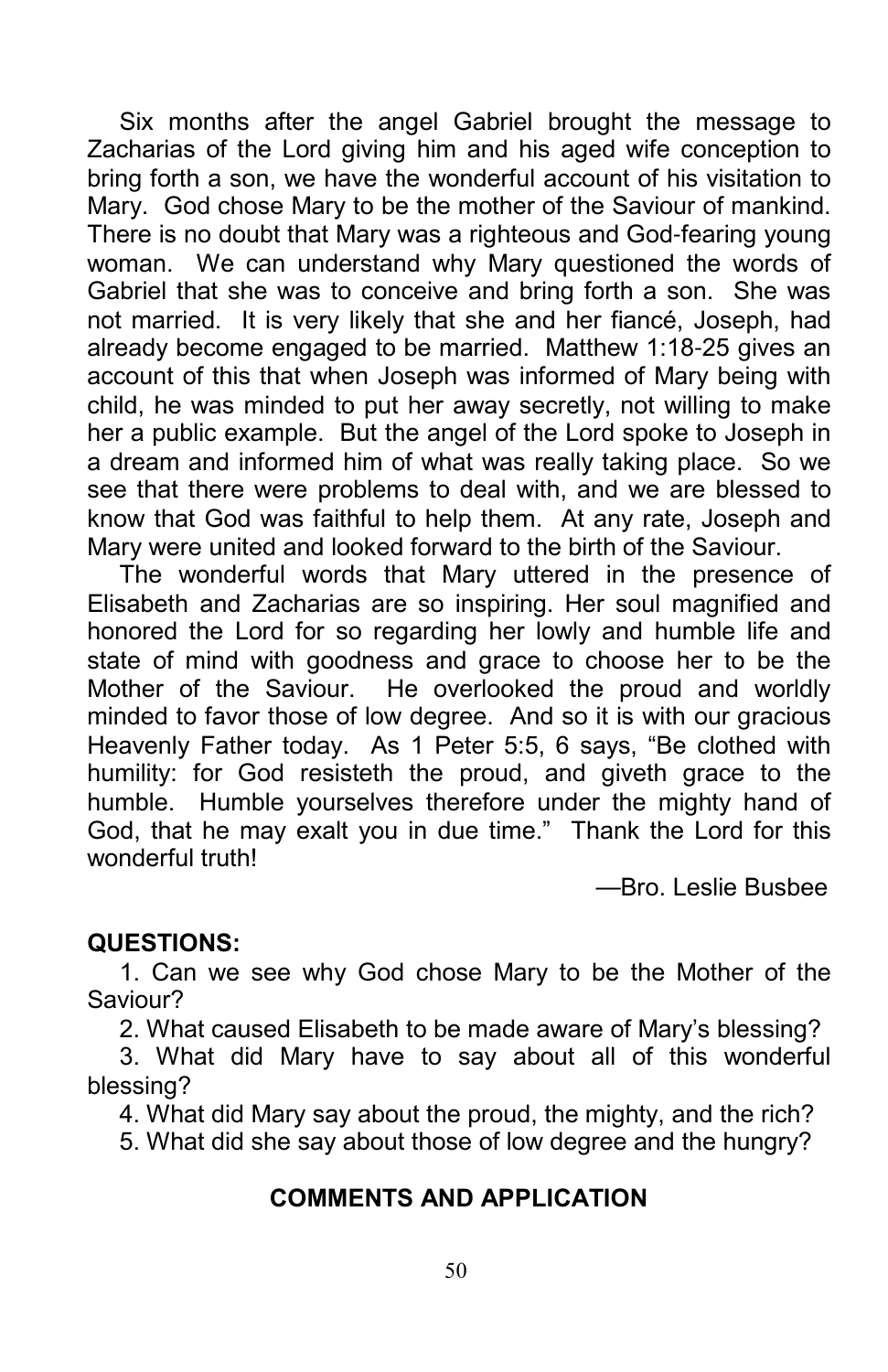Six months after the angel Gabriel brought the message to Zacharias of the Lord giving him and his aged wife conception to bring forth a son, we have the wonderful account of his visitation to Mary. God chose Mary to be the mother of the Saviour of mankind. There is no doubt that Mary was a righteous and God-fearing young woman. We can understand why Mary questioned the words of Gabriel that she was to conceive and bring forth a son. She was not married. It is very likely that she and her fiancé, Joseph, had already become engaged to be married. Matthew 1:18-25 gives an account of this that when Joseph was informed of Mary being with child, he was minded to put her away secretly, not willing to make her a public example. But the angel of the Lord spoke to Joseph in a dream and informed him of what was really taking place. So we see that there were problems to deal with, and we are blessed to know that God was faithful to help them. At any rate, Joseph and Mary were united and looked forward to the birth of the Saviour.

The wonderful words that Mary uttered in the presence of Elisabeth and Zacharias are so inspiring. Her soul magnified and honored the Lord for so regarding her lowly and humble life and state of mind with goodness and grace to choose her to be the Mother of the Saviour. He overlooked the proud and worldly minded to favor those of low degree. And so it is with our gracious Heavenly Father today. As 1 Peter 5:5, 6 says, "Be clothed with humility: for God resisteth the proud, and giveth grace to the humble. Humble yourselves therefore under the mighty hand of God, that he may exalt you in due time." Thank the Lord for this wonderful truth!

—Bro. Leslie Busbee

**QUESTIONS:**

1. Can we see why God chose Mary to be the Mother of the Saviour?
2. What caused Elisabeth to be made aware of Mary's blessing?
3. What did Mary have to say about all of this wonderful blessing?
4. What did Mary say about the proud, the mighty, and the rich?
5. What did she say about those of low degree and the hungry?

**COMMENTS AND APPLICATION**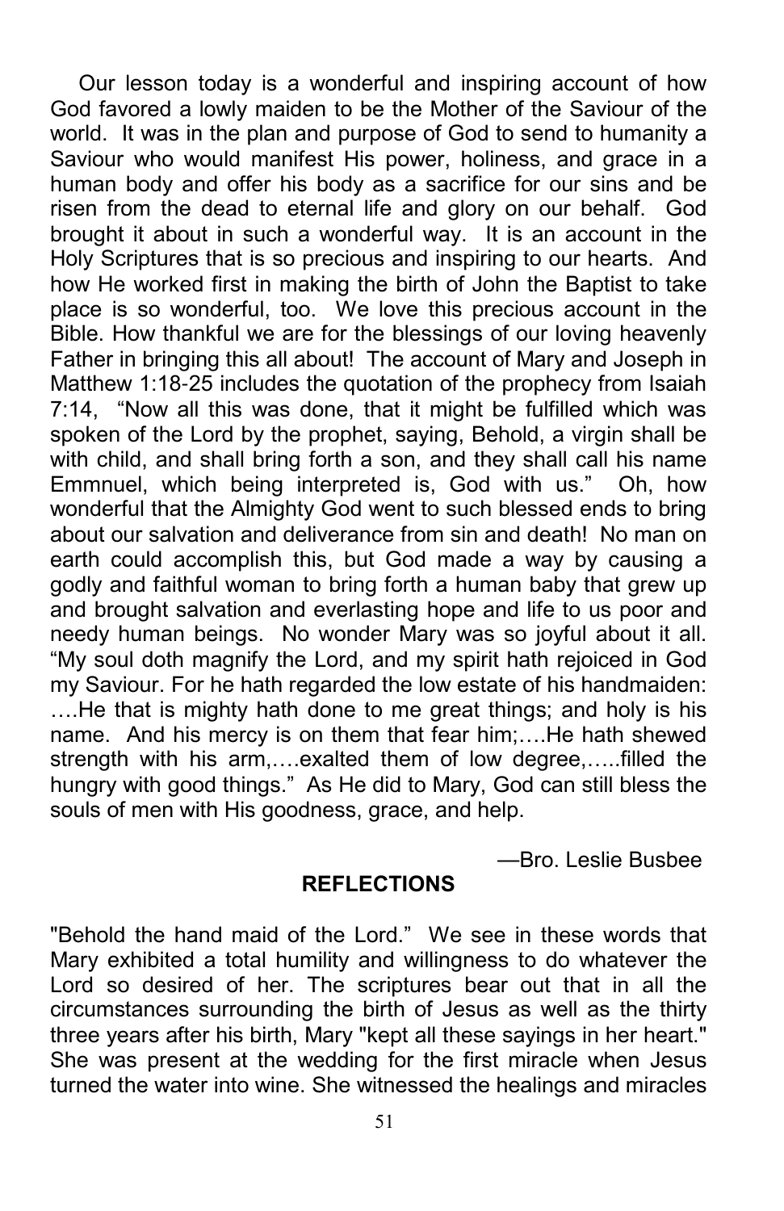Our lesson today is a wonderful and inspiring account of how God favored a lowly maiden to be the Mother of the Saviour of the world. It was in the plan and purpose of God to send to humanity a Saviour who would manifest His power, holiness, and grace in a human body and offer his body as a sacrifice for our sins and be risen from the dead to eternal life and glory on our behalf. God brought it about in such a wonderful way. It is an account in the Holy Scriptures that is so precious and inspiring to our hearts. And how He worked first in making the birth of John the Baptist to take place is so wonderful, too. We love this precious account in the Bible. How thankful we are for the blessings of our loving heavenly Father in bringing this all about! The account of Mary and Joseph in Matthew 1:18-25 includes the quotation of the prophecy from Isaiah 7:14, "Now all this was done, that it might be fulfilled which was spoken of the Lord by the prophet, saying, Behold, a virgin shall be with child, and shall bring forth a son, and they shall call his name Emmnuel, which being interpreted is, God with us." Oh, how wonderful that the Almighty God went to such blessed ends to bring about our salvation and deliverance from sin and death! No man on earth could accomplish this, but God made a way by causing a godly and faithful woman to bring forth a human baby that grew up and brought salvation and everlasting hope and life to us poor and needy human beings. No wonder Mary was so joyful about it all. "My soul doth magnify the Lord, and my spirit hath rejoiced in God my Saviour. For he hath regarded the low estate of his handmaiden: ….He that is mighty hath done to me great things; and holy is his name. And his mercy is on them that fear him;….He hath shewed strength with his arm,….exalted them of low degree,…..filled the hungry with good things." As He did to Mary, God can still bless the souls of men with His goodness, grace, and help.

—Bro. Leslie Busbee

## REFLECTIONS

"Behold the hand maid of the Lord." We see in these words that Mary exhibited a total humility and willingness to do whatever the Lord so desired of her. The scriptures bear out that in all the circumstances surrounding the birth of Jesus as well as the thirty three years after his birth, Mary "kept all these sayings in her heart." She was present at the wedding for the first miracle when Jesus turned the water into wine. She witnessed the healings and miracles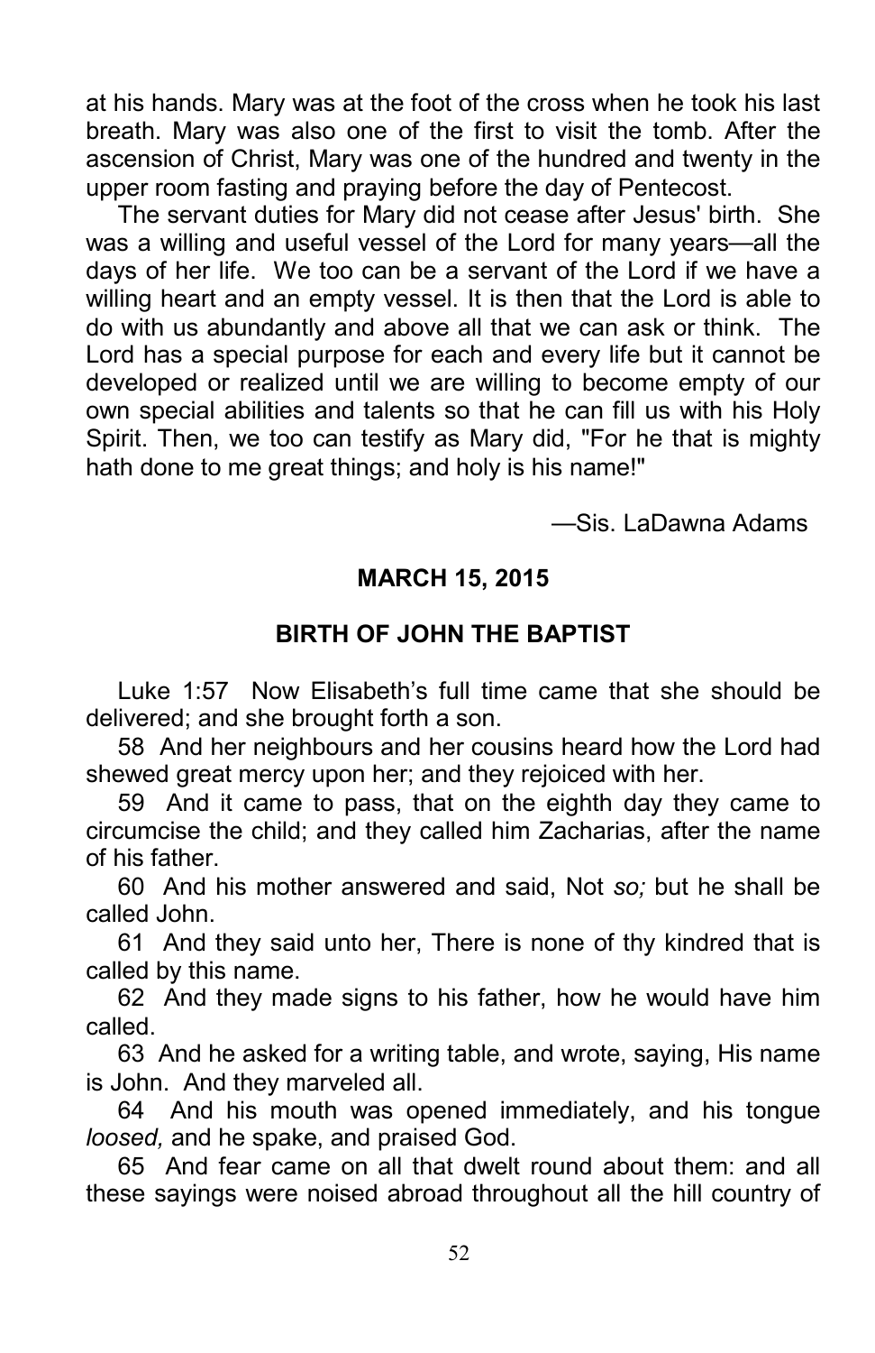at his hands. Mary was at the foot of the cross when he took his last breath. Mary was also one of the first to visit the tomb. After the ascension of Christ, Mary was one of the hundred and twenty in the upper room fasting and praying before the day of Pentecost.

The servant duties for Mary did not cease after Jesus' birth. She was a willing and useful vessel of the Lord for many years—all the days of her life. We too can be a servant of the Lord if we have a willing heart and an empty vessel. It is then that the Lord is able to do with us abundantly and above all that we can ask or think. The Lord has a special purpose for each and every life but it cannot be developed or realized until we are willing to become empty of our own special abilities and talents so that he can fill us with his Holy Spirit. Then, we too can testify as Mary did, "For he that is mighty hath done to me great things; and holy is his name!"

—Sis. LaDawna Adams

## MARCH 15, 2015

## BIRTH OF JOHN THE BAPTIST

Luke 1:57 Now Elisabeth's full time came that she should be delivered; and she brought forth a son.

58 And her neighbours and her cousins heard how the Lord had shewed great mercy upon her; and they rejoiced with her.

59 And it came to pass, that on the eighth day they came to circumcise the child; and they called him Zacharias, after the name of his father.

60 And his mother answered and said, Not *so;* but he shall be called John.

61 And they said unto her, There is none of thy kindred that is called by this name.

62 And they made signs to his father, how he would have him called.

63 And he asked for a writing table, and wrote, saying, His name is John. And they marveled all.

64 And his mouth was opened immediately, and his tongue *loosed,* and he spake, and praised God.

65 And fear came on all that dwelt round about them: and all these sayings were noised abroad throughout all the hill country of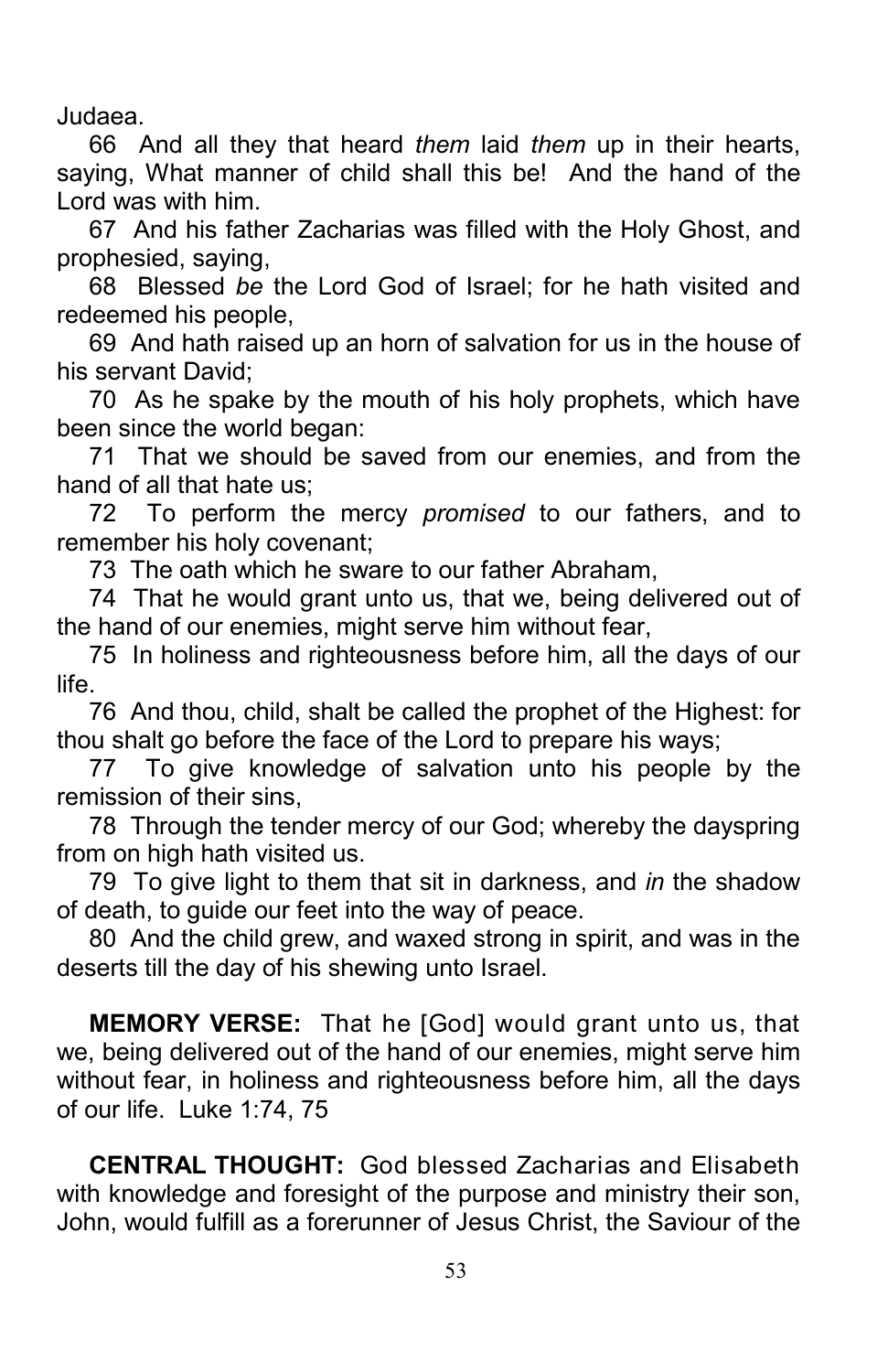Judaea.

66 And all they that heard *them* laid *them* up in their hearts, saying, What manner of child shall this be! And the hand of the Lord was with him.

67 And his father Zacharias was filled with the Holy Ghost, and prophesied, saying,

68 Blessed *be* the Lord God of Israel; for he hath visited and redeemed his people,

69 And hath raised up an horn of salvation for us in the house of his servant David;

70 As he spake by the mouth of his holy prophets, which have been since the world began:

71 That we should be saved from our enemies, and from the hand of all that hate us;

72 To perform the mercy *promised* to our fathers, and to remember his holy covenant;

73 The oath which he sware to our father Abraham,

74 That he would grant unto us, that we, being delivered out of the hand of our enemies, might serve him without fear,

75 In holiness and righteousness before him, all the days of our life.

76 And thou, child, shalt be called the prophet of the Highest: for thou shalt go before the face of the Lord to prepare his ways;

77 To give knowledge of salvation unto his people by the remission of their sins,

78 Through the tender mercy of our God; whereby the dayspring from on high hath visited us.

79 To give light to them that sit in darkness, and *in* the shadow of death, to guide our feet into the way of peace.

80 And the child grew, and waxed strong in spirit, and was in the deserts till the day of his shewing unto Israel.

**MEMORY VERSE:** That he [God] would grant unto us, that we, being delivered out of the hand of our enemies, might serve him without fear, in holiness and righteousness before him, all the days of our life. Luke 1:74, 75

**CENTRAL THOUGHT:** God blessed Zacharias and Elisabeth with knowledge and foresight of the purpose and ministry their son, John, would fulfill as a forerunner of Jesus Christ, the Saviour of the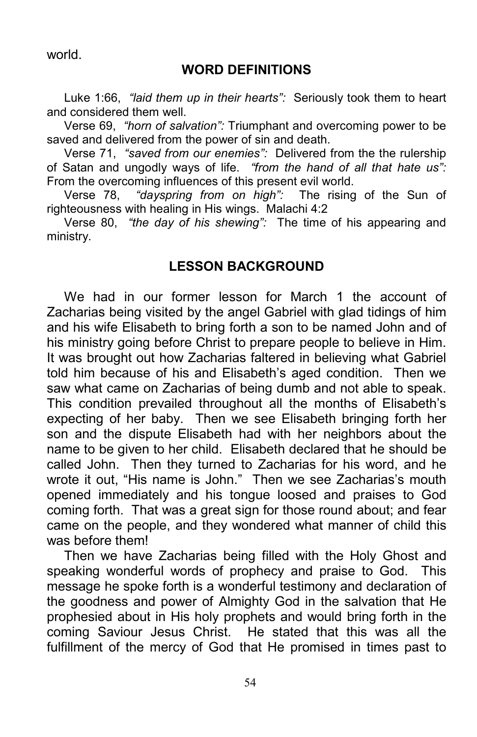world.

## WORD DEFINITIONS

Luke 1:66, *"laid them up in their hearts":* Seriously took them to heart and considered them well.

Verse 69, *"horn of salvation":* Triumphant and overcoming power to be saved and delivered from the power of sin and death.

Verse 71, *"saved from our enemies":* Delivered from the the rulership of Satan and ungodly ways of life. *"from the hand of all that hate us":* From the overcoming influences of this present evil world.

Verse 78, *"dayspring from on high":* The rising of the Sun of righteousness with healing in His wings. Malachi 4:2

Verse 80, *"the day of his shewing":* The time of his appearing and ministry.

## LESSON BACKGROUND

We had in our former lesson for March 1 the account of Zacharias being visited by the angel Gabriel with glad tidings of him and his wife Elisabeth to bring forth a son to be named John and of his ministry going before Christ to prepare people to believe in Him. It was brought out how Zacharias faltered in believing what Gabriel told him because of his and Elisabeth's aged condition. Then we saw what came on Zacharias of being dumb and not able to speak. This condition prevailed throughout all the months of Elisabeth's expecting of her baby. Then we see Elisabeth bringing forth her son and the dispute Elisabeth had with her neighbors about the name to be given to her child. Elisabeth declared that he should be called John. Then they turned to Zacharias for his word, and he wrote it out, "His name is John." Then we see Zacharias's mouth opened immediately and his tongue loosed and praises to God coming forth. That was a great sign for those round about; and fear came on the people, and they wondered what manner of child this was before them!

Then we have Zacharias being filled with the Holy Ghost and speaking wonderful words of prophecy and praise to God. This message he spoke forth is a wonderful testimony and declaration of the goodness and power of Almighty God in the salvation that He prophesied about in His holy prophets and would bring forth in the coming Saviour Jesus Christ. He stated that this was all the fulfillment of the mercy of God that He promised in times past to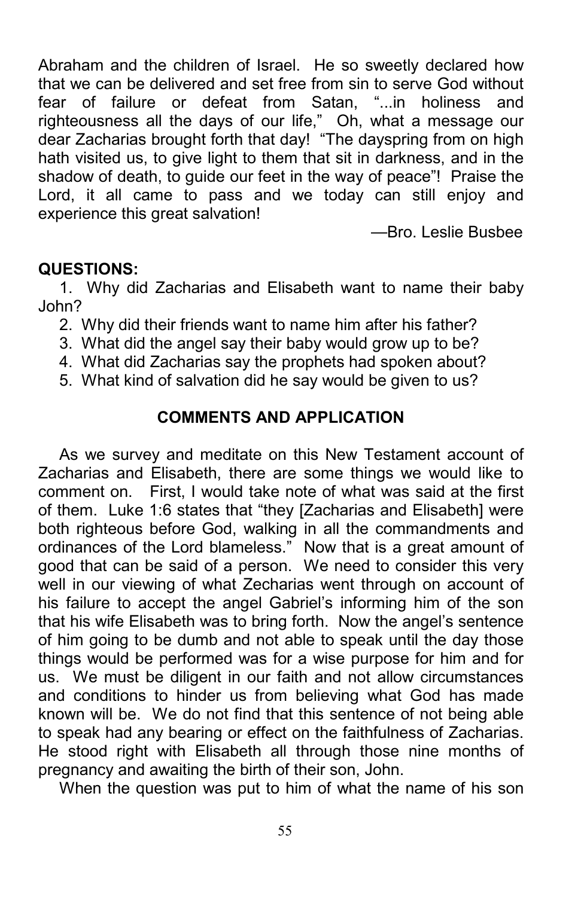Abraham and the children of Israel. He so sweetly declared how that we can be delivered and set free from sin to serve God without fear of failure or defeat from Satan, "...in holiness and righteousness all the days of our life," Oh, what a message our dear Zacharias brought forth that day! "The dayspring from on high hath visited us, to give light to them that sit in darkness, and in the shadow of death, to guide our feet in the way of peace"! Praise the Lord, it all came to pass and we today can still enjoy and experience this great salvation!

—Bro. Leslie Busbee

**QUESTIONS:**

1. Why did Zacharias and Elisabeth want to name their baby John?
2. Why did their friends want to name him after his father?
3. What did the angel say their baby would grow up to be?
4. What did Zacharias say the prophets had spoken about?
5. What kind of salvation did he say would be given to us?

## COMMENTS AND APPLICATION

As we survey and meditate on this New Testament account of Zacharias and Elisabeth, there are some things we would like to comment on. First, I would take note of what was said at the first of them. Luke 1:6 states that "they [Zacharias and Elisabeth] were both righteous before God, walking in all the commandments and ordinances of the Lord blameless." Now that is a great amount of good that can be said of a person. We need to consider this very well in our viewing of what Zecharias went through on account of his failure to accept the angel Gabriel's informing him of the son that his wife Elisabeth was to bring forth. Now the angel's sentence of him going to be dumb and not able to speak until the day those things would be performed was for a wise purpose for him and for us. We must be diligent in our faith and not allow circumstances and conditions to hinder us from believing what God has made known will be. We do not find that this sentence of not being able to speak had any bearing or effect on the faithfulness of Zacharias. He stood right with Elisabeth all through those nine months of pregnancy and awaiting the birth of their son, John.

When the question was put to him of what the name of his son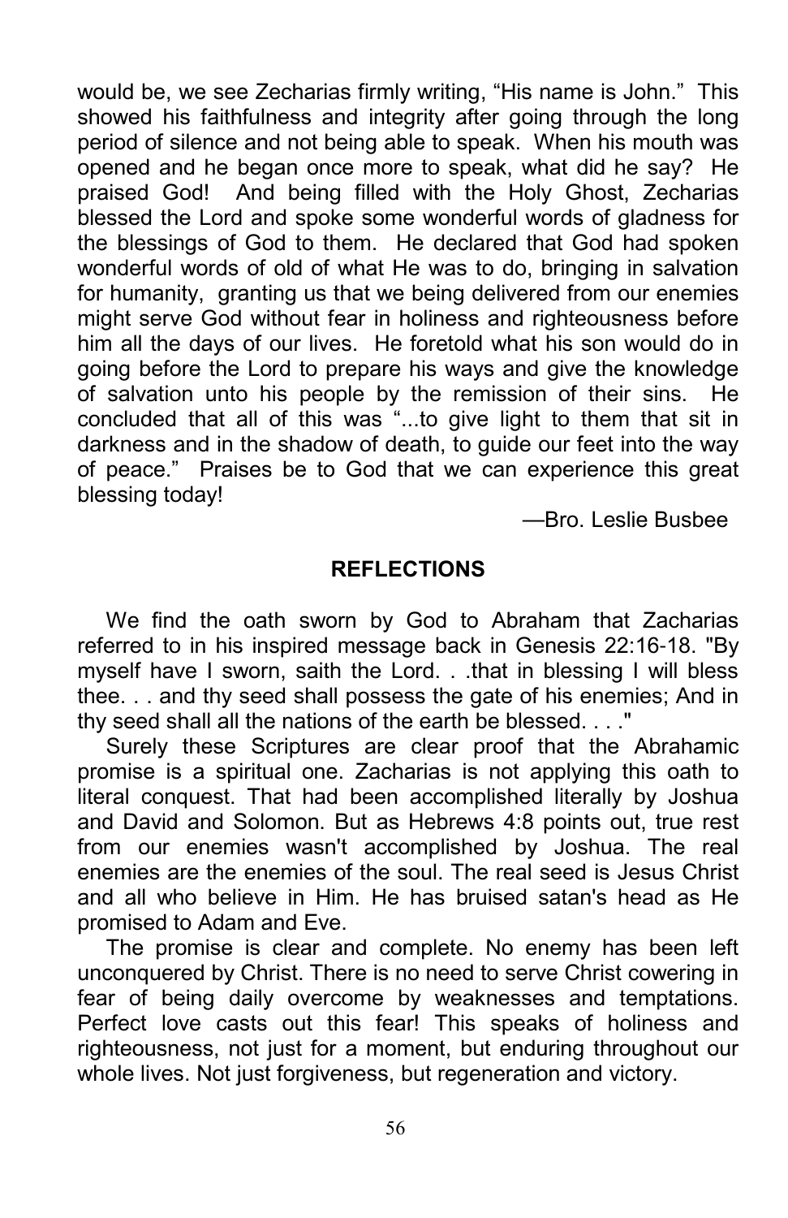would be, we see Zecharias firmly writing, “His name is John.” This showed his faithfulness and integrity after going through the long period of silence and not being able to speak. When his mouth was opened and he began once more to speak, what did he say? He praised God! And being filled with the Holy Ghost, Zecharias blessed the Lord and spoke some wonderful words of gladness for the blessings of God to them. He declared that God had spoken wonderful words of old of what He was to do, bringing in salvation for humanity, granting us that we being delivered from our enemies might serve God without fear in holiness and righteousness before him all the days of our lives. He foretold what his son would do in going before the Lord to prepare his ways and give the knowledge of salvation unto his people by the remission of their sins. He concluded that all of this was “...to give light to them that sit in darkness and in the shadow of death, to guide our feet into the way of peace.” Praises be to God that we can experience this great blessing today!

—Bro. Leslie Busbee

## REFLECTIONS

We find the oath sworn by God to Abraham that Zacharias referred to in his inspired message back in Genesis 22:16-18. "By myself have I sworn, saith the Lord. . .that in blessing I will bless thee. . . and thy seed shall possess the gate of his enemies; And in thy seed shall all the nations of the earth be blessed. . . ."

Surely these Scriptures are clear proof that the Abrahamic promise is a spiritual one. Zacharias is not applying this oath to literal conquest. That had been accomplished literally by Joshua and David and Solomon. But as Hebrews 4:8 points out, true rest from our enemies wasn't accomplished by Joshua. The real enemies are the enemies of the soul. The real seed is Jesus Christ and all who believe in Him. He has bruised satan's head as He promised to Adam and Eve.

The promise is clear and complete. No enemy has been left unconquered by Christ. There is no need to serve Christ cowering in fear of being daily overcome by weaknesses and temptations. Perfect love casts out this fear! This speaks of holiness and righteousness, not just for a moment, but enduring throughout our whole lives. Not just forgiveness, but regeneration and victory.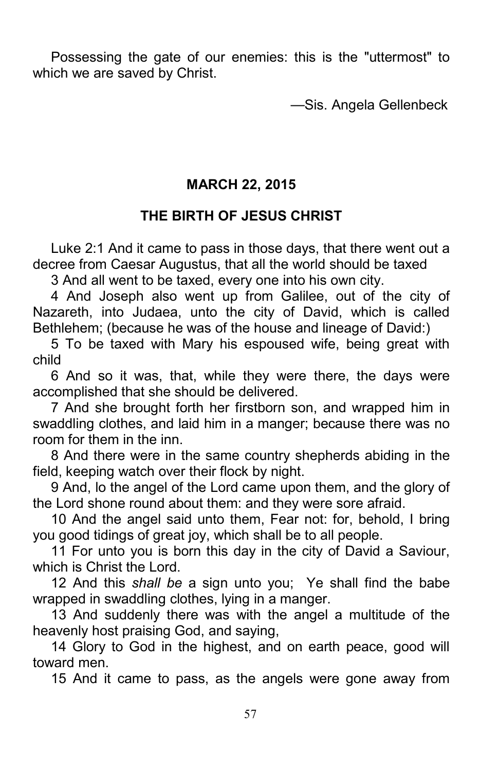Possessing the gate of our enemies: this is the "uttermost" to which we are saved by Christ.

—Sis. Angela Gellenbeck

## MARCH 22, 2015

## THE BIRTH OF JESUS CHRIST

Luke 2:1 And it came to pass in those days, that there went out a decree from Caesar Augustus, that all the world should be taxed

3 And all went to be taxed, every one into his own city.

4 And Joseph also went up from Galilee, out of the city of Nazareth, into Judaea, unto the city of David, which is called Bethlehem; (because he was of the house and lineage of David:)

5 To be taxed with Mary his espoused wife, being great with child

6 And so it was, that, while they were there, the days were accomplished that she should be delivered.

7 And she brought forth her firstborn son, and wrapped him in swaddling clothes, and laid him in a manger; because there was no room for them in the inn.

8 And there were in the same country shepherds abiding in the field, keeping watch over their flock by night.

9 And, lo the angel of the Lord came upon them, and the glory of the Lord shone round about them: and they were sore afraid.

10 And the angel said unto them, Fear not: for, behold, I bring you good tidings of great joy, which shall be to all people.

11 For unto you is born this day in the city of David a Saviour, which is Christ the Lord.

12 And this *shall be* a sign unto you; Ye shall find the babe wrapped in swaddling clothes, lying in a manger.

13 And suddenly there was with the angel a multitude of the heavenly host praising God, and saying,

14 Glory to God in the highest, and on earth peace, good will toward men.

15 And it came to pass, as the angels were gone away from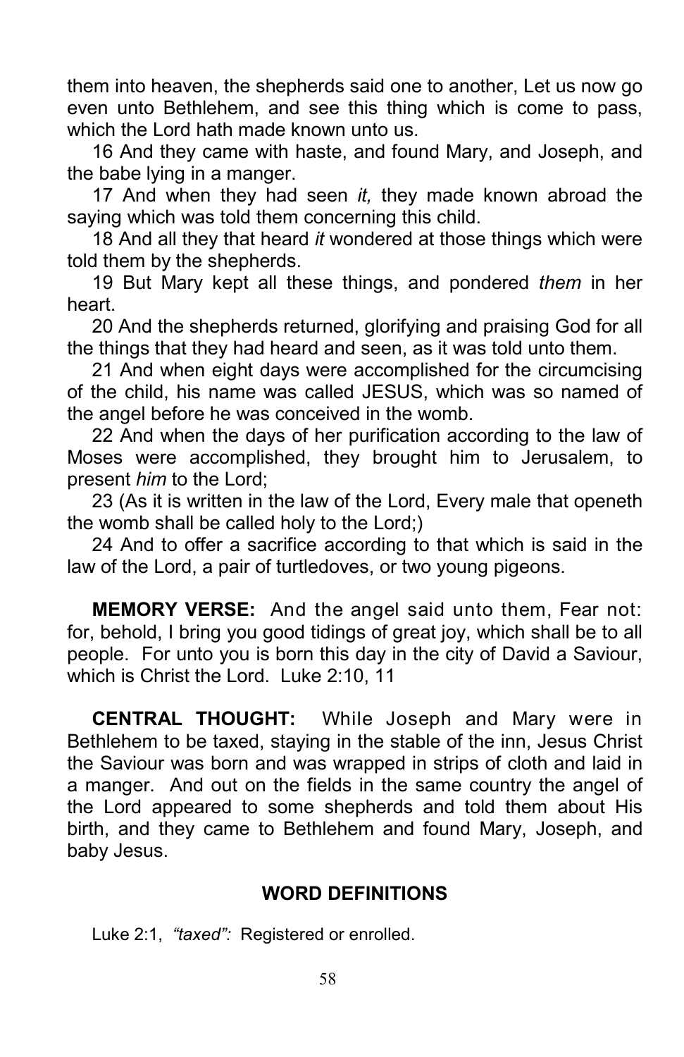them into heaven, the shepherds said one to another, Let us now go even unto Bethlehem, and see this thing which is come to pass, which the Lord hath made known unto us.

16 And they came with haste, and found Mary, and Joseph, and the babe lying in a manger.

17 And when they had seen *it,* they made known abroad the saying which was told them concerning this child.

18 And all they that heard *it* wondered at those things which were told them by the shepherds.

19 But Mary kept all these things, and pondered *them* in her heart.

20 And the shepherds returned, glorifying and praising God for all the things that they had heard and seen, as it was told unto them.

21 And when eight days were accomplished for the circumcising of the child, his name was called JESUS, which was so named of the angel before he was conceived in the womb.

22 And when the days of her purification according to the law of Moses were accomplished, they brought him to Jerusalem, to present *him* to the Lord;

23 (As it is written in the law of the Lord, Every male that openeth the womb shall be called holy to the Lord;)

24 And to offer a sacrifice according to that which is said in the law of the Lord, a pair of turtledoves, or two young pigeons.

**MEMORY VERSE:** And the angel said unto them, Fear not: for, behold, I bring you good tidings of great joy, which shall be to all people. For unto you is born this day in the city of David a Saviour, which is Christ the Lord. Luke 2:10, 11

**CENTRAL THOUGHT:** While Joseph and Mary were in Bethlehem to be taxed, staying in the stable of the inn, Jesus Christ the Saviour was born and was wrapped in strips of cloth and laid in a manger. And out on the fields in the same country the angel of the Lord appeared to some shepherds and told them about His birth, and they came to Bethlehem and found Mary, Joseph, and baby Jesus.

## WORD DEFINITIONS

Luke 2:1, *"taxed":* Registered or enrolled.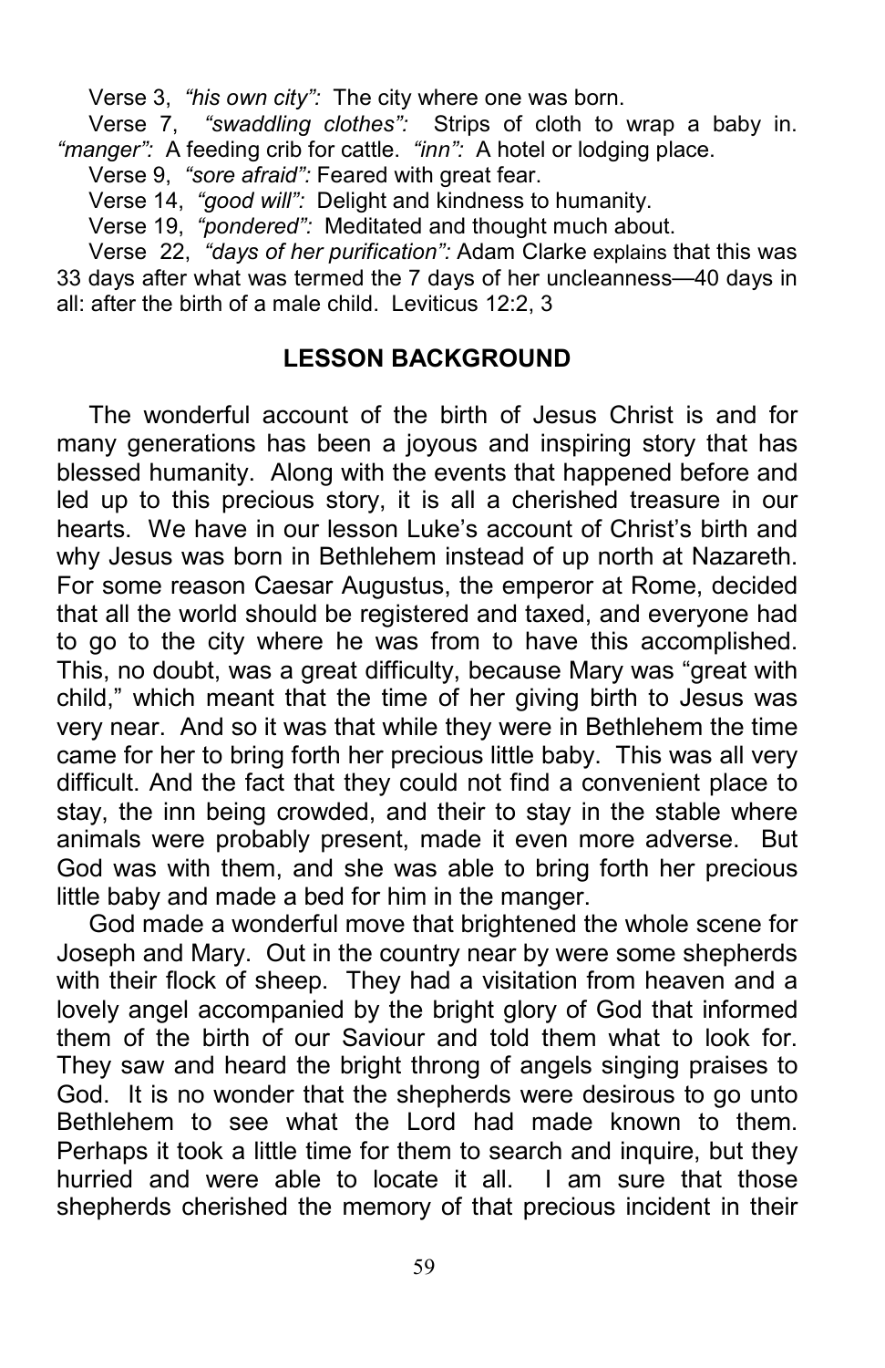Verse 3, *"his own city":* The city where one was born.

Verse 7, *"swaddling clothes":* Strips of cloth to wrap a baby in. *"manger":* A feeding crib for cattle. *"inn":* A hotel or lodging place.

Verse 9, *"sore afraid":* Feared with great fear.

Verse 14, *"good will":* Delight and kindness to humanity.

Verse 19, *"pondered":* Meditated and thought much about.

Verse 22, *"days of her purification":* Adam Clarke explains that this was 33 days after what was termed the 7 days of her uncleanness—40 days in all: after the birth of a male child. Leviticus 12:2, 3

## LESSON BACKGROUND

The wonderful account of the birth of Jesus Christ is and for many generations has been a joyous and inspiring story that has blessed humanity. Along with the events that happened before and led up to this precious story, it is all a cherished treasure in our hearts. We have in our lesson Luke's account of Christ's birth and why Jesus was born in Bethlehem instead of up north at Nazareth. For some reason Caesar Augustus, the emperor at Rome, decided that all the world should be registered and taxed, and everyone had to go to the city where he was from to have this accomplished. This, no doubt, was a great difficulty, because Mary was "great with child," which meant that the time of her giving birth to Jesus was very near. And so it was that while they were in Bethlehem the time came for her to bring forth her precious little baby. This was all very difficult. And the fact that they could not find a convenient place to stay, the inn being crowded, and their to stay in the stable where animals were probably present, made it even more adverse. But God was with them, and she was able to bring forth her precious little baby and made a bed for him in the manger.

God made a wonderful move that brightened the whole scene for Joseph and Mary. Out in the country near by were some shepherds with their flock of sheep. They had a visitation from heaven and a lovely angel accompanied by the bright glory of God that informed them of the birth of our Saviour and told them what to look for. They saw and heard the bright throng of angels singing praises to God. It is no wonder that the shepherds were desirous to go unto Bethlehem to see what the Lord had made known to them. Perhaps it took a little time for them to search and inquire, but they hurried and were able to locate it all. I am sure that those shepherds cherished the memory of that precious incident in their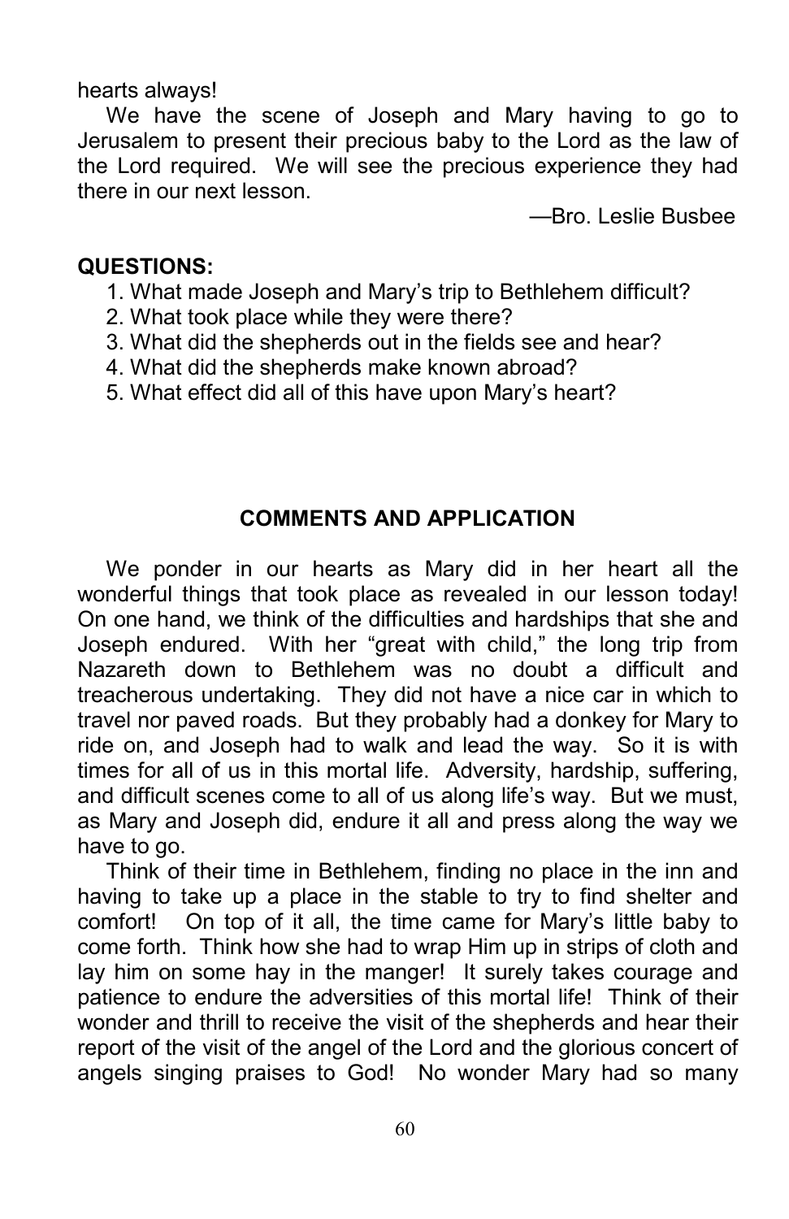hearts always!

We have the scene of Joseph and Mary having to go to Jerusalem to present their precious baby to the Lord as the law of the Lord required. We will see the precious experience they had there in our next lesson.

—Bro. Leslie Busbee

**QUESTIONS:**

1. What made Joseph and Mary's trip to Bethlehem difficult?
2. What took place while they were there?
3. What did the shepherds out in the fields see and hear?
4. What did the shepherds make known abroad?
5. What effect did all of this have upon Mary's heart?

## COMMENTS AND APPLICATION

We ponder in our hearts as Mary did in her heart all the wonderful things that took place as revealed in our lesson today! On one hand, we think of the difficulties and hardships that she and Joseph endured. With her "great with child," the long trip from Nazareth down to Bethlehem was no doubt a difficult and treacherous undertaking. They did not have a nice car in which to travel nor paved roads. But they probably had a donkey for Mary to ride on, and Joseph had to walk and lead the way. So it is with times for all of us in this mortal life. Adversity, hardship, suffering, and difficult scenes come to all of us along life's way. But we must, as Mary and Joseph did, endure it all and press along the way we have to go.

Think of their time in Bethlehem, finding no place in the inn and having to take up a place in the stable to try to find shelter and comfort! On top of it all, the time came for Mary's little baby to come forth. Think how she had to wrap Him up in strips of cloth and lay him on some hay in the manger! It surely takes courage and patience to endure the adversities of this mortal life! Think of their wonder and thrill to receive the visit of the shepherds and hear their report of the visit of the angel of the Lord and the glorious concert of angels singing praises to God! No wonder Mary had so many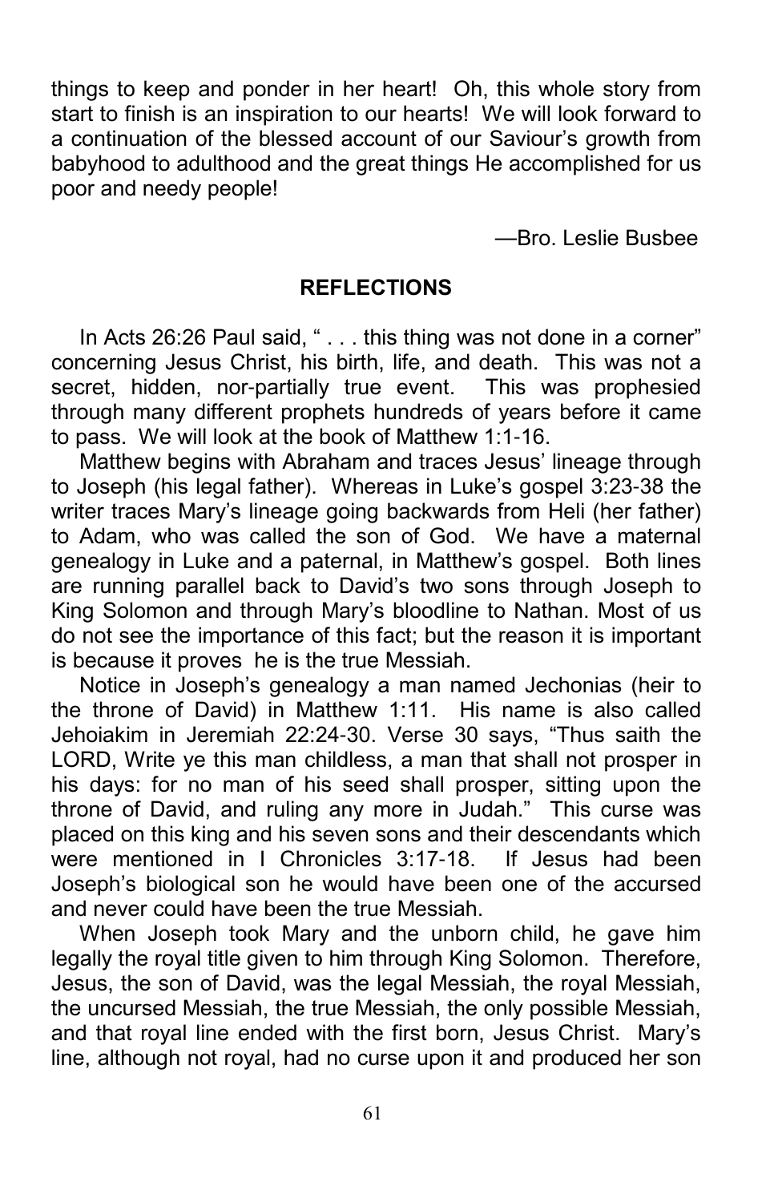things to keep and ponder in her heart! Oh, this whole story from start to finish is an inspiration to our hearts! We will look forward to a continuation of the blessed account of our Saviour's growth from babyhood to adulthood and the great things He accomplished for us poor and needy people!

—Bro. Leslie Busbee

## REFLECTIONS

In Acts 26:26 Paul said, " . . . this thing was not done in a corner" concerning Jesus Christ, his birth, life, and death. This was not a secret, hidden, nor-partially true event. This was prophesied through many different prophets hundreds of years before it came to pass. We will look at the book of Matthew 1:1-16.

Matthew begins with Abraham and traces Jesus' lineage through to Joseph (his legal father). Whereas in Luke's gospel 3:23-38 the writer traces Mary's lineage going backwards from Heli (her father) to Adam, who was called the son of God. We have a maternal genealogy in Luke and a paternal, in Matthew's gospel. Both lines are running parallel back to David's two sons through Joseph to King Solomon and through Mary's bloodline to Nathan. Most of us do not see the importance of this fact; but the reason it is important is because it proves he is the true Messiah.

Notice in Joseph's genealogy a man named Jechonias (heir to the throne of David) in Matthew 1:11. His name is also called Jehoiakim in Jeremiah 22:24-30. Verse 30 says, "Thus saith the LORD, Write ye this man childless, a man that shall not prosper in his days: for no man of his seed shall prosper, sitting upon the throne of David, and ruling any more in Judah." This curse was placed on this king and his seven sons and their descendants which were mentioned in I Chronicles 3:17-18. If Jesus had been Joseph's biological son he would have been one of the accursed and never could have been the true Messiah.

When Joseph took Mary and the unborn child, he gave him legally the royal title given to him through King Solomon. Therefore, Jesus, the son of David, was the legal Messiah, the royal Messiah, the uncursed Messiah, the true Messiah, the only possible Messiah, and that royal line ended with the first born, Jesus Christ. Mary's line, although not royal, had no curse upon it and produced her son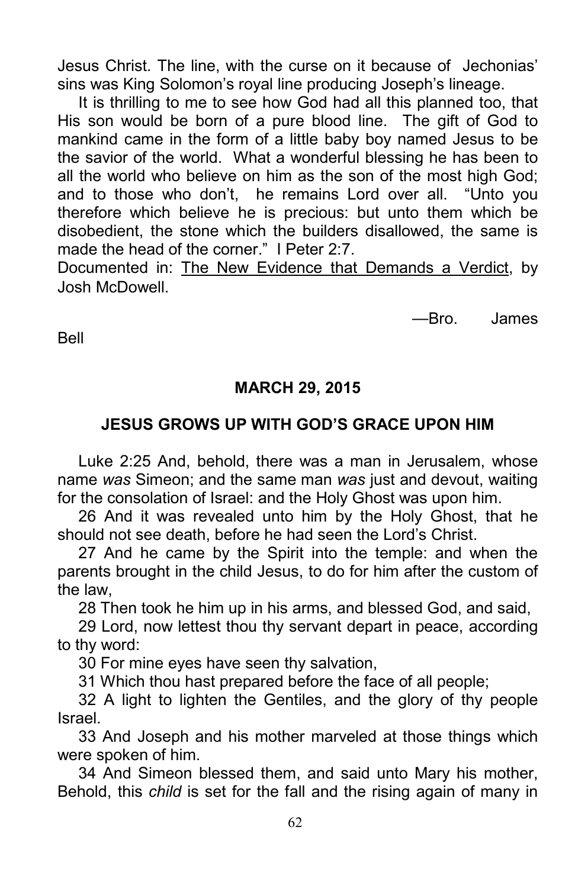Jesus Christ. The line, with the curse on it because of Jechonias' sins was King Solomon's royal line producing Joseph's lineage.

It is thrilling to me to see how God had all this planned too, that His son would be born of a pure blood line. The gift of God to mankind came in the form of a little baby boy named Jesus to be the savior of the world. What a wonderful blessing he has been to all the world who believe on him as the son of the most high God; and to those who don't, he remains Lord over all. "Unto you therefore which believe he is precious: but unto them which be disobedient, the stone which the builders disallowed, the same is made the head of the corner." I Peter 2:7.

Documented in: The New Evidence that Demands a Verdict, by Josh McDowell.

—Bro. James Bell

**MARCH 29, 2015**

**JESUS GROWS UP WITH GOD'S GRACE UPON HIM**

Luke 2:25 And, behold, there was a man in Jerusalem, whose name *was* Simeon; and the same man *was* just and devout, waiting for the consolation of Israel: and the Holy Ghost was upon him.

26 And it was revealed unto him by the Holy Ghost, that he should not see death, before he had seen the Lord's Christ.

27 And he came by the Spirit into the temple: and when the parents brought in the child Jesus, to do for him after the custom of the law,

28 Then took he him up in his arms, and blessed God, and said,

29 Lord, now lettest thou thy servant depart in peace, according to thy word:

30 For mine eyes have seen thy salvation,

31 Which thou hast prepared before the face of all people;

32 A light to lighten the Gentiles, and the glory of thy people Israel.

33 And Joseph and his mother marveled at those things which were spoken of him.

34 And Simeon blessed them, and said unto Mary his mother, Behold, this *child* is set for the fall and the rising again of many in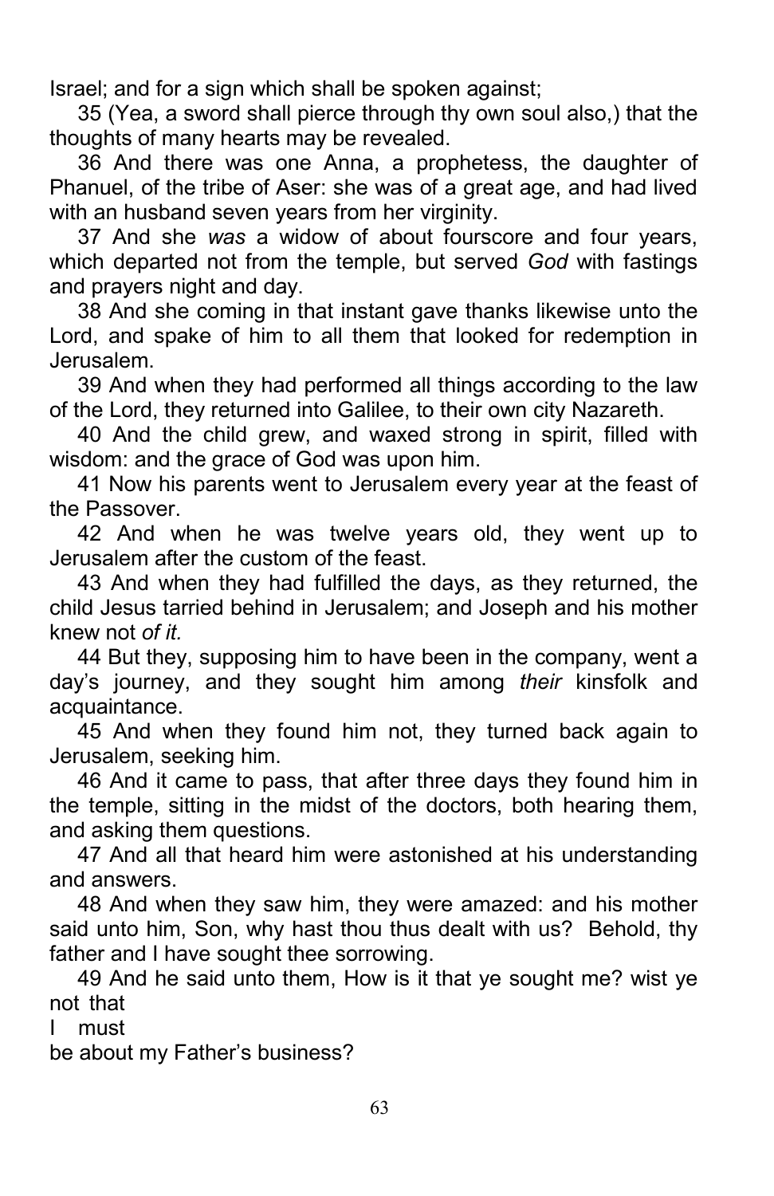Israel; and for a sign which shall be spoken against;

35 (Yea, a sword shall pierce through thy own soul also,) that the thoughts of many hearts may be revealed.

36 And there was one Anna, a prophetess, the daughter of Phanuel, of the tribe of Aser: she was of a great age, and had lived with an husband seven years from her virginity.

37 And she *was* a widow of about fourscore and four years, which departed not from the temple, but served *God* with fastings and prayers night and day.

38 And she coming in that instant gave thanks likewise unto the Lord, and spake of him to all them that looked for redemption in Jerusalem.

39 And when they had performed all things according to the law of the Lord, they returned into Galilee, to their own city Nazareth.

40 And the child grew, and waxed strong in spirit, filled with wisdom: and the grace of God was upon him.

41 Now his parents went to Jerusalem every year at the feast of the Passover.

42 And when he was twelve years old, they went up to Jerusalem after the custom of the feast.

43 And when they had fulfilled the days, as they returned, the child Jesus tarried behind in Jerusalem; and Joseph and his mother knew not *of it.*

44 But they, supposing him to have been in the company, went a day's journey, and they sought him among *their* kinsfolk and acquaintance.

45 And when they found him not, they turned back again to Jerusalem, seeking him.

46 And it came to pass, that after three days they found him in the temple, sitting in the midst of the doctors, both hearing them, and asking them questions.

47 And all that heard him were astonished at his understanding and answers.

48 And when they saw him, they were amazed: and his mother said unto him, Son, why hast thou thus dealt with us? Behold, thy father and I have sought thee sorrowing.

49 And he said unto them, How is it that ye sought me? wist ye not that I must be about my Father's business?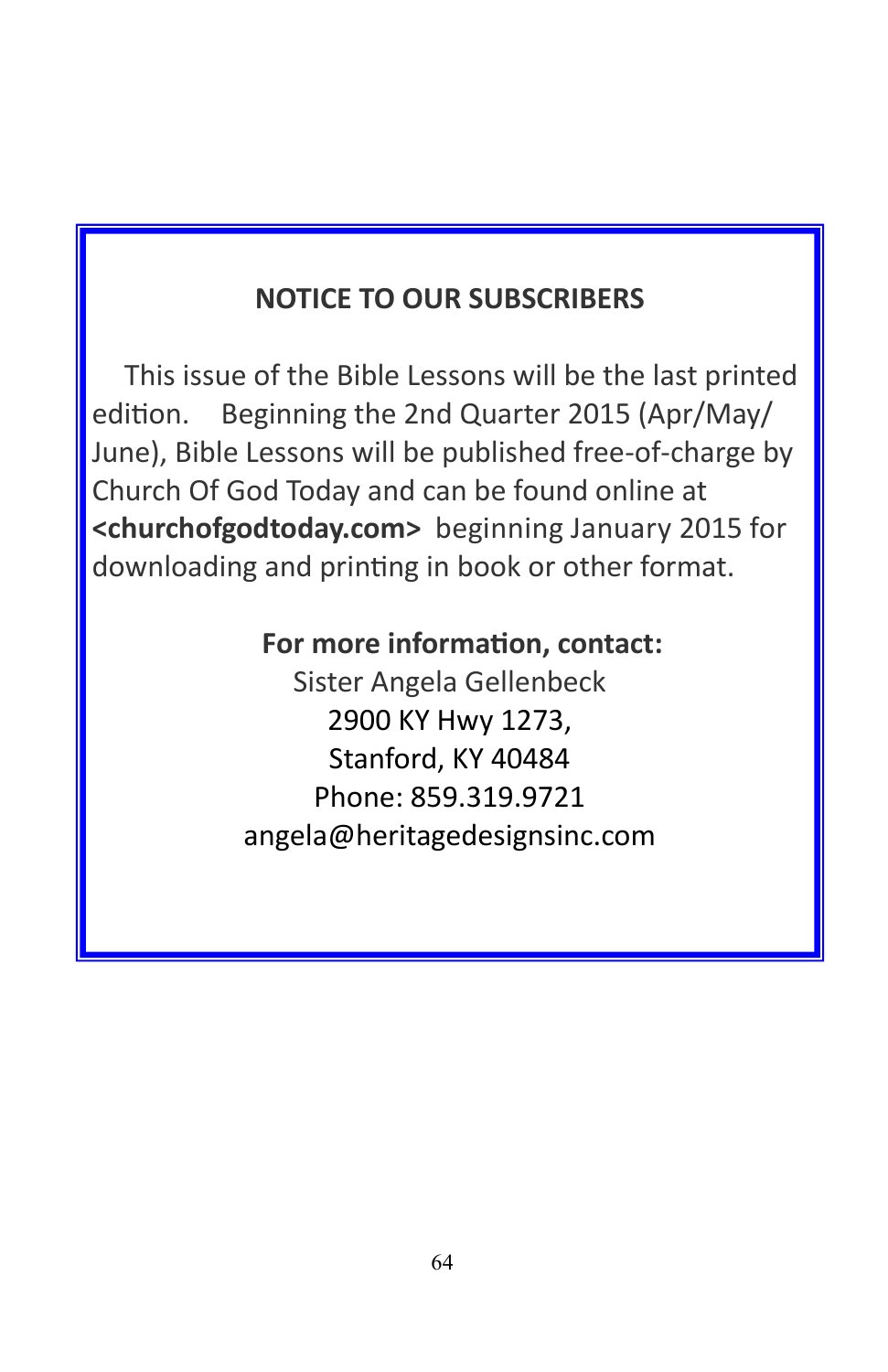## NOTICE TO OUR SUBSCRIBERS

This issue of the Bible Lessons will be the last printed edition. Beginning the 2nd Quarter 2015 (Apr/May/June), Bible Lessons will be published free-of-charge by Church Of God Today and can be found online at **<churchofgodtoday.com>** beginning January 2015 for downloading and printing in book or other format.

**For more information, contact:**

Sister Angela Gellenbeck
2900 KY Hwy 1273,
Stanford, KY 40484
Phone: 859.319.9721
angela@heritagedesignsinc.com